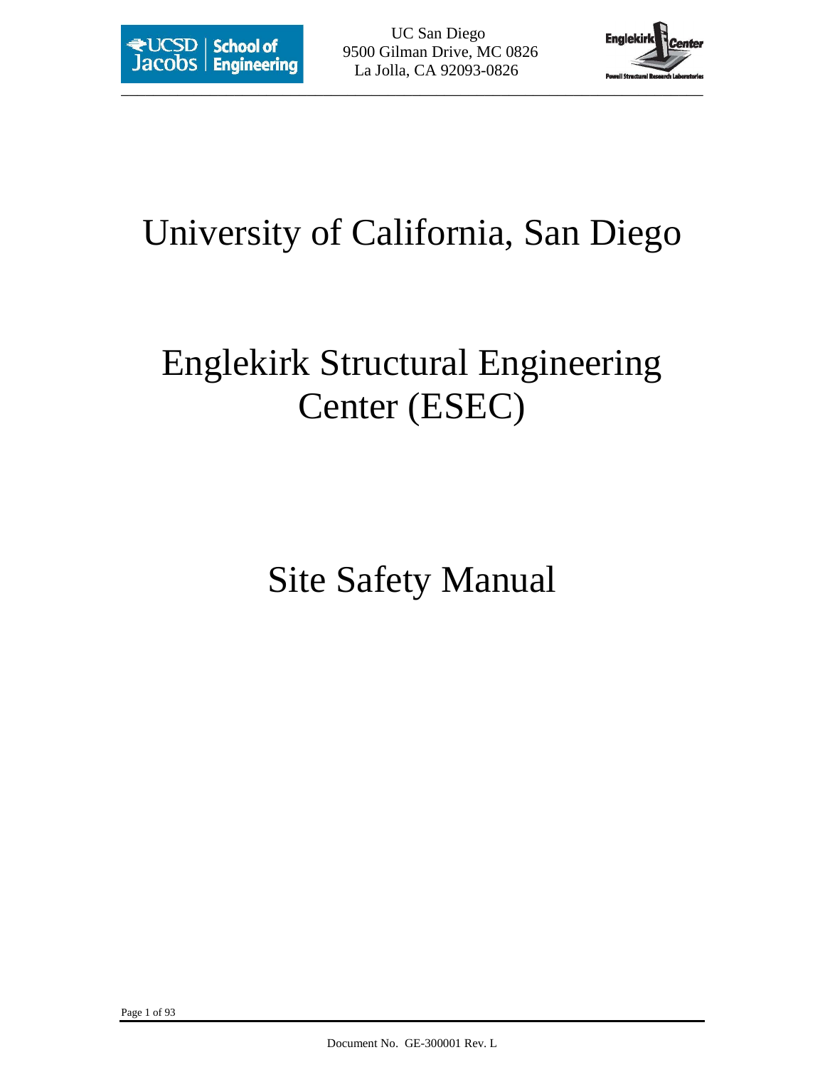UC San Diego
9500 Gilman Drive, MC 0826
La Jolla, CA 92093-0826

# University of California, San Diego

# Englekirk Structural Engineering Center (ESEC)

# Site Safety Manual

Document No. GE-300001 Rev. L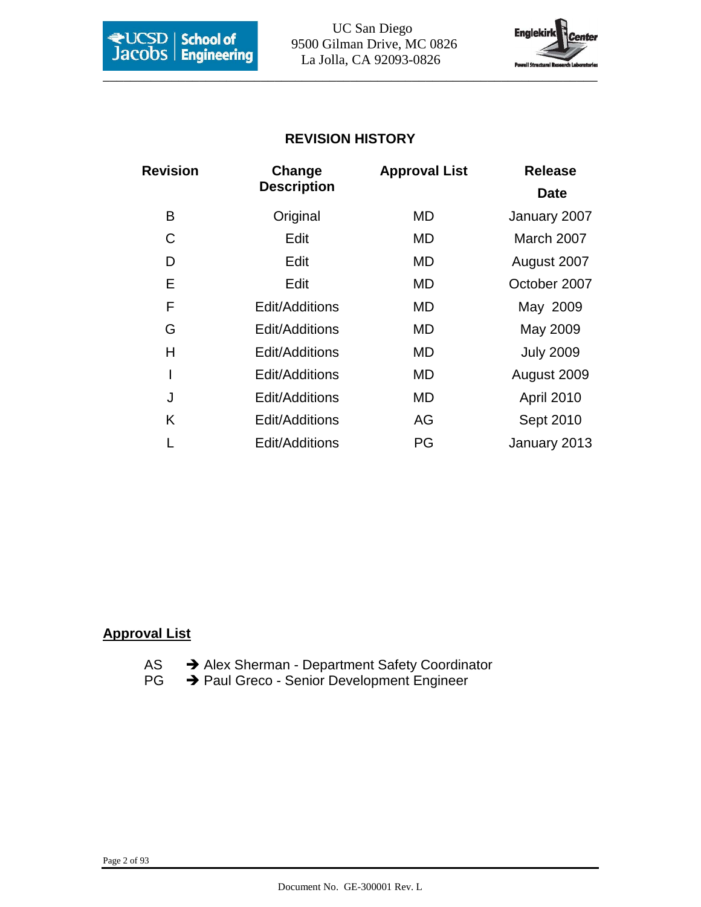## REVISION HISTORY

| Revision | Change Description | Approval List | Release Date |
|---|---|---|---|
| B | Original | MD | January 2007 |
| C | Edit | MD | March 2007 |
| D | Edit | MD | August 2007 |
| E | Edit | MD | October 2007 |
| F | Edit/Additions | MD | May 2009 |
| G | Edit/Additions | MD | May 2009 |
| H | Edit/Additions | MD | July 2009 |
| I | Edit/Additions | MD | August 2009 |
| J | Edit/Additions | MD | April 2010 |
| K | Edit/Additions | AG | Sept 2010 |
| L | Edit/Additions | PG | January 2013 |

**Approval List**

AS → Alex Sherman - Department Safety Coordinator
PG → Paul Greco - Senior Development Engineer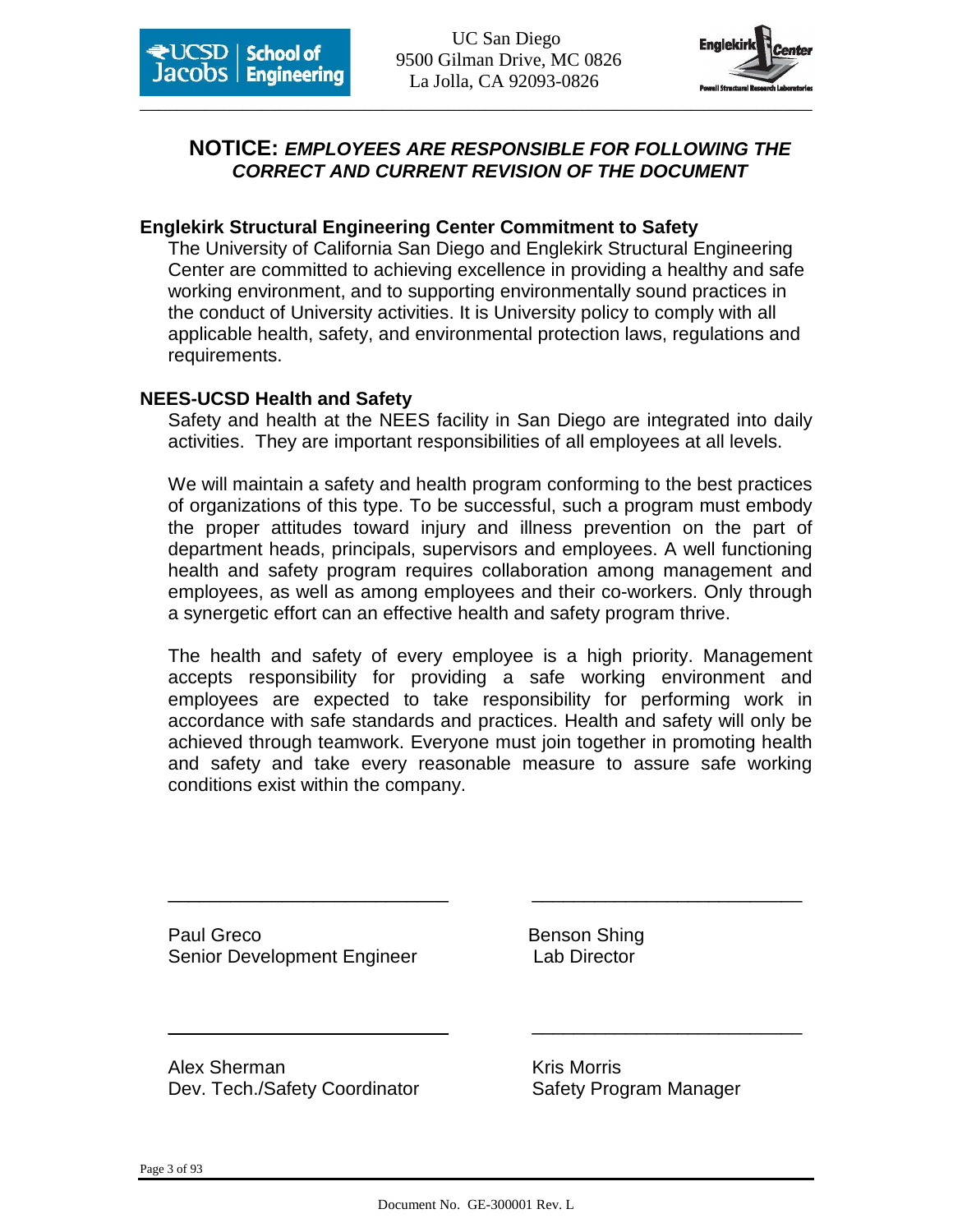**NOTICE:** ***EMPLOYEES ARE RESPONSIBLE FOR FOLLOWING THE CORRECT AND CURRENT REVISION OF THE DOCUMENT***

## Englekirk Structural Engineering Center Commitment to Safety

The University of California San Diego and Englekirk Structural Engineering Center are committed to achieving excellence in providing a healthy and safe working environment, and to supporting environmentally sound practices in the conduct of University activities. It is University policy to comply with all applicable health, safety, and environmental protection laws, regulations and requirements.

## NEES-UCSD Health and Safety

Safety and health at the NEES facility in San Diego are integrated into daily activities. They are important responsibilities of all employees at all levels.

We will maintain a safety and health program conforming to the best practices of organizations of this type. To be successful, such a program must embody the proper attitudes toward injury and illness prevention on the part of department heads, principals, supervisors and employees. A well functioning health and safety program requires collaboration among management and employees, as well as among employees and their co-workers. Only through a synergetic effort can an effective health and safety program thrive.

The health and safety of every employee is a high priority. Management accepts responsibility for providing a safe working environment and employees are expected to take responsibility for performing work in accordance with safe standards and practices. Health and safety will only be achieved through teamwork. Everyone must join together in promoting health and safety and take every reasonable measure to assure safe working conditions exist within the company.

\_\_\_\_\_\_\_\_\_\_\_\_\_\_\_\_\_\_\_\_\_\_\_\_\_\_\_

Paul Greco
Senior Development Engineer

\_\_\_\_\_\_\_\_\_\_\_\_\_\_\_\_\_\_\_\_\_\_\_\_\_\_\_

Benson Shing
Lab Director

\_\_\_\_\_\_\_\_\_\_\_\_\_\_\_\_\_\_\_\_\_\_\_\_\_\_\_

Alex Sherman
Dev. Tech./Safety Coordinator

\_\_\_\_\_\_\_\_\_\_\_\_\_\_\_\_\_\_\_\_\_\_\_\_\_\_\_

Kris Morris
Safety Program Manager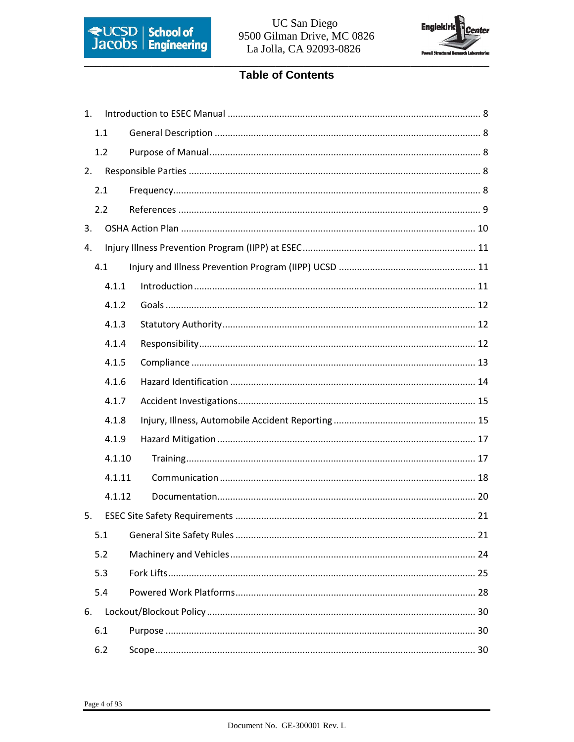# Table of Contents

1. Introduction to ESEC Manual ........ 8
   - 1.1 General Description ........ 8
   - 1.2 Purpose of Manual ........ 8
2. Responsible Parties ........ 8
   - 2.1 Frequency ........ 8
   - 2.2 References ........ 9
3. OSHA Action Plan ........ 10
4. Injury Illness Prevention Program (IIPP) at ESEC ........ 11
   - 4.1 Injury and Illness Prevention Program (IIPP) UCSD ........ 11
     - 4.1.1 Introduction ........ 11
     - 4.1.2 Goals ........ 12
     - 4.1.3 Statutory Authority ........ 12
     - 4.1.4 Responsibility ........ 12
     - 4.1.5 Compliance ........ 13
     - 4.1.6 Hazard Identification ........ 14
     - 4.1.7 Accident Investigations ........ 15
     - 4.1.8 Injury, Illness, Automobile Accident Reporting ........ 15
     - 4.1.9 Hazard Mitigation ........ 17
     - 4.1.10 Training ........ 17
     - 4.1.11 Communication ........ 18
     - 4.1.12 Documentation ........ 20
5. ESEC Site Safety Requirements ........ 21
   - 5.1 General Site Safety Rules ........ 21
   - 5.2 Machinery and Vehicles ........ 24
   - 5.3 Fork Lifts ........ 25
   - 5.4 Powered Work Platforms ........ 28
6. Lockout/Blockout Policy ........ 30
   - 6.1 Purpose ........ 30
   - 6.2 Scope ........ 30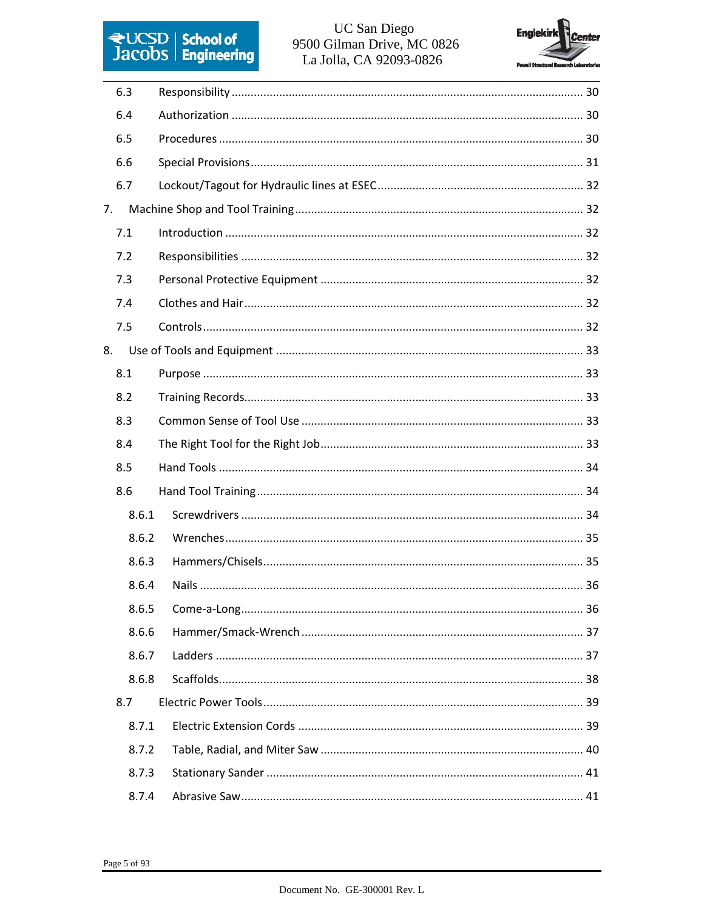6.3 Responsibility ............................................................................................................. 30

6.4 Authorization ............................................................................................................. 30

6.5 Procedures ................................................................................................................. 30

6.6 Special Provisions ....................................................................................................... 31

6.7 Lockout/Tagout for Hydraulic lines at ESEC ................................................................ 32

7. Machine Shop and Tool Training .......................................................................................... 32

7.1 Introduction ................................................................................................................ 32

7.2 Responsibilities ........................................................................................................... 32

7.3 Personal Protective Equipment .................................................................................. 32

7.4 Clothes and Hair .......................................................................................................... 32

7.5 Controls ....................................................................................................................... 32

8. Use of Tools and Equipment ................................................................................................ 33

8.1 Purpose ....................................................................................................................... 33

8.2 Training Records .......................................................................................................... 33

8.3 Common Sense of Tool Use ........................................................................................ 33

8.4 The Right Tool for the Right Job .................................................................................. 33

8.5 Hand Tools ................................................................................................................. 34

8.6 Hand Tool Training ...................................................................................................... 34

8.6.1 Screwdrivers ........................................................................................................... 34

8.6.2 Wrenches ................................................................................................................ 35

8.6.3 Hammers/Chisels .................................................................................................... 35

8.6.4 Nails ........................................................................................................................ 36

8.6.5 Come-a-Long ........................................................................................................... 36

8.6.6 Hammer/Smack-Wrench ........................................................................................ 37

8.6.7 Ladders .................................................................................................................. 37

8.6.8 Scaffolds .................................................................................................................. 38

8.7 Electric Power Tools .................................................................................................... 39

8.7.1 Electric Extension Cords ......................................................................................... 39

8.7.2 Table, Radial, and Miter Saw .................................................................................. 40

8.7.3 Stationary Sander .................................................................................................. 41

8.7.4 Abrasive Saw ........................................................................................................... 41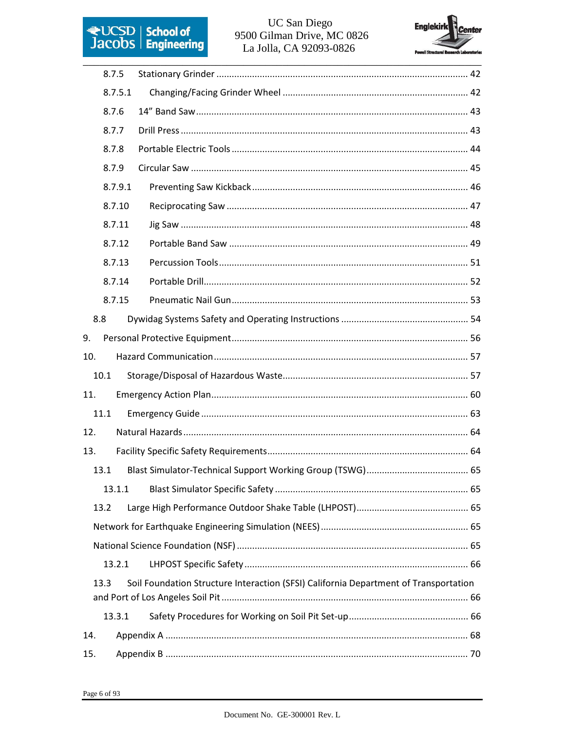8.7.5 Stationary Grinder ........................................................................................................ 42

8.7.5.1 Changing/Facing Grinder Wheel ........................................................................ 42

8.7.6 14” Band Saw ............................................................................................................. 43

8.7.7 Drill Press .................................................................................................................. 43

8.7.8 Portable Electric Tools ............................................................................................... 44

8.7.9 Circular Saw ............................................................................................................... 45

8.7.9.1 Preventing Saw Kickback ................................................................................... 46

8.7.10 Reciprocating Saw ................................................................................................. 47

8.7.11 Jig Saw .................................................................................................................. 48

8.7.12 Portable Band Saw ................................................................................................. 49

8.7.13 Percussion Tools .................................................................................................... 51

8.7.14 Portable Drill .......................................................................................................... 52

8.7.15 Pneumatic Nail Gun ............................................................................................... 53

8.8 Dywidag Systems Safety and Operating Instructions ................................................. 54

9. Personal Protective Equipment ........................................................................................... 56

10. Hazard Communication ................................................................................................... 57

10.1 Storage/Disposal of Hazardous Waste ........................................................................ 57

11. Emergency Action Plan .................................................................................................... 60

11.1 Emergency Guide ........................................................................................................ 63

12. Natural Hazards ............................................................................................................... 64

13. Facility Specific Safety Requirements .............................................................................. 64

13.1 Blast Simulator-Technical Support Working Group (TSWG) ........................................ 65

13.1.1 Blast Simulator Specific Safety ........................................................................... 65

13.2 Large High Performance Outdoor Shake Table (LHPOST) ............................................ 65

Network for Earthquake Engineering Simulation (NEES) ......................................................... 65

National Science Foundation (NSF) .......................................................................................... 65

13.2.1 LHPOST Specific Safety ....................................................................................... 66

13.3 Soil Foundation Structure Interaction (SFSI) California Department of Transportation and Port of Los Angeles Soil Pit ............................................................................................... 66

13.3.1 Safety Procedures for Working on Soil Pit Set-up .............................................. 66

14. Appendix A ...................................................................................................................... 68

15. Appendix B ...................................................................................................................... 70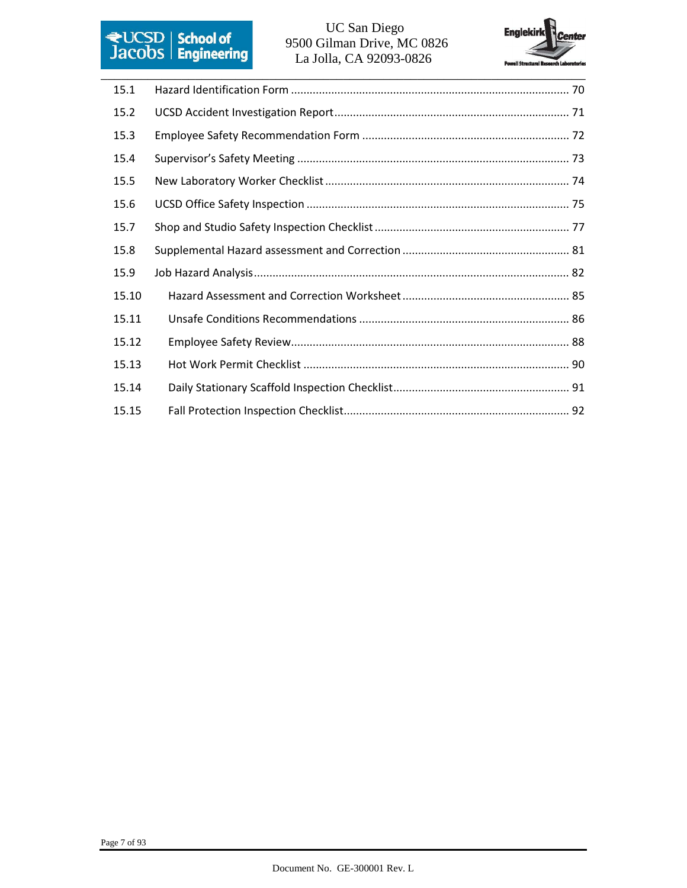| | | |
|---|---|---|
| 15.1 | Hazard Identification Form | 70 |
| 15.2 | UCSD Accident Investigation Report | 71 |
| 15.3 | Employee Safety Recommendation Form | 72 |
| 15.4 | Supervisor's Safety Meeting | 73 |
| 15.5 | New Laboratory Worker Checklist | 74 |
| 15.6 | UCSD Office Safety Inspection | 75 |
| 15.7 | Shop and Studio Safety Inspection Checklist | 77 |
| 15.8 | Supplemental Hazard assessment and Correction | 81 |
| 15.9 | Job Hazard Analysis | 82 |
| 15.10 | Hazard Assessment and Correction Worksheet | 85 |
| 15.11 | Unsafe Conditions Recommendations | 86 |
| 15.12 | Employee Safety Review | 88 |
| 15.13 | Hot Work Permit Checklist | 90 |
| 15.14 | Daily Stationary Scaffold Inspection Checklist | 91 |
| 15.15 | Fall Protection Inspection Checklist | 92 |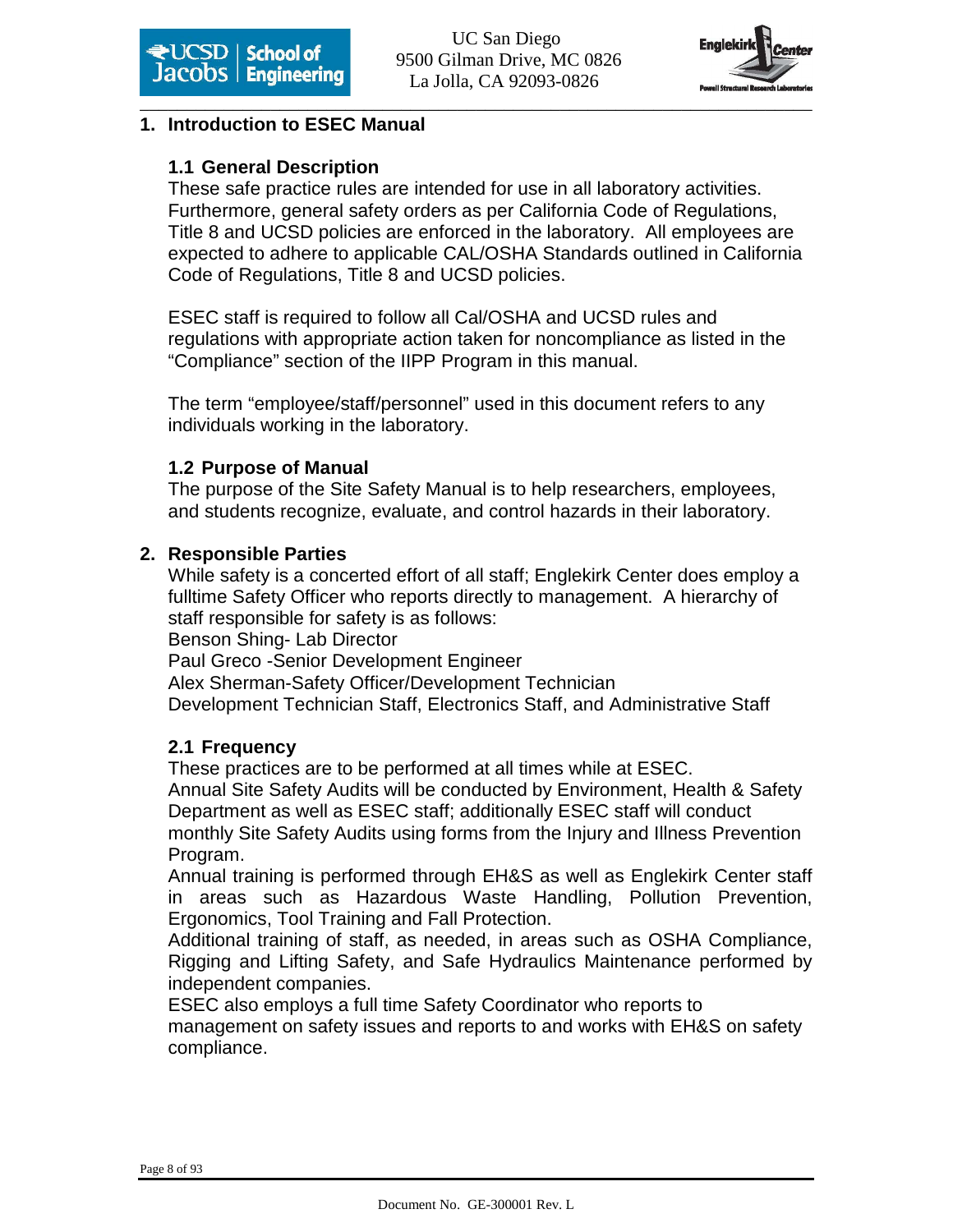# 1. Introduction to ESEC Manual

## 1.1 General Description

These safe practice rules are intended for use in all laboratory activities. Furthermore, general safety orders as per California Code of Regulations, Title 8 and UCSD policies are enforced in the laboratory. All employees are expected to adhere to applicable CAL/OSHA Standards outlined in California Code of Regulations, Title 8 and UCSD policies.

ESEC staff is required to follow all Cal/OSHA and UCSD rules and regulations with appropriate action taken for noncompliance as listed in the "Compliance" section of the IIPP Program in this manual.

The term "employee/staff/personnel" used in this document refers to any individuals working in the laboratory.

## 1.2 Purpose of Manual

The purpose of the Site Safety Manual is to help researchers, employees, and students recognize, evaluate, and control hazards in their laboratory.

# 2. Responsible Parties

While safety is a concerted effort of all staff; Englekirk Center does employ a fulltime Safety Officer who reports directly to management. A hierarchy of staff responsible for safety is as follows:

Benson Shing- Lab Director
Paul Greco -Senior Development Engineer
Alex Sherman-Safety Officer/Development Technician
Development Technician Staff, Electronics Staff, and Administrative Staff

## 2.1 Frequency

These practices are to be performed at all times while at ESEC.
Annual Site Safety Audits will be conducted by Environment, Health & Safety Department as well as ESEC staff; additionally ESEC staff will conduct monthly Site Safety Audits using forms from the Injury and Illness Prevention Program.
Annual training is performed through EH&S as well as Englekirk Center staff in areas such as Hazardous Waste Handling, Pollution Prevention, Ergonomics, Tool Training and Fall Protection.
Additional training of staff, as needed, in areas such as OSHA Compliance, Rigging and Lifting Safety, and Safe Hydraulics Maintenance performed by independent companies.
ESEC also employs a full time Safety Coordinator who reports to management on safety issues and reports to and works with EH&S on safety compliance.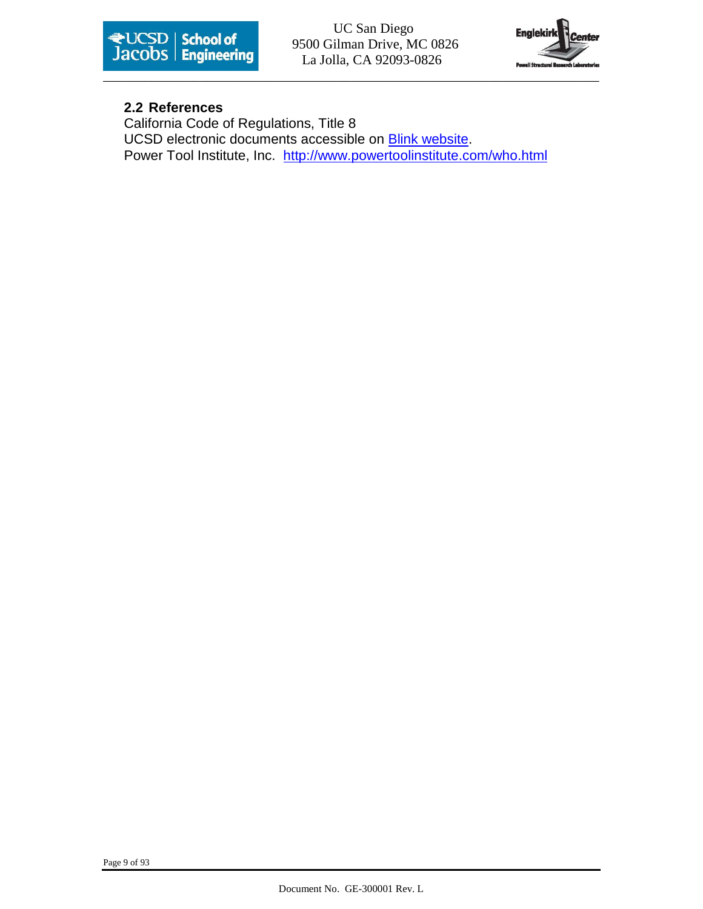## 2.2 References

California Code of Regulations, Title 8
UCSD electronic documents accessible on Blink website.
Power Tool Institute, Inc. http://www.powertoolinstitute.com/who.html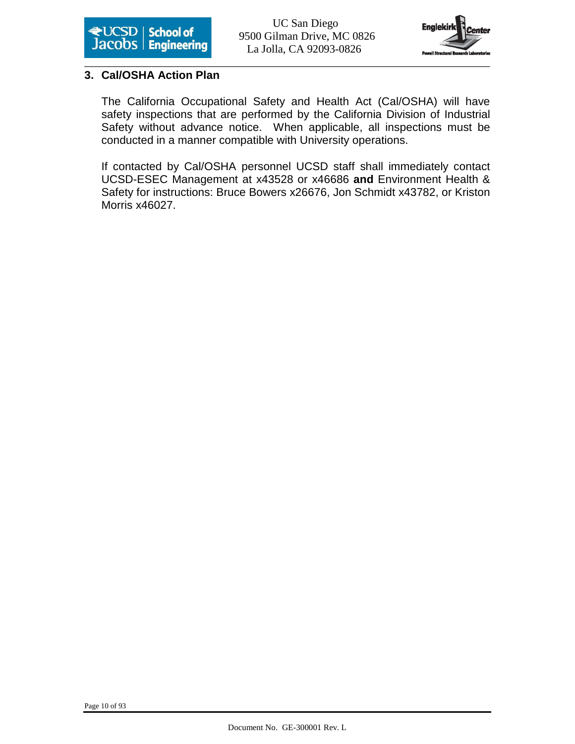## 3. Cal/OSHA Action Plan

The California Occupational Safety and Health Act (Cal/OSHA) will have safety inspections that are performed by the California Division of Industrial Safety without advance notice. When applicable, all inspections must be conducted in a manner compatible with University operations.

If contacted by Cal/OSHA personnel UCSD staff shall immediately contact UCSD-ESEC Management at x43528 or x46686 **and** Environment Health & Safety for instructions: Bruce Bowers x26676, Jon Schmidt x43782, or Kriston Morris x46027.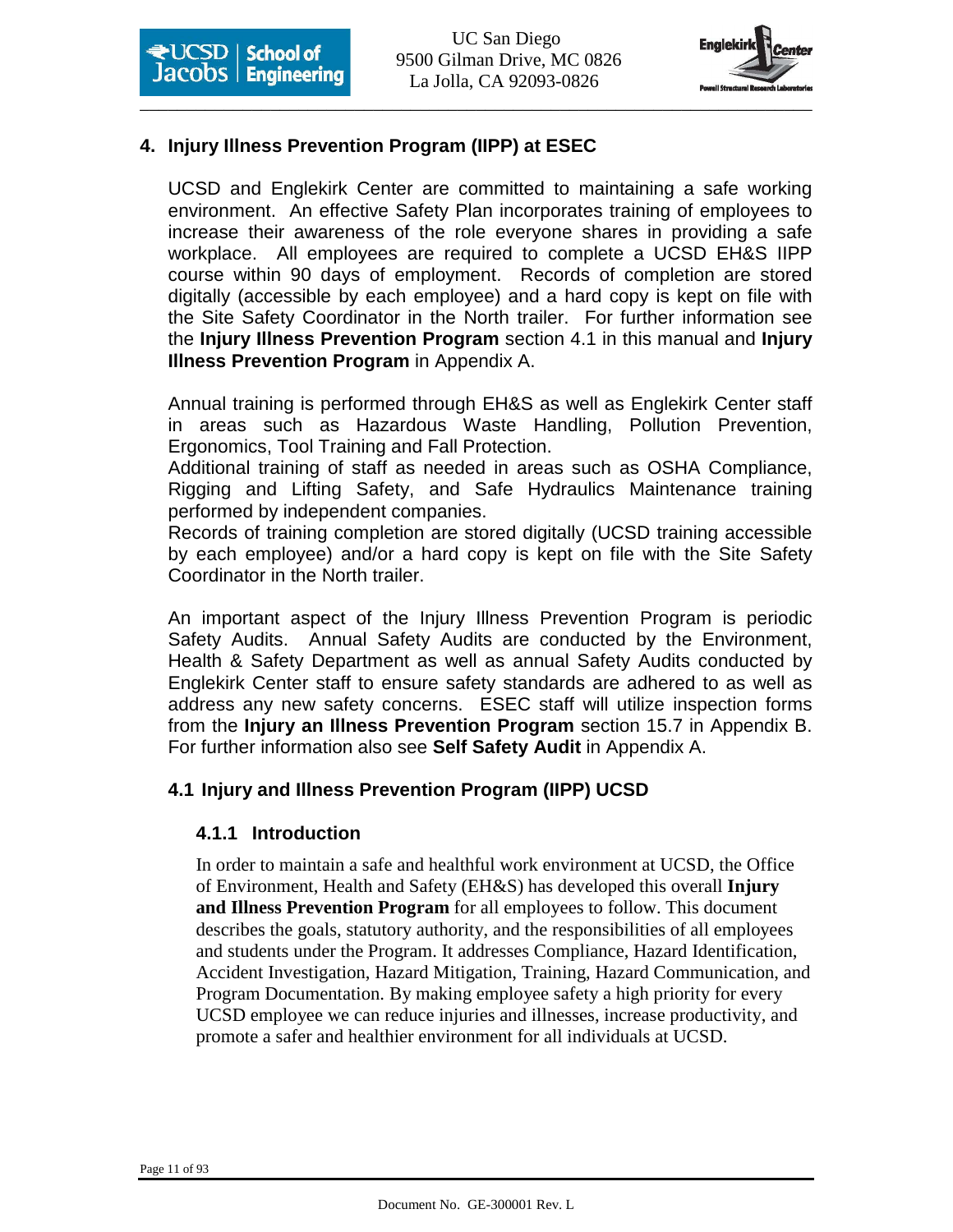## 4. Injury Illness Prevention Program (IIPP) at ESEC

UCSD and Englekirk Center are committed to maintaining a safe working environment. An effective Safety Plan incorporates training of employees to increase their awareness of the role everyone shares in providing a safe workplace. All employees are required to complete a UCSD EH&S IIPP course within 90 days of employment. Records of completion are stored digitally (accessible by each employee) and a hard copy is kept on file with the Site Safety Coordinator in the North trailer. For further information see the **Injury Illness Prevention Program** section 4.1 in this manual and **Injury Illness Prevention Program** in Appendix A.

Annual training is performed through EH&S as well as Englekirk Center staff in areas such as Hazardous Waste Handling, Pollution Prevention, Ergonomics, Tool Training and Fall Protection.
Additional training of staff as needed in areas such as OSHA Compliance, Rigging and Lifting Safety, and Safe Hydraulics Maintenance training performed by independent companies.
Records of training completion are stored digitally (UCSD training accessible by each employee) and/or a hard copy is kept on file with the Site Safety Coordinator in the North trailer.

An important aspect of the Injury Illness Prevention Program is periodic Safety Audits. Annual Safety Audits are conducted by the Environment, Health & Safety Department as well as annual Safety Audits conducted by Englekirk Center staff to ensure safety standards are adhered to as well as address any new safety concerns. ESEC staff will utilize inspection forms from the **Injury an Illness Prevention Program** section 15.7 in Appendix B. For further information also see **Self Safety Audit** in Appendix A.

### 4.1 Injury and Illness Prevention Program (IIPP) UCSD

#### 4.1.1 Introduction

In order to maintain a safe and healthful work environment at UCSD, the Office of Environment, Health and Safety (EH&S) has developed this overall **Injury and Illness Prevention Program** for all employees to follow. This document describes the goals, statutory authority, and the responsibilities of all employees and students under the Program. It addresses Compliance, Hazard Identification, Accident Investigation, Hazard Mitigation, Training, Hazard Communication, and Program Documentation. By making employee safety a high priority for every UCSD employee we can reduce injuries and illnesses, increase productivity, and promote a safer and healthier environment for all individuals at UCSD.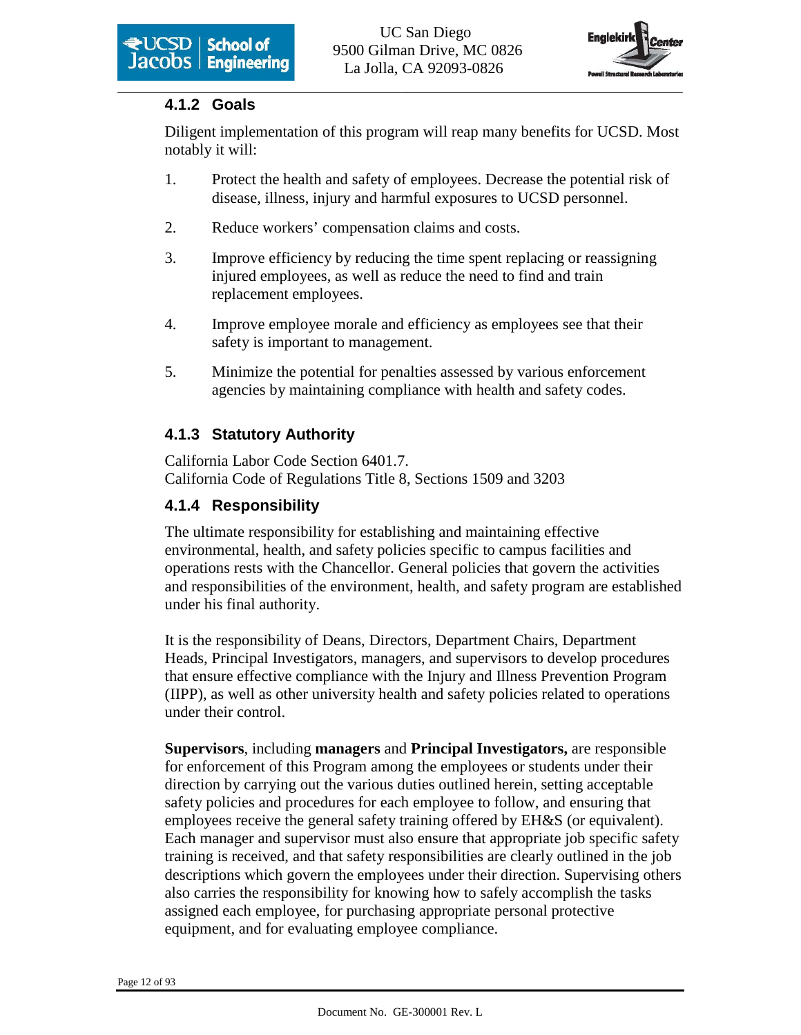### 4.1.2 Goals

Diligent implementation of this program will reap many benefits for UCSD. Most notably it will:

1. Protect the health and safety of employees. Decrease the potential risk of disease, illness, injury and harmful exposures to UCSD personnel.
2. Reduce workers' compensation claims and costs.
3. Improve efficiency by reducing the time spent replacing or reassigning injured employees, as well as reduce the need to find and train replacement employees.
4. Improve employee morale and efficiency as employees see that their safety is important to management.
5. Minimize the potential for penalties assessed by various enforcement agencies by maintaining compliance with health and safety codes.

### 4.1.3 Statutory Authority

California Labor Code Section 6401.7.
California Code of Regulations Title 8, Sections 1509 and 3203

### 4.1.4 Responsibility

The ultimate responsibility for establishing and maintaining effective environmental, health, and safety policies specific to campus facilities and operations rests with the Chancellor. General policies that govern the activities and responsibilities of the environment, health, and safety program are established under his final authority.

It is the responsibility of Deans, Directors, Department Chairs, Department Heads, Principal Investigators, managers, and supervisors to develop procedures that ensure effective compliance with the Injury and Illness Prevention Program (IIPP), as well as other university health and safety policies related to operations under their control.

**Supervisors**, including **managers** and **Principal Investigators,** are responsible for enforcement of this Program among the employees or students under their direction by carrying out the various duties outlined herein, setting acceptable safety policies and procedures for each employee to follow, and ensuring that employees receive the general safety training offered by EH&S (or equivalent). Each manager and supervisor must also ensure that appropriate job specific safety training is received, and that safety responsibilities are clearly outlined in the job descriptions which govern the employees under their direction. Supervising others also carries the responsibility for knowing how to safely accomplish the tasks assigned each employee, for purchasing appropriate personal protective equipment, and for evaluating employee compliance.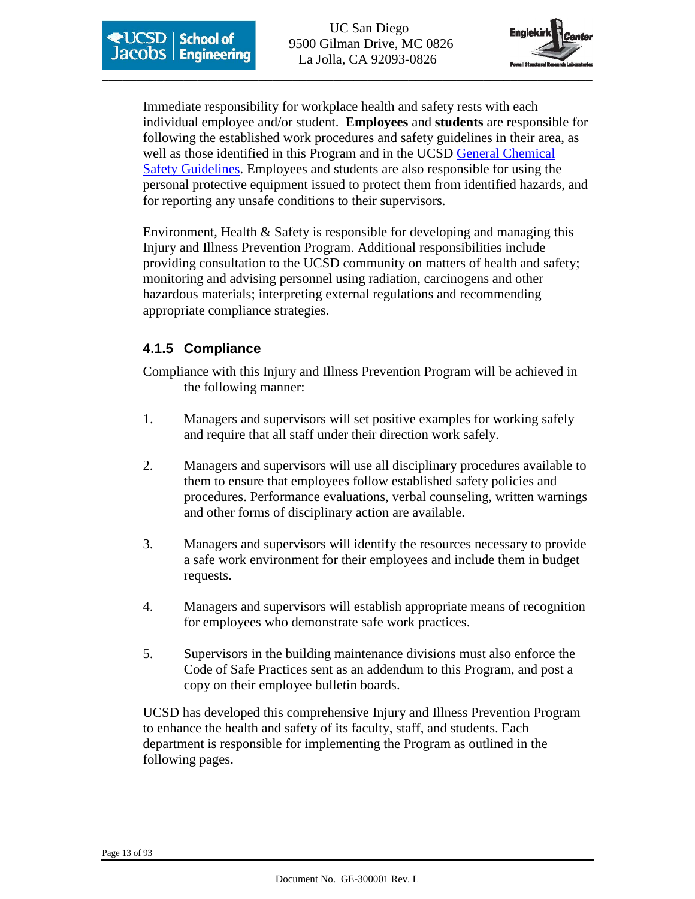Immediate responsibility for workplace health and safety rests with each individual employee and/or student. **Employees** and **students** are responsible for following the established work procedures and safety guidelines in their area, as well as those identified in this Program and in the UCSD General Chemical Safety Guidelines. Employees and students are also responsible for using the personal protective equipment issued to protect them from identified hazards, and for reporting any unsafe conditions to their supervisors.

Environment, Health & Safety is responsible for developing and managing this Injury and Illness Prevention Program. Additional responsibilities include providing consultation to the UCSD community on matters of health and safety; monitoring and advising personnel using radiation, carcinogens and other hazardous materials; interpreting external regulations and recommending appropriate compliance strategies.

### 4.1.5 Compliance

Compliance with this Injury and Illness Prevention Program will be achieved in the following manner:

1. Managers and supervisors will set positive examples for working safely and require that all staff under their direction work safely.

2. Managers and supervisors will use all disciplinary procedures available to them to ensure that employees follow established safety policies and procedures. Performance evaluations, verbal counseling, written warnings and other forms of disciplinary action are available.

3. Managers and supervisors will identify the resources necessary to provide a safe work environment for their employees and include them in budget requests.

4. Managers and supervisors will establish appropriate means of recognition for employees who demonstrate safe work practices.

5. Supervisors in the building maintenance divisions must also enforce the Code of Safe Practices sent as an addendum to this Program, and post a copy on their employee bulletin boards.

UCSD has developed this comprehensive Injury and Illness Prevention Program to enhance the health and safety of its faculty, staff, and students. Each department is responsible for implementing the Program as outlined in the following pages.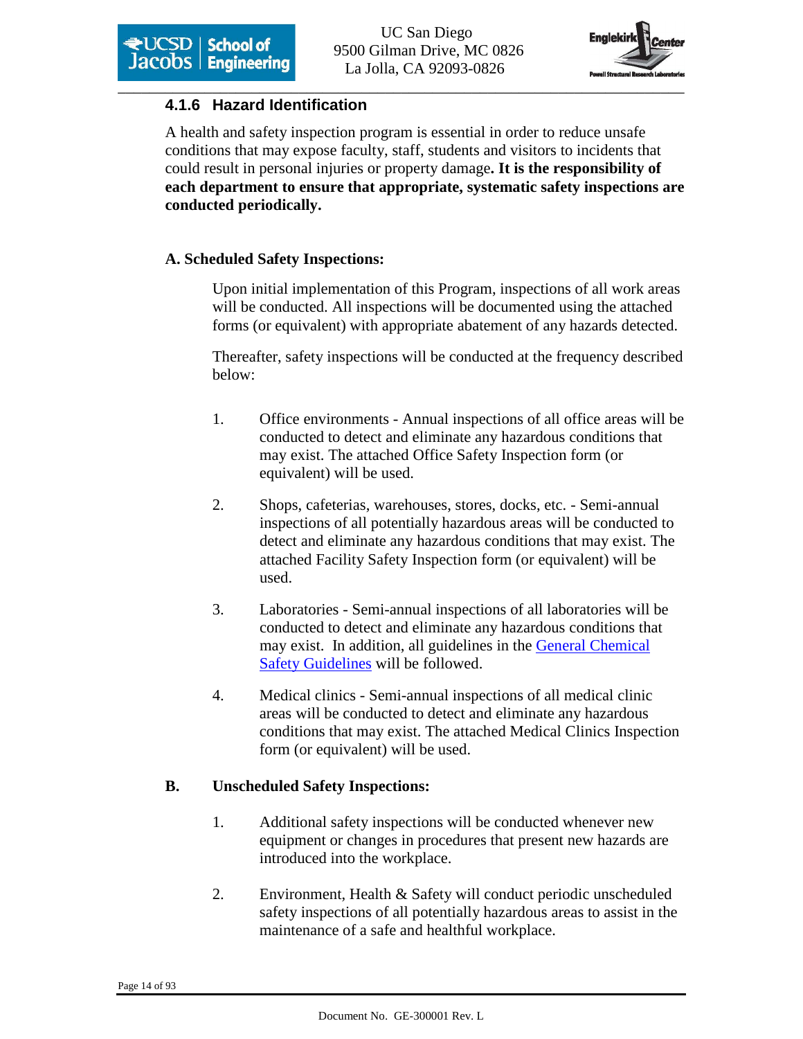### 4.1.6 Hazard Identification

A health and safety inspection program is essential in order to reduce unsafe conditions that may expose faculty, staff, students and visitors to incidents that could result in personal injuries or property damage**. It is the responsibility of each department to ensure that appropriate, systematic safety inspections are conducted periodically.**

**A. Scheduled Safety Inspections:**

Upon initial implementation of this Program, inspections of all work areas will be conducted. All inspections will be documented using the attached forms (or equivalent) with appropriate abatement of any hazards detected.

Thereafter, safety inspections will be conducted at the frequency described below:

1. Office environments - Annual inspections of all office areas will be conducted to detect and eliminate any hazardous conditions that may exist. The attached Office Safety Inspection form (or equivalent) will be used.

2. Shops, cafeterias, warehouses, stores, docks, etc. - Semi-annual inspections of all potentially hazardous areas will be conducted to detect and eliminate any hazardous conditions that may exist. The attached Facility Safety Inspection form (or equivalent) will be used.

3. Laboratories - Semi-annual inspections of all laboratories will be conducted to detect and eliminate any hazardous conditions that may exist. In addition, all guidelines in the General Chemical Safety Guidelines will be followed.

4. Medical clinics - Semi-annual inspections of all medical clinic areas will be conducted to detect and eliminate any hazardous conditions that may exist. The attached Medical Clinics Inspection form (or equivalent) will be used.

**B. Unscheduled Safety Inspections:**

1. Additional safety inspections will be conducted whenever new equipment or changes in procedures that present new hazards are introduced into the workplace.

2. Environment, Health & Safety will conduct periodic unscheduled safety inspections of all potentially hazardous areas to assist in the maintenance of a safe and healthful workplace.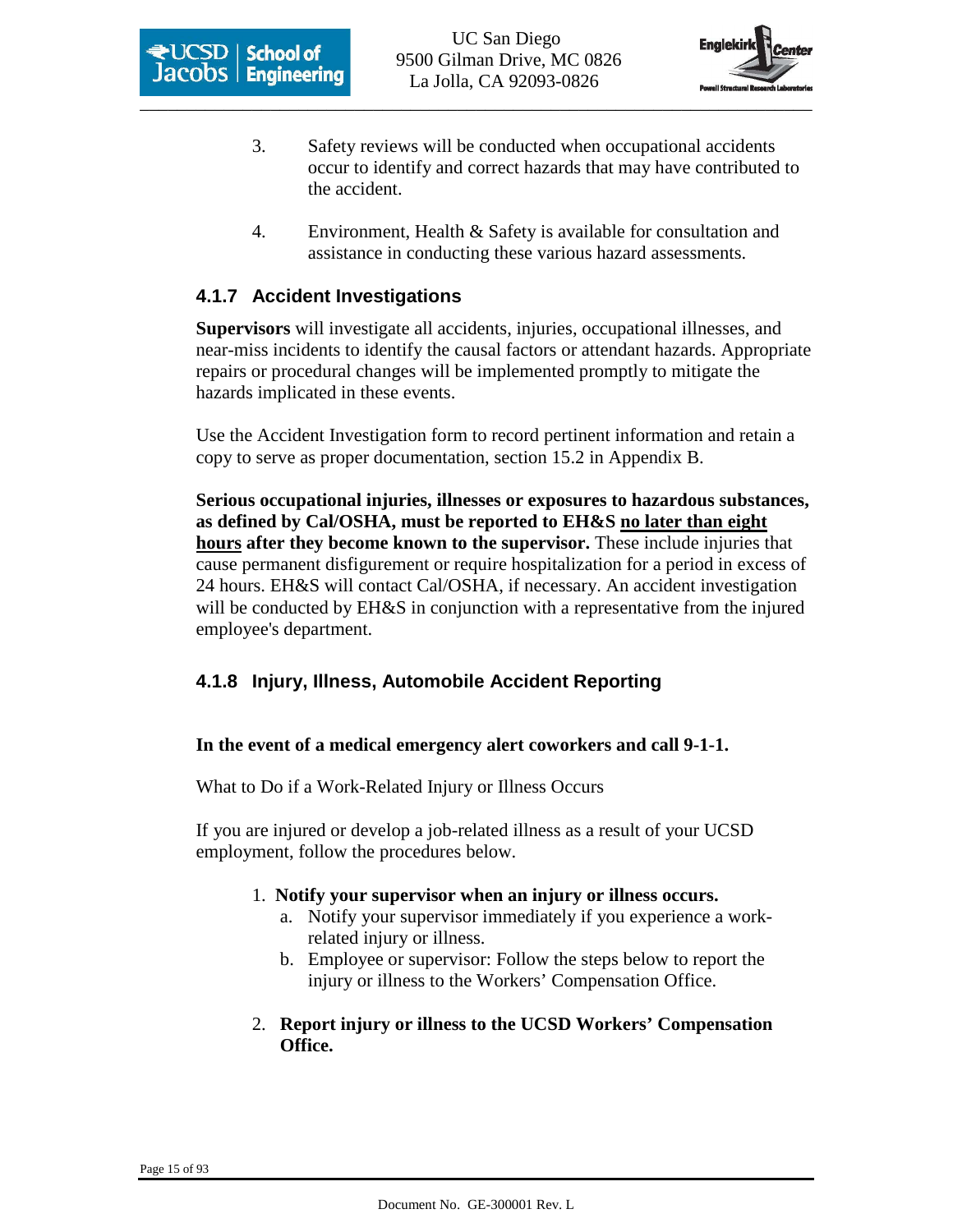3. Safety reviews will be conducted when occupational accidents occur to identify and correct hazards that may have contributed to the accident.

4. Environment, Health & Safety is available for consultation and assistance in conducting these various hazard assessments.

### 4.1.7 Accident Investigations

**Supervisors** will investigate all accidents, injuries, occupational illnesses, and near-miss incidents to identify the causal factors or attendant hazards. Appropriate repairs or procedural changes will be implemented promptly to mitigate the hazards implicated in these events.

Use the Accident Investigation form to record pertinent information and retain a copy to serve as proper documentation, section 15.2 in Appendix B.

**Serious occupational injuries, illnesses or exposures to hazardous substances, as defined by Cal/OSHA, must be reported to EH&S <u>no later than eight hours</u> after they become known to the supervisor.** These include injuries that cause permanent disfigurement or require hospitalization for a period in excess of 24 hours. EH&S will contact Cal/OSHA, if necessary. An accident investigation will be conducted by EH&S in conjunction with a representative from the injured employee's department.

### 4.1.8 Injury, Illness, Automobile Accident Reporting

**In the event of a medical emergency alert coworkers and call 9-1-1.**

What to Do if a Work-Related Injury or Illness Occurs

If you are injured or develop a job-related illness as a result of your UCSD employment, follow the procedures below.

1. **Notify your supervisor when an injury or illness occurs.**
   a. Notify your supervisor immediately if you experience a work-related injury or illness.
   b. Employee or supervisor: Follow the steps below to report the injury or illness to the Workers' Compensation Office.

2. **Report injury or illness to the UCSD Workers' Compensation Office.**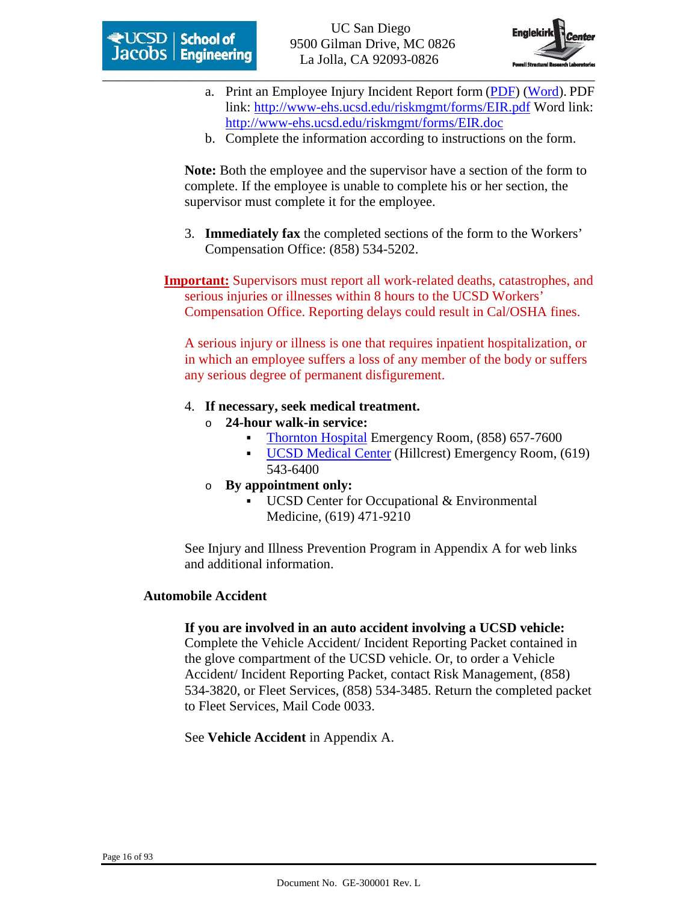a. Print an Employee Injury Incident Report form (PDF) (Word). PDF link: http://www-ehs.ucsd.edu/riskmgmt/forms/EIR.pdf Word link: http://www-ehs.ucsd.edu/riskmgmt/forms/EIR.doc
b. Complete the information according to instructions on the form.

**Note:** Both the employee and the supervisor have a section of the form to complete. If the employee is unable to complete his or her section, the supervisor must complete it for the employee.

3. **Immediately fax** the completed sections of the form to the Workers' Compensation Office: (858) 534-5202.

**Important:** Supervisors must report all work-related deaths, catastrophes, and serious injuries or illnesses within 8 hours to the UCSD Workers' Compensation Office. Reporting delays could result in Cal/OSHA fines.

A serious injury or illness is one that requires inpatient hospitalization, or in which an employee suffers a loss of any member of the body or suffers any serious degree of permanent disfigurement.

4. **If necessary, seek medical treatment.**
   - **24-hour walk-in service:**
     - Thornton Hospital Emergency Room, (858) 657-7600
     - UCSD Medical Center (Hillcrest) Emergency Room, (619) 543-6400
   - **By appointment only:**
     - UCSD Center for Occupational & Environmental Medicine, (619) 471-9210

See Injury and Illness Prevention Program in Appendix A for web links and additional information.

### Automobile Accident

**If you are involved in an auto accident involving a UCSD vehicle:** Complete the Vehicle Accident/ Incident Reporting Packet contained in the glove compartment of the UCSD vehicle. Or, to order a Vehicle Accident/ Incident Reporting Packet, contact Risk Management, (858) 534-3820, or Fleet Services, (858) 534-3485. Return the completed packet to Fleet Services, Mail Code 0033.

See **Vehicle Accident** in Appendix A.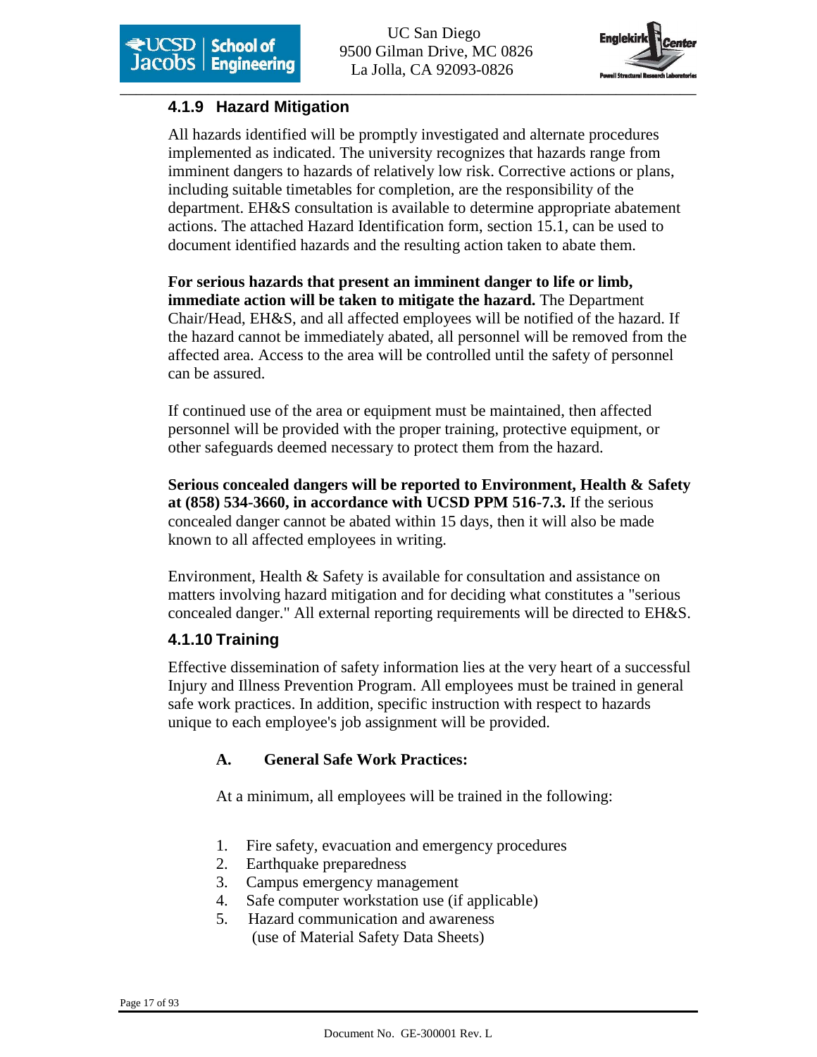### 4.1.9 Hazard Mitigation

All hazards identified will be promptly investigated and alternate procedures implemented as indicated. The university recognizes that hazards range from imminent dangers to hazards of relatively low risk. Corrective actions or plans, including suitable timetables for completion, are the responsibility of the department. EH&S consultation is available to determine appropriate abatement actions. The attached Hazard Identification form, section 15.1, can be used to document identified hazards and the resulting action taken to abate them.

**For serious hazards that present an imminent danger to life or limb, immediate action will be taken to mitigate the hazard.** The Department Chair/Head, EH&S, and all affected employees will be notified of the hazard. If the hazard cannot be immediately abated, all personnel will be removed from the affected area. Access to the area will be controlled until the safety of personnel can be assured.

If continued use of the area or equipment must be maintained, then affected personnel will be provided with the proper training, protective equipment, or other safeguards deemed necessary to protect them from the hazard.

**Serious concealed dangers will be reported to Environment, Health & Safety at (858) 534-3660, in accordance with UCSD PPM 516-7.3.** If the serious concealed danger cannot be abated within 15 days, then it will also be made known to all affected employees in writing.

Environment, Health & Safety is available for consultation and assistance on matters involving hazard mitigation and for deciding what constitutes a "serious concealed danger." All external reporting requirements will be directed to EH&S.

### 4.1.10 Training

Effective dissemination of safety information lies at the very heart of a successful Injury and Illness Prevention Program. All employees must be trained in general safe work practices. In addition, specific instruction with respect to hazards unique to each employee's job assignment will be provided.

**A. General Safe Work Practices:**

At a minimum, all employees will be trained in the following:

1. Fire safety, evacuation and emergency procedures
2. Earthquake preparedness
3. Campus emergency management
4. Safe computer workstation use (if applicable)
5. Hazard communication and awareness (use of Material Safety Data Sheets)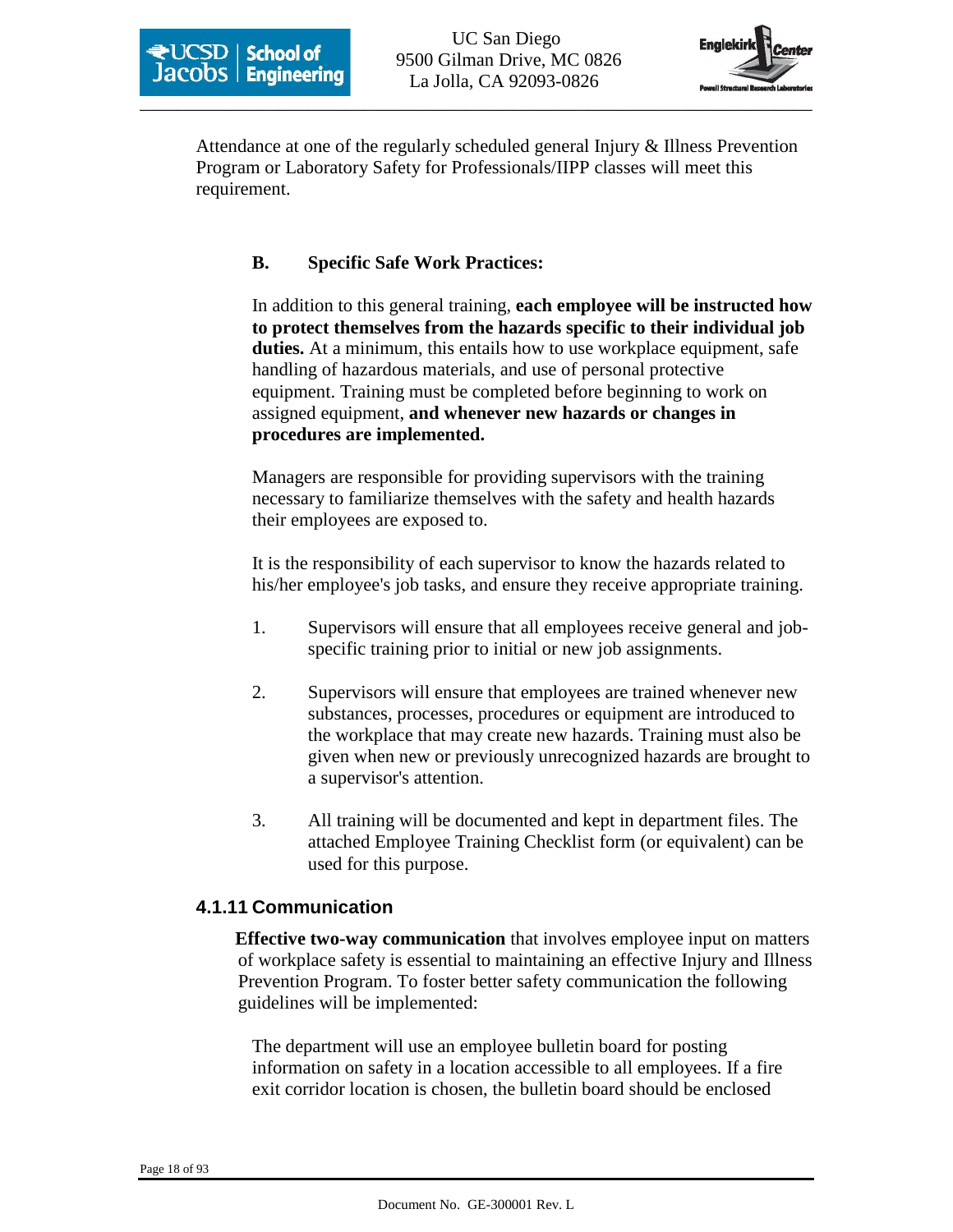Attendance at one of the regularly scheduled general Injury & Illness Prevention Program or Laboratory Safety for Professionals/IIPP classes will meet this requirement.

**B. Specific Safe Work Practices:**

In addition to this general training, **each employee will be instructed how to protect themselves from the hazards specific to their individual job duties.** At a minimum, this entails how to use workplace equipment, safe handling of hazardous materials, and use of personal protective equipment. Training must be completed before beginning to work on assigned equipment, **and whenever new hazards or changes in procedures are implemented.**

Managers are responsible for providing supervisors with the training necessary to familiarize themselves with the safety and health hazards their employees are exposed to.

It is the responsibility of each supervisor to know the hazards related to his/her employee's job tasks, and ensure they receive appropriate training.

1. Supervisors will ensure that all employees receive general and job-specific training prior to initial or new job assignments.

2. Supervisors will ensure that employees are trained whenever new substances, processes, procedures or equipment are introduced to the workplace that may create new hazards. Training must also be given when new or previously unrecognized hazards are brought to a supervisor's attention.

3. All training will be documented and kept in department files. The attached Employee Training Checklist form (or equivalent) can be used for this purpose.

### 4.1.11 Communication

**Effective two-way communication** that involves employee input on matters of workplace safety is essential to maintaining an effective Injury and Illness Prevention Program. To foster better safety communication the following guidelines will be implemented:

The department will use an employee bulletin board for posting information on safety in a location accessible to all employees. If a fire exit corridor location is chosen, the bulletin board should be enclosed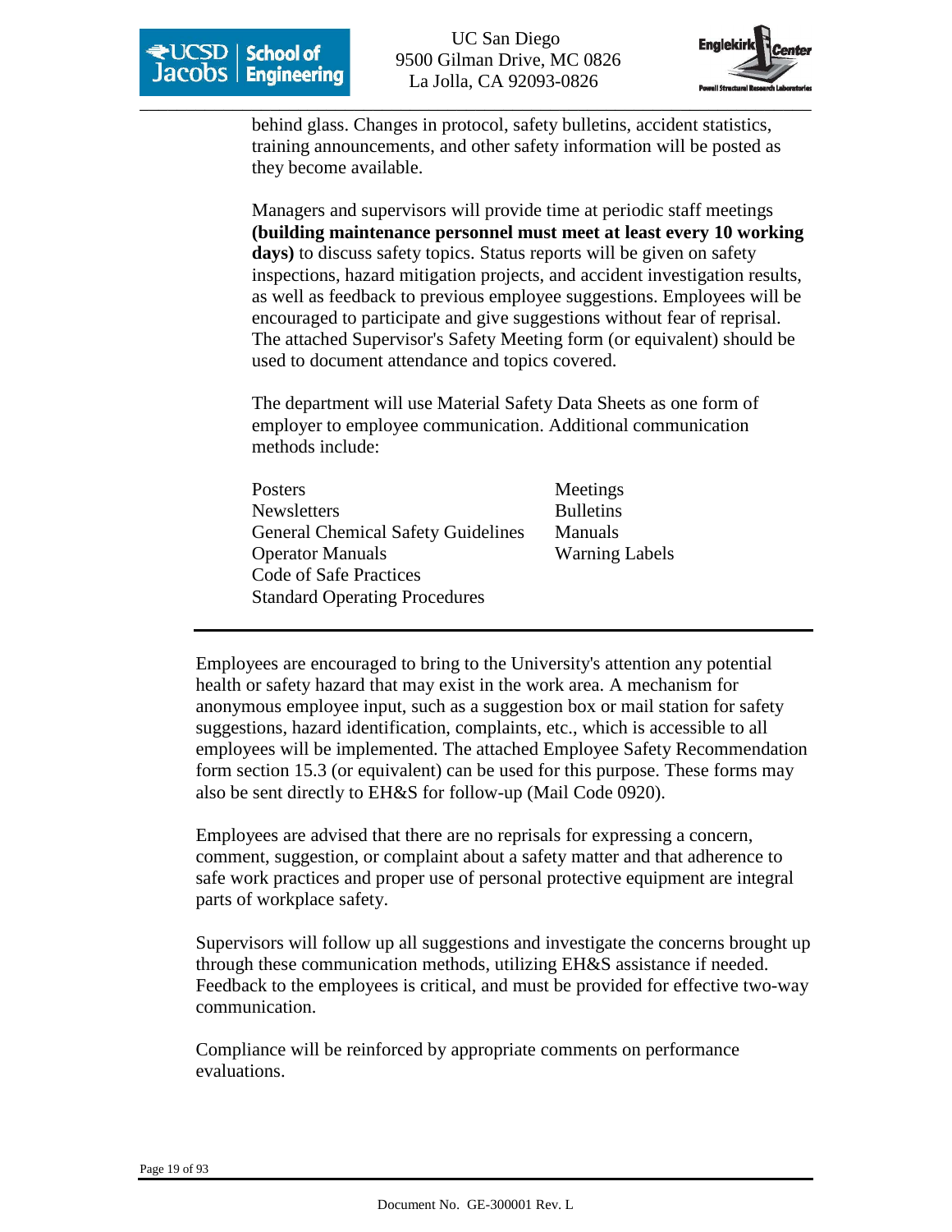behind glass. Changes in protocol, safety bulletins, accident statistics, training announcements, and other safety information will be posted as they become available.

Managers and supervisors will provide time at periodic staff meetings **(building maintenance personnel must meet at least every 10 working days)** to discuss safety topics. Status reports will be given on safety inspections, hazard mitigation projects, and accident investigation results, as well as feedback to previous employee suggestions. Employees will be encouraged to participate and give suggestions without fear of reprisal. The attached Supervisor's Safety Meeting form (or equivalent) should be used to document attendance and topics covered.

The department will use Material Safety Data Sheets as one form of employer to employee communication. Additional communication methods include:

- Posters
- Newsletters
- General Chemical Safety Guidelines
- Operator Manuals
- Code of Safe Practices
- Standard Operating Procedures
- Meetings
- Bulletins
- Manuals
- Warning Labels

---

Employees are encouraged to bring to the University's attention any potential health or safety hazard that may exist in the work area. A mechanism for anonymous employee input, such as a suggestion box or mail station for safety suggestions, hazard identification, complaints, etc., which is accessible to all employees will be implemented. The attached Employee Safety Recommendation form section 15.3 (or equivalent) can be used for this purpose. These forms may also be sent directly to EH&S for follow-up (Mail Code 0920).

Employees are advised that there are no reprisals for expressing a concern, comment, suggestion, or complaint about a safety matter and that adherence to safe work practices and proper use of personal protective equipment are integral parts of workplace safety.

Supervisors will follow up all suggestions and investigate the concerns brought up through these communication methods, utilizing EH&S assistance if needed. Feedback to the employees is critical, and must be provided for effective two-way communication.

Compliance will be reinforced by appropriate comments on performance evaluations.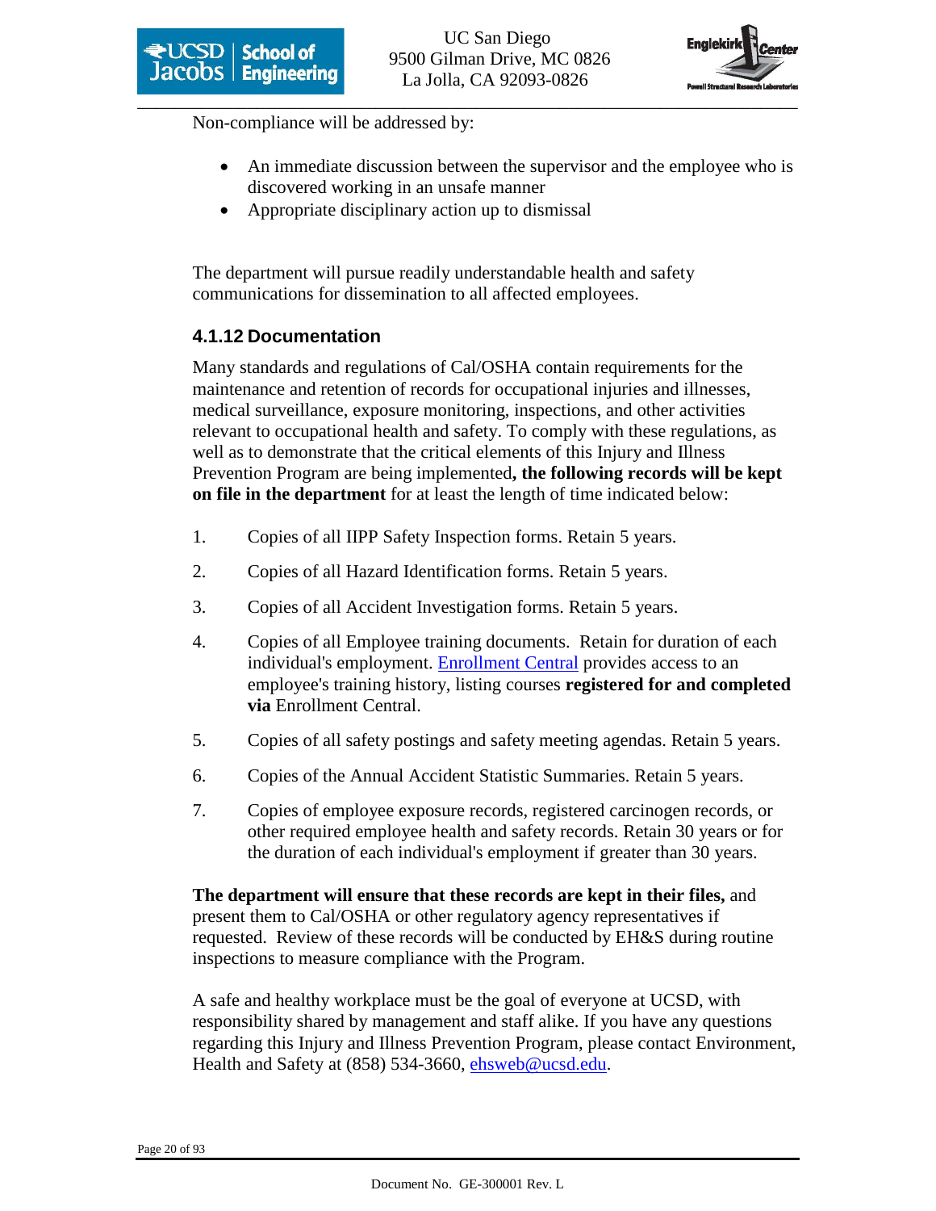Non-compliance will be addressed by:

- An immediate discussion between the supervisor and the employee who is discovered working in an unsafe manner
- Appropriate disciplinary action up to dismissal

The department will pursue readily understandable health and safety communications for dissemination to all affected employees.

### 4.1.12 Documentation

Many standards and regulations of Cal/OSHA contain requirements for the maintenance and retention of records for occupational injuries and illnesses, medical surveillance, exposure monitoring, inspections, and other activities relevant to occupational health and safety. To comply with these regulations, as well as to demonstrate that the critical elements of this Injury and Illness Prevention Program are being implemented**, the following records will be kept on file in the department** for at least the length of time indicated below:

1. Copies of all IIPP Safety Inspection forms. Retain 5 years.
2. Copies of all Hazard Identification forms. Retain 5 years.
3. Copies of all Accident Investigation forms. Retain 5 years.
4. Copies of all Employee training documents. Retain for duration of each individual's employment. Enrollment Central provides access to an employee's training history, listing courses **registered for and completed via** Enrollment Central.
5. Copies of all safety postings and safety meeting agendas. Retain 5 years.
6. Copies of the Annual Accident Statistic Summaries. Retain 5 years.
7. Copies of employee exposure records, registered carcinogen records, or other required employee health and safety records. Retain 30 years or for the duration of each individual's employment if greater than 30 years.

**The department will ensure that these records are kept in their files,** and present them to Cal/OSHA or other regulatory agency representatives if requested. Review of these records will be conducted by EH&S during routine inspections to measure compliance with the Program.

A safe and healthy workplace must be the goal of everyone at UCSD, with responsibility shared by management and staff alike. If you have any questions regarding this Injury and Illness Prevention Program, please contact Environment, Health and Safety at (858) 534-3660, ehsweb@ucsd.edu.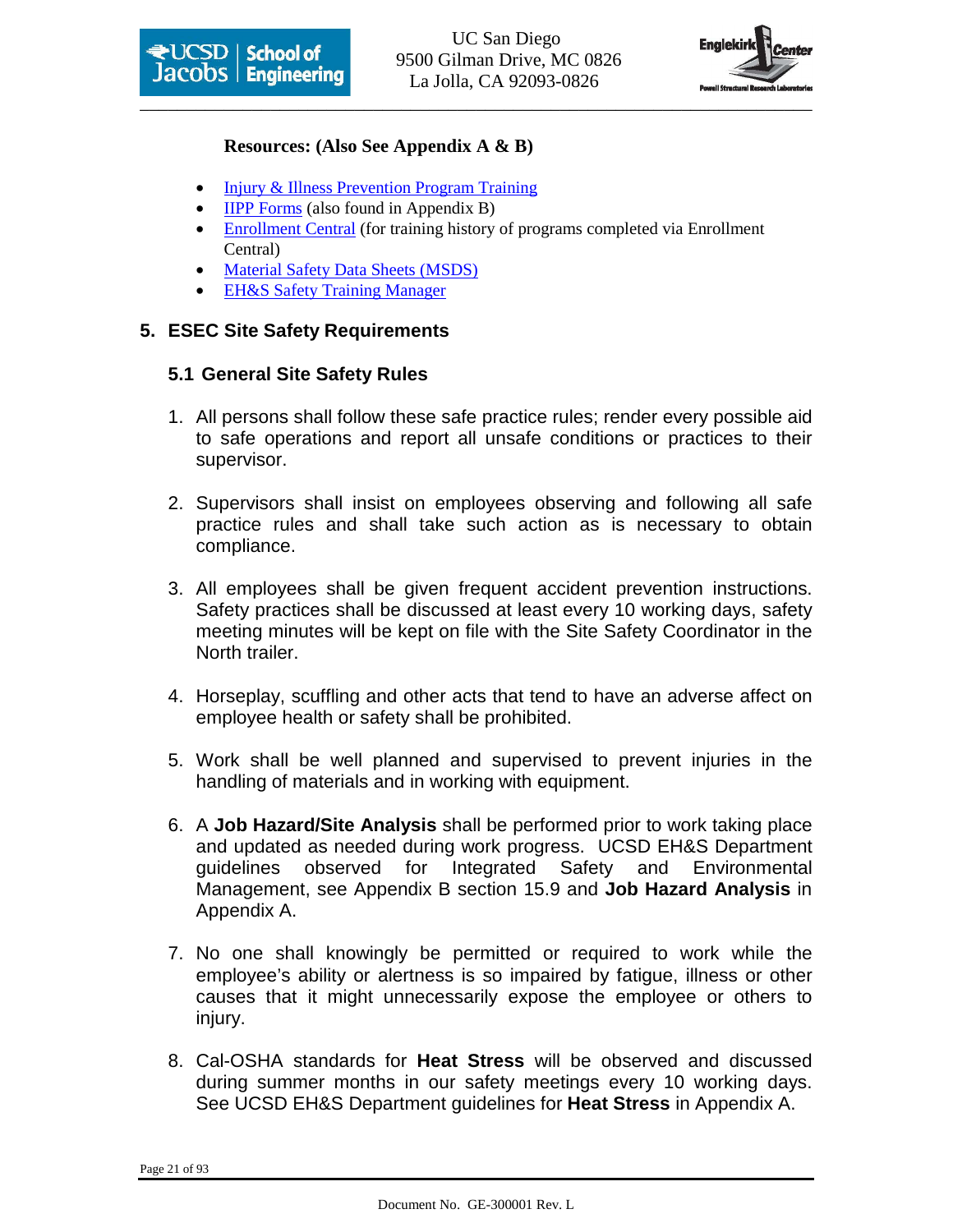**Resources: (Also See Appendix A & B)**

- Injury & Illness Prevention Program Training
- IIPP Forms (also found in Appendix B)
- Enrollment Central (for training history of programs completed via Enrollment Central)
- Material Safety Data Sheets (MSDS)
- EH&S Safety Training Manager

## 5. ESEC Site Safety Requirements

### 5.1 General Site Safety Rules

1. All persons shall follow these safe practice rules; render every possible aid to safe operations and report all unsafe conditions or practices to their supervisor.

2. Supervisors shall insist on employees observing and following all safe practice rules and shall take such action as is necessary to obtain compliance.

3. All employees shall be given frequent accident prevention instructions. Safety practices shall be discussed at least every 10 working days, safety meeting minutes will be kept on file with the Site Safety Coordinator in the North trailer.

4. Horseplay, scuffling and other acts that tend to have an adverse affect on employee health or safety shall be prohibited.

5. Work shall be well planned and supervised to prevent injuries in the handling of materials and in working with equipment.

6. A **Job Hazard/Site Analysis** shall be performed prior to work taking place and updated as needed during work progress. UCSD EH&S Department guidelines observed for Integrated Safety and Environmental Management, see Appendix B section 15.9 and **Job Hazard Analysis** in Appendix A.

7. No one shall knowingly be permitted or required to work while the employee's ability or alertness is so impaired by fatigue, illness or other causes that it might unnecessarily expose the employee or others to injury.

8. Cal-OSHA standards for **Heat Stress** will be observed and discussed during summer months in our safety meetings every 10 working days. See UCSD EH&S Department guidelines for **Heat Stress** in Appendix A.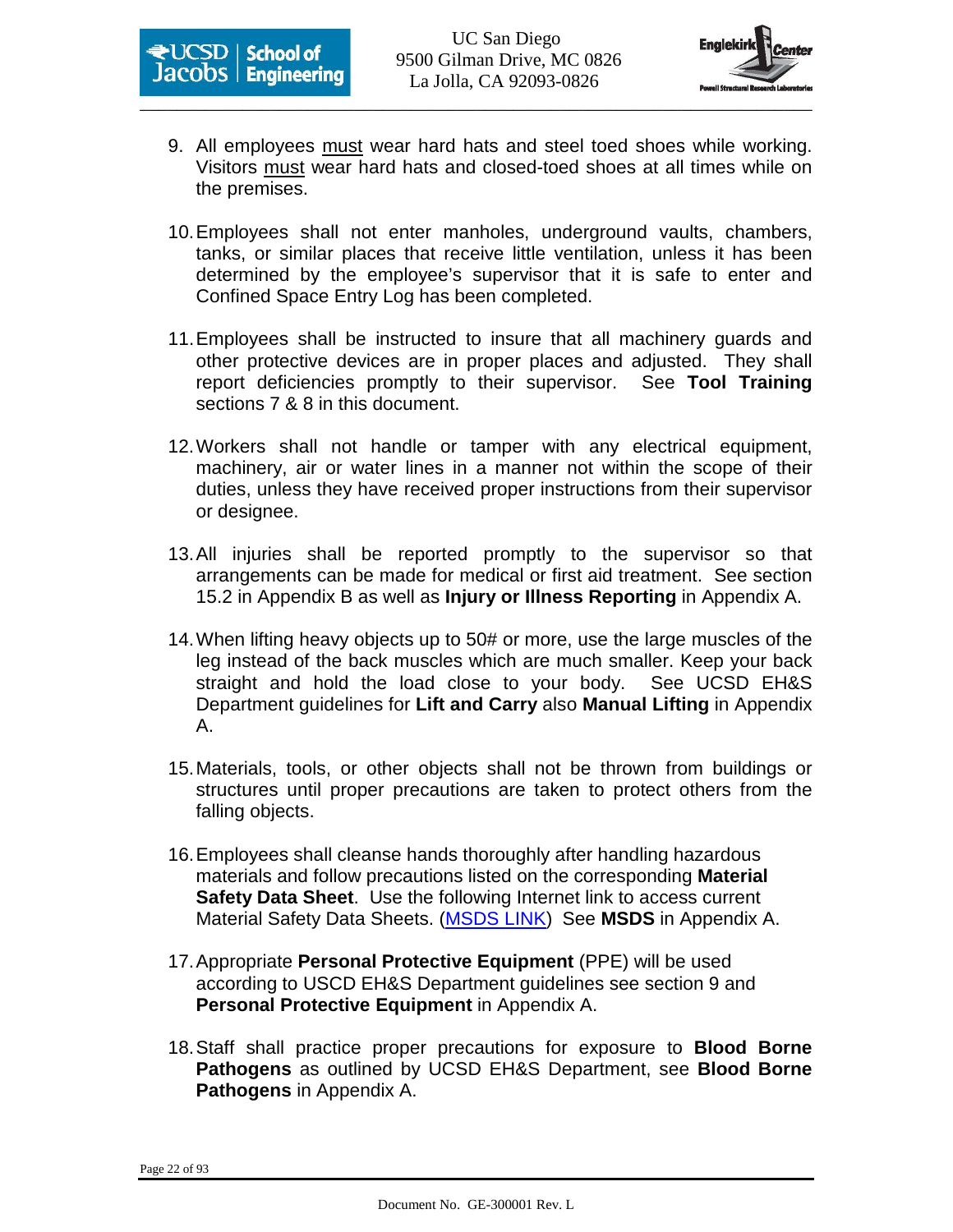9. All employees <u>must</u> wear hard hats and steel toed shoes while working. Visitors <u>must</u> wear hard hats and closed-toed shoes at all times while on the premises.

10. Employees shall not enter manholes, underground vaults, chambers, tanks, or similar places that receive little ventilation, unless it has been determined by the employee's supervisor that it is safe to enter and Confined Space Entry Log has been completed.

11. Employees shall be instructed to insure that all machinery guards and other protective devices are in proper places and adjusted. They shall report deficiencies promptly to their supervisor. See **Tool Training** sections 7 & 8 in this document.

12. Workers shall not handle or tamper with any electrical equipment, machinery, air or water lines in a manner not within the scope of their duties, unless they have received proper instructions from their supervisor or designee.

13. All injuries shall be reported promptly to the supervisor so that arrangements can be made for medical or first aid treatment. See section 15.2 in Appendix B as well as **Injury or Illness Reporting** in Appendix A.

14. When lifting heavy objects up to 50# or more, use the large muscles of the leg instead of the back muscles which are much smaller. Keep your back straight and hold the load close to your body. See UCSD EH&S Department guidelines for **Lift and Carry** also **Manual Lifting** in Appendix A.

15. Materials, tools, or other objects shall not be thrown from buildings or structures until proper precautions are taken to protect others from the falling objects.

16. Employees shall cleanse hands thoroughly after handling hazardous materials and follow precautions listed on the corresponding **Material Safety Data Sheet**. Use the following Internet link to access current Material Safety Data Sheets. (MSDS LINK) See **MSDS** in Appendix A.

17. Appropriate **Personal Protective Equipment** (PPE) will be used according to USCD EH&S Department guidelines see section 9 and **Personal Protective Equipment** in Appendix A.

18. Staff shall practice proper precautions for exposure to **Blood Borne Pathogens** as outlined by UCSD EH&S Department, see **Blood Borne Pathogens** in Appendix A.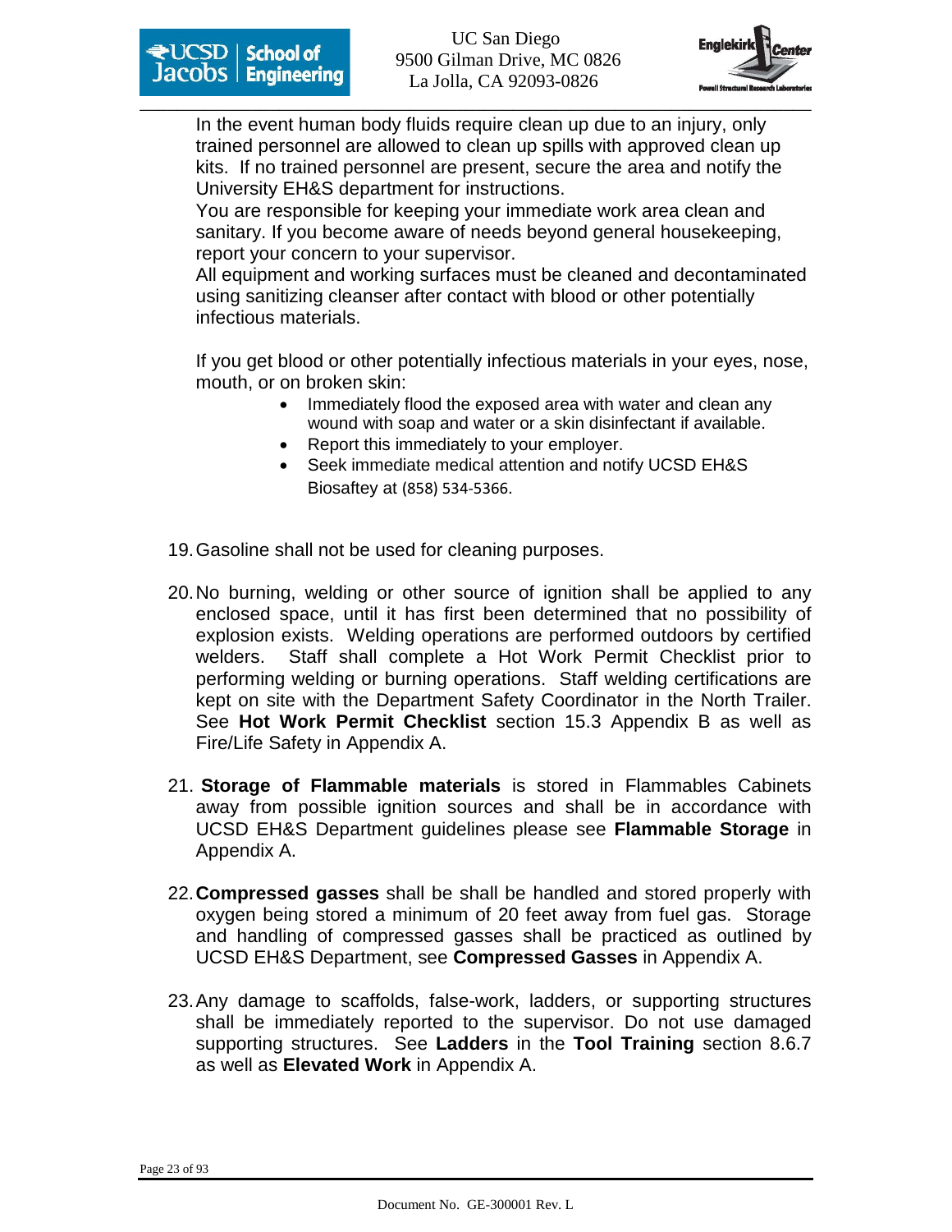In the event human body fluids require clean up due to an injury, only trained personnel are allowed to clean up spills with approved clean up kits. If no trained personnel are present, secure the area and notify the University EH&S department for instructions.

You are responsible for keeping your immediate work area clean and sanitary. If you become aware of needs beyond general housekeeping, report your concern to your supervisor.

All equipment and working surfaces must be cleaned and decontaminated using sanitizing cleanser after contact with blood or other potentially infectious materials.

If you get blood or other potentially infectious materials in your eyes, nose, mouth, or on broken skin:

- Immediately flood the exposed area with water and clean any wound with soap and water or a skin disinfectant if available.
- Report this immediately to your employer.
- Seek immediate medical attention and notify UCSD EH&S Biosaftey at (858) 534-5366.

19. Gasoline shall not be used for cleaning purposes.

20. No burning, welding or other source of ignition shall be applied to any enclosed space, until it has first been determined that no possibility of explosion exists. Welding operations are performed outdoors by certified welders. Staff shall complete a Hot Work Permit Checklist prior to performing welding or burning operations. Staff welding certifications are kept on site with the Department Safety Coordinator in the North Trailer. See **Hot Work Permit Checklist** section 15.3 Appendix B as well as Fire/Life Safety in Appendix A.

21. **Storage of Flammable materials** is stored in Flammables Cabinets away from possible ignition sources and shall be in accordance with UCSD EH&S Department guidelines please see **Flammable Storage** in Appendix A.

22. **Compressed gasses** shall be shall be handled and stored properly with oxygen being stored a minimum of 20 feet away from fuel gas. Storage and handling of compressed gasses shall be practiced as outlined by UCSD EH&S Department, see **Compressed Gasses** in Appendix A.

23. Any damage to scaffolds, false-work, ladders, or supporting structures shall be immediately reported to the supervisor. Do not use damaged supporting structures. See **Ladders** in the **Tool Training** section 8.6.7 as well as **Elevated Work** in Appendix A.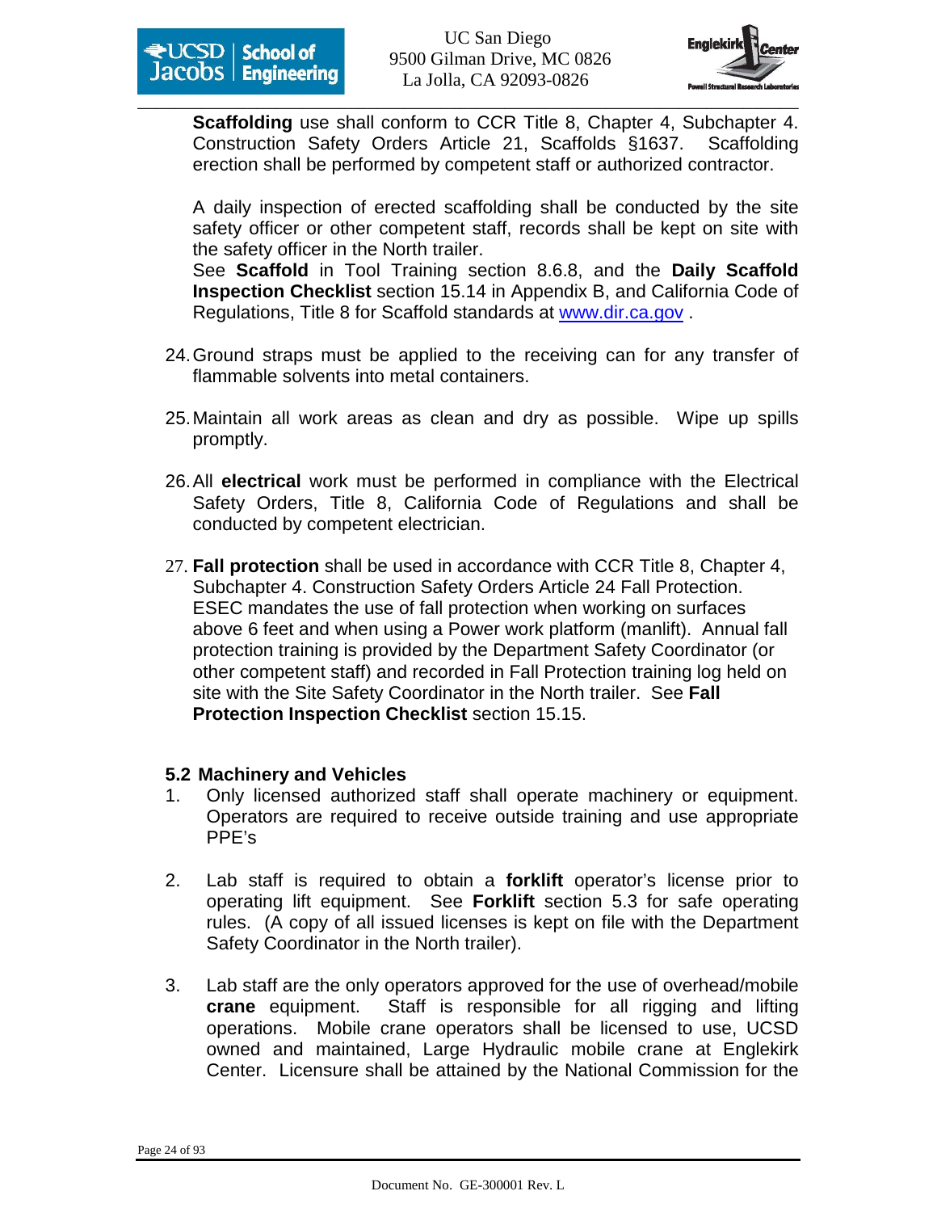**Scaffolding** use shall conform to CCR Title 8, Chapter 4, Subchapter 4. Construction Safety Orders Article 21, Scaffolds §1637. Scaffolding erection shall be performed by competent staff or authorized contractor.

A daily inspection of erected scaffolding shall be conducted by the site safety officer or other competent staff, records shall be kept on site with the safety officer in the North trailer.
See **Scaffold** in Tool Training section 8.6.8, and the **Daily Scaffold Inspection Checklist** section 15.14 in Appendix B, and California Code of Regulations, Title 8 for Scaffold standards at www.dir.ca.gov .

24. Ground straps must be applied to the receiving can for any transfer of flammable solvents into metal containers.

25. Maintain all work areas as clean and dry as possible. Wipe up spills promptly.

26. All **electrical** work must be performed in compliance with the Electrical Safety Orders, Title 8, California Code of Regulations and shall be conducted by competent electrician.

27. **Fall protection** shall be used in accordance with CCR Title 8, Chapter 4, Subchapter 4. Construction Safety Orders Article 24 Fall Protection. ESEC mandates the use of fall protection when working on surfaces above 6 feet and when using a Power work platform (manlift). Annual fall protection training is provided by the Department Safety Coordinator (or other competent staff) and recorded in Fall Protection training log held on site with the Site Safety Coordinator in the North trailer. See **Fall Protection Inspection Checklist** section 15.15.

### 5.2 Machinery and Vehicles

1. Only licensed authorized staff shall operate machinery or equipment. Operators are required to receive outside training and use appropriate PPE's

2. Lab staff is required to obtain a **forklift** operator's license prior to operating lift equipment. See **Forklift** section 5.3 for safe operating rules. (A copy of all issued licenses is kept on file with the Department Safety Coordinator in the North trailer).

3. Lab staff are the only operators approved for the use of overhead/mobile **crane** equipment. Staff is responsible for all rigging and lifting operations. Mobile crane operators shall be licensed to use, UCSD owned and maintained, Large Hydraulic mobile crane at Englekirk Center. Licensure shall be attained by the National Commission for the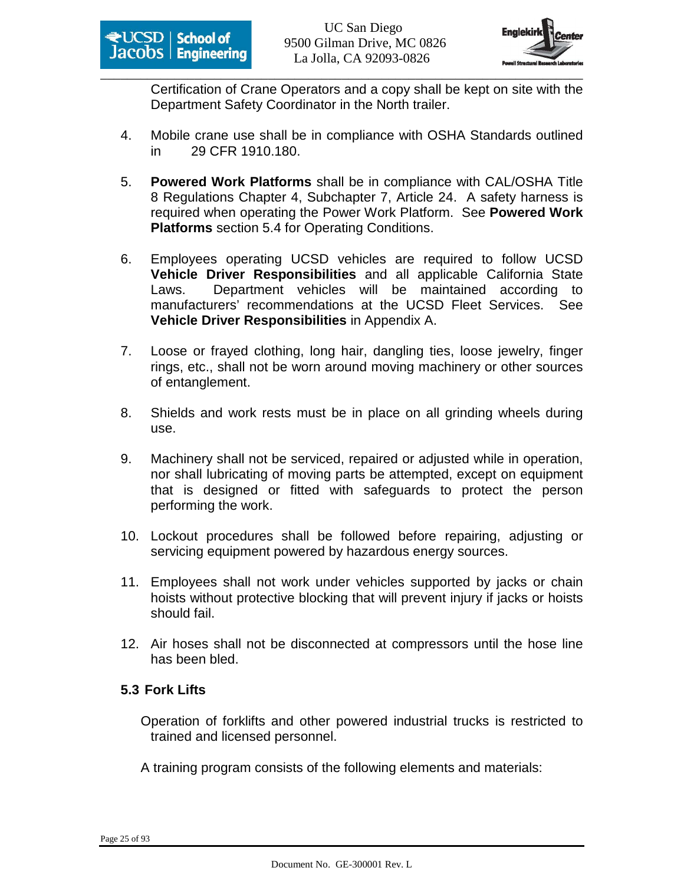Certification of Crane Operators and a copy shall be kept on site with the Department Safety Coordinator in the North trailer.

4. Mobile crane use shall be in compliance with OSHA Standards outlined in 29 CFR 1910.180.

5. **Powered Work Platforms** shall be in compliance with CAL/OSHA Title 8 Regulations Chapter 4, Subchapter 7, Article 24. A safety harness is required when operating the Power Work Platform. See **Powered Work Platforms** section 5.4 for Operating Conditions.

6. Employees operating UCSD vehicles are required to follow UCSD **Vehicle Driver Responsibilities** and all applicable California State Laws. Department vehicles will be maintained according to manufacturers' recommendations at the UCSD Fleet Services. See **Vehicle Driver Responsibilities** in Appendix A.

7. Loose or frayed clothing, long hair, dangling ties, loose jewelry, finger rings, etc., shall not be worn around moving machinery or other sources of entanglement.

8. Shields and work rests must be in place on all grinding wheels during use.

9. Machinery shall not be serviced, repaired or adjusted while in operation, nor shall lubricating of moving parts be attempted, except on equipment that is designed or fitted with safeguards to protect the person performing the work.

10. Lockout procedures shall be followed before repairing, adjusting or servicing equipment powered by hazardous energy sources.

11. Employees shall not work under vehicles supported by jacks or chain hoists without protective blocking that will prevent injury if jacks or hoists should fail.

12. Air hoses shall not be disconnected at compressors until the hose line has been bled.

### 5.3 Fork Lifts

Operation of forklifts and other powered industrial trucks is restricted to trained and licensed personnel.

A training program consists of the following elements and materials: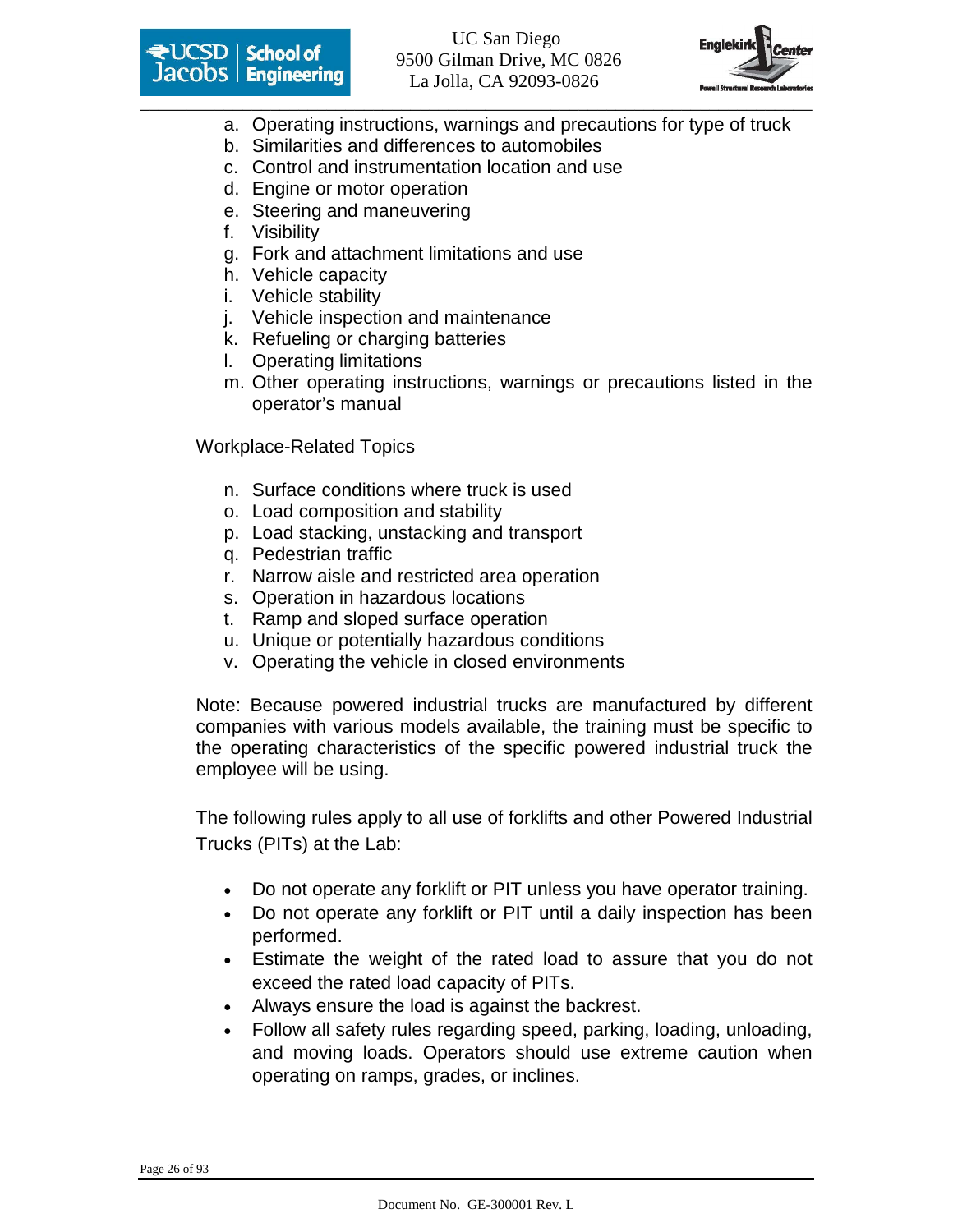a. Operating instructions, warnings and precautions for type of truck
b. Similarities and differences to automobiles
c. Control and instrumentation location and use
d. Engine or motor operation
e. Steering and maneuvering
f. Visibility
g. Fork and attachment limitations and use
h. Vehicle capacity
i. Vehicle stability
j. Vehicle inspection and maintenance
k. Refueling or charging batteries
l. Operating limitations
m. Other operating instructions, warnings or precautions listed in the operator's manual

Workplace-Related Topics

n. Surface conditions where truck is used
o. Load composition and stability
p. Load stacking, unstacking and transport
q. Pedestrian traffic
r. Narrow aisle and restricted area operation
s. Operation in hazardous locations
t. Ramp and sloped surface operation
u. Unique or potentially hazardous conditions
v. Operating the vehicle in closed environments

Note: Because powered industrial trucks are manufactured by different companies with various models available, the training must be specific to the operating characteristics of the specific powered industrial truck the employee will be using.

The following rules apply to all use of forklifts and other Powered Industrial Trucks (PITs) at the Lab:

- Do not operate any forklift or PIT unless you have operator training.
- Do not operate any forklift or PIT until a daily inspection has been performed.
- Estimate the weight of the rated load to assure that you do not exceed the rated load capacity of PITs.
- Always ensure the load is against the backrest.
- Follow all safety rules regarding speed, parking, loading, unloading, and moving loads. Operators should use extreme caution when operating on ramps, grades, or inclines.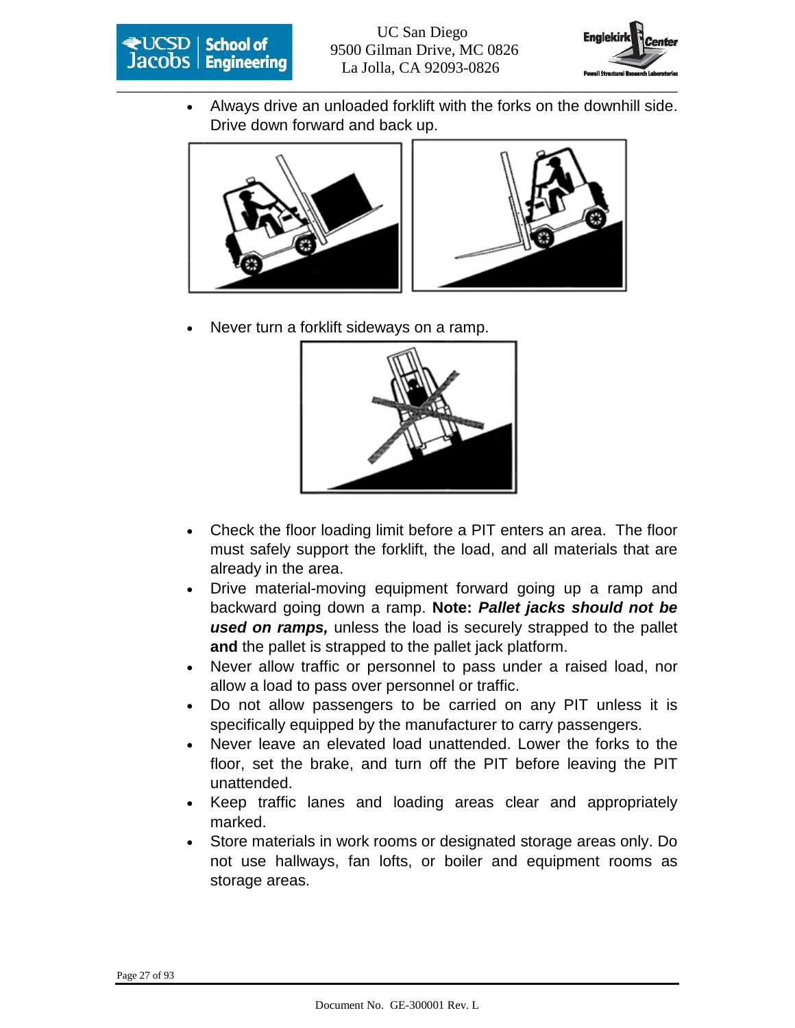- Always drive an unloaded forklift with the forks on the downhill side. Drive down forward and back up.

- Never turn a forklift sideways on a ramp.

- Check the floor loading limit before a PIT enters an area. The floor must safely support the forklift, the load, and all materials that are already in the area.
- Drive material-moving equipment forward going up a ramp and backward going down a ramp. **Note:** ***Pallet jacks should not be used on ramps,*** unless the load is securely strapped to the pallet **and** the pallet is strapped to the pallet jack platform.
- Never allow traffic or personnel to pass under a raised load, nor allow a load to pass over personnel or traffic.
- Do not allow passengers to be carried on any PIT unless it is specifically equipped by the manufacturer to carry passengers.
- Never leave an elevated load unattended. Lower the forks to the floor, set the brake, and turn off the PIT before leaving the PIT unattended.
- Keep traffic lanes and loading areas clear and appropriately marked.
- Store materials in work rooms or designated storage areas only. Do not use hallways, fan lofts, or boiler and equipment rooms as storage areas.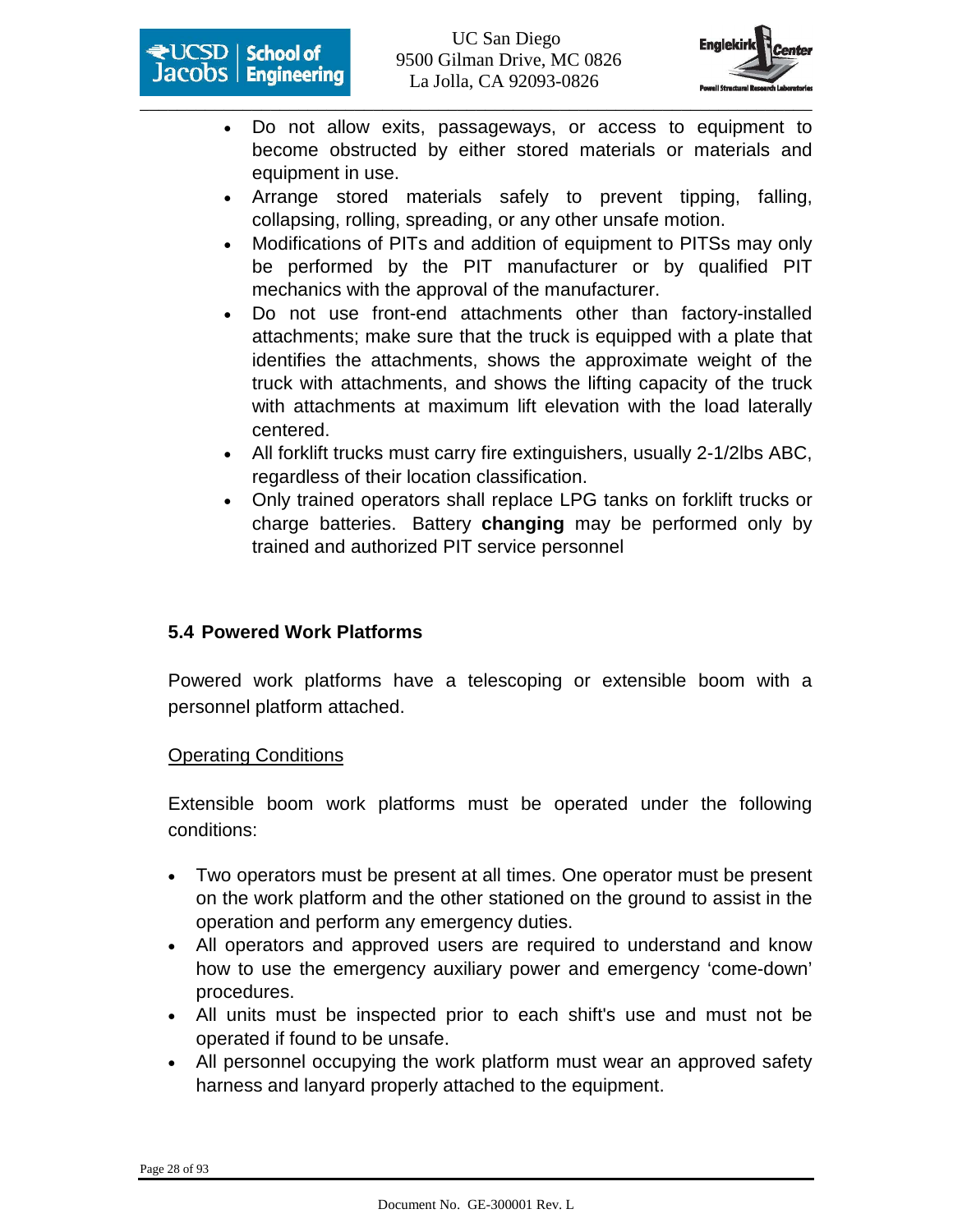- Do not allow exits, passageways, or access to equipment to become obstructed by either stored materials or materials and equipment in use.
- Arrange stored materials safely to prevent tipping, falling, collapsing, rolling, spreading, or any other unsafe motion.
- Modifications of PITs and addition of equipment to PITSs may only be performed by the PIT manufacturer or by qualified PIT mechanics with the approval of the manufacturer.
- Do not use front-end attachments other than factory-installed attachments; make sure that the truck is equipped with a plate that identifies the attachments, shows the approximate weight of the truck with attachments, and shows the lifting capacity of the truck with attachments at maximum lift elevation with the load laterally centered.
- All forklift trucks must carry fire extinguishers, usually 2-1/2lbs ABC, regardless of their location classification.
- Only trained operators shall replace LPG tanks on forklift trucks or charge batteries. Battery **changing** may be performed only by trained and authorized PIT service personnel

## 5.4 Powered Work Platforms

Powered work platforms have a telescoping or extensible boom with a personnel platform attached.

<u>Operating Conditions</u>

Extensible boom work platforms must be operated under the following conditions:

- Two operators must be present at all times. One operator must be present on the work platform and the other stationed on the ground to assist in the operation and perform any emergency duties.
- All operators and approved users are required to understand and know how to use the emergency auxiliary power and emergency 'come-down' procedures.
- All units must be inspected prior to each shift's use and must not be operated if found to be unsafe.
- All personnel occupying the work platform must wear an approved safety harness and lanyard properly attached to the equipment.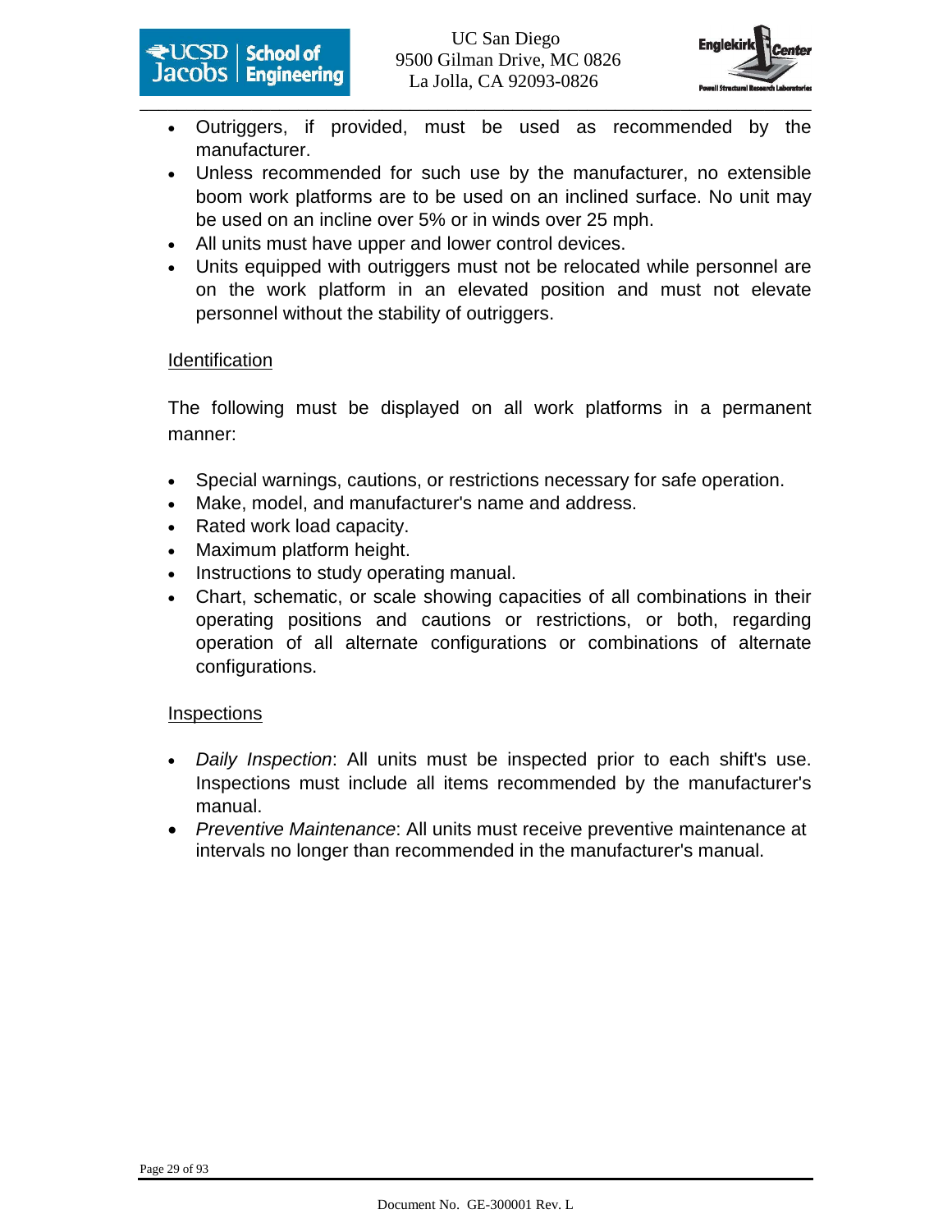- Outriggers, if provided, must be used as recommended by the manufacturer.
- Unless recommended for such use by the manufacturer, no extensible boom work platforms are to be used on an inclined surface. No unit may be used on an incline over 5% or in winds over 25 mph.
- All units must have upper and lower control devices.
- Units equipped with outriggers must not be relocated while personnel are on the work platform in an elevated position and must not elevate personnel without the stability of outriggers.

Identification

The following must be displayed on all work platforms in a permanent manner:

- Special warnings, cautions, or restrictions necessary for safe operation.
- Make, model, and manufacturer's name and address.
- Rated work load capacity.
- Maximum platform height.
- Instructions to study operating manual.
- Chart, schematic, or scale showing capacities of all combinations in their operating positions and cautions or restrictions, or both, regarding operation of all alternate configurations or combinations of alternate configurations.

Inspections

- *Daily Inspection*: All units must be inspected prior to each shift's use. Inspections must include all items recommended by the manufacturer's manual.
- *Preventive Maintenance*: All units must receive preventive maintenance at intervals no longer than recommended in the manufacturer's manual.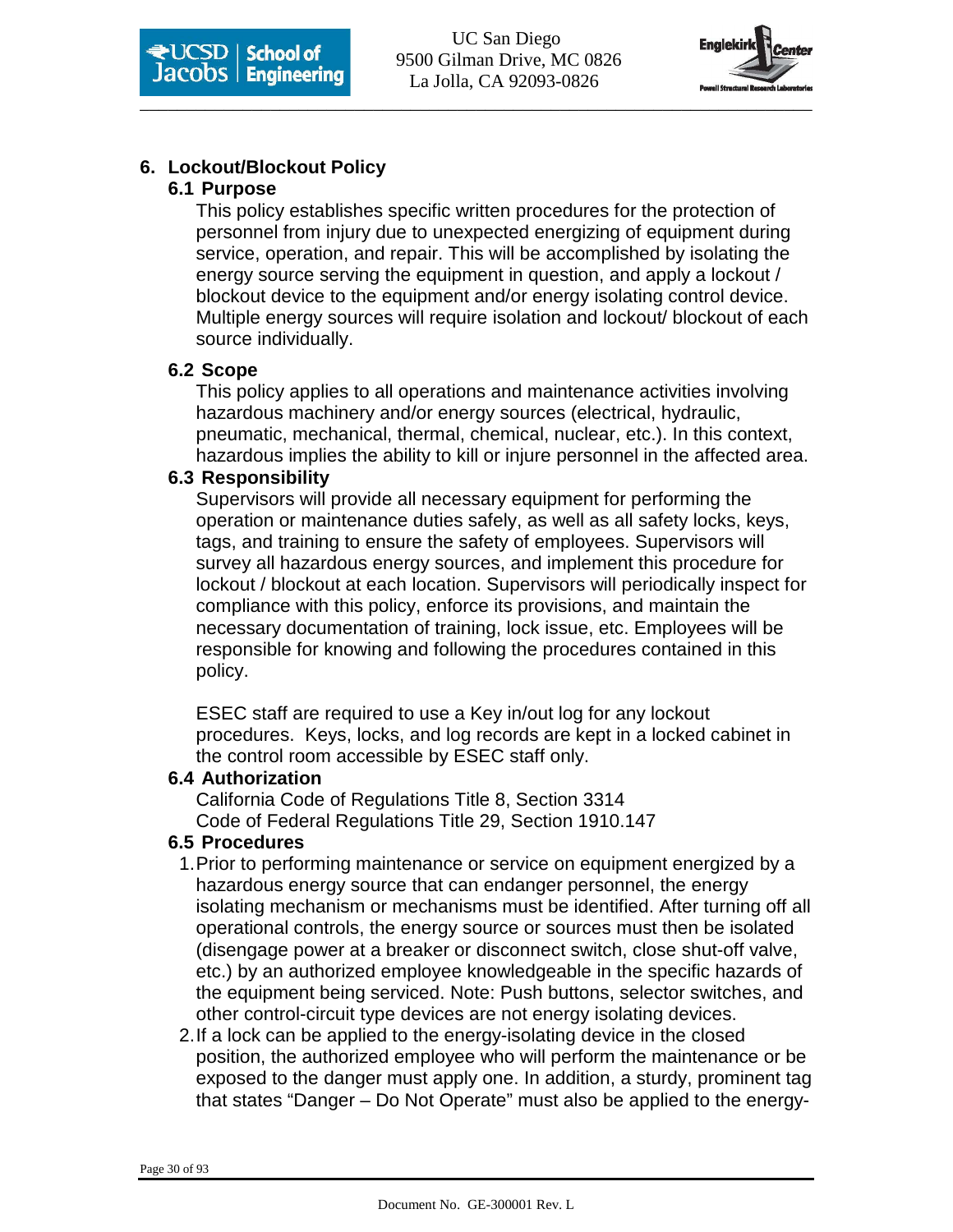# 6. Lockout/Blockout Policy

## 6.1 Purpose

This policy establishes specific written procedures for the protection of personnel from injury due to unexpected energizing of equipment during service, operation, and repair. This will be accomplished by isolating the energy source serving the equipment in question, and apply a lockout / blockout device to the equipment and/or energy isolating control device. Multiple energy sources will require isolation and lockout/ blockout of each source individually.

## 6.2 Scope

This policy applies to all operations and maintenance activities involving hazardous machinery and/or energy sources (electrical, hydraulic, pneumatic, mechanical, thermal, chemical, nuclear, etc.). In this context, hazardous implies the ability to kill or injure personnel in the affected area.

## 6.3 Responsibility

Supervisors will provide all necessary equipment for performing the operation or maintenance duties safely, as well as all safety locks, keys, tags, and training to ensure the safety of employees. Supervisors will survey all hazardous energy sources, and implement this procedure for lockout / blockout at each location. Supervisors will periodically inspect for compliance with this policy, enforce its provisions, and maintain the necessary documentation of training, lock issue, etc. Employees will be responsible for knowing and following the procedures contained in this policy.

ESEC staff are required to use a Key in/out log for any lockout procedures. Keys, locks, and log records are kept in a locked cabinet in the control room accessible by ESEC staff only.

## 6.4 Authorization

California Code of Regulations Title 8, Section 3314
Code of Federal Regulations Title 29, Section 1910.147

## 6.5 Procedures

1. Prior to performing maintenance or service on equipment energized by a hazardous energy source that can endanger personnel, the energy isolating mechanism or mechanisms must be identified. After turning off all operational controls, the energy source or sources must then be isolated (disengage power at a breaker or disconnect switch, close shut-off valve, etc.) by an authorized employee knowledgeable in the specific hazards of the equipment being serviced. Note: Push buttons, selector switches, and other control-circuit type devices are not energy isolating devices.
2. If a lock can be applied to the energy-isolating device in the closed position, the authorized employee who will perform the maintenance or be exposed to the danger must apply one. In addition, a sturdy, prominent tag that states “Danger – Do Not Operate” must also be applied to the energy-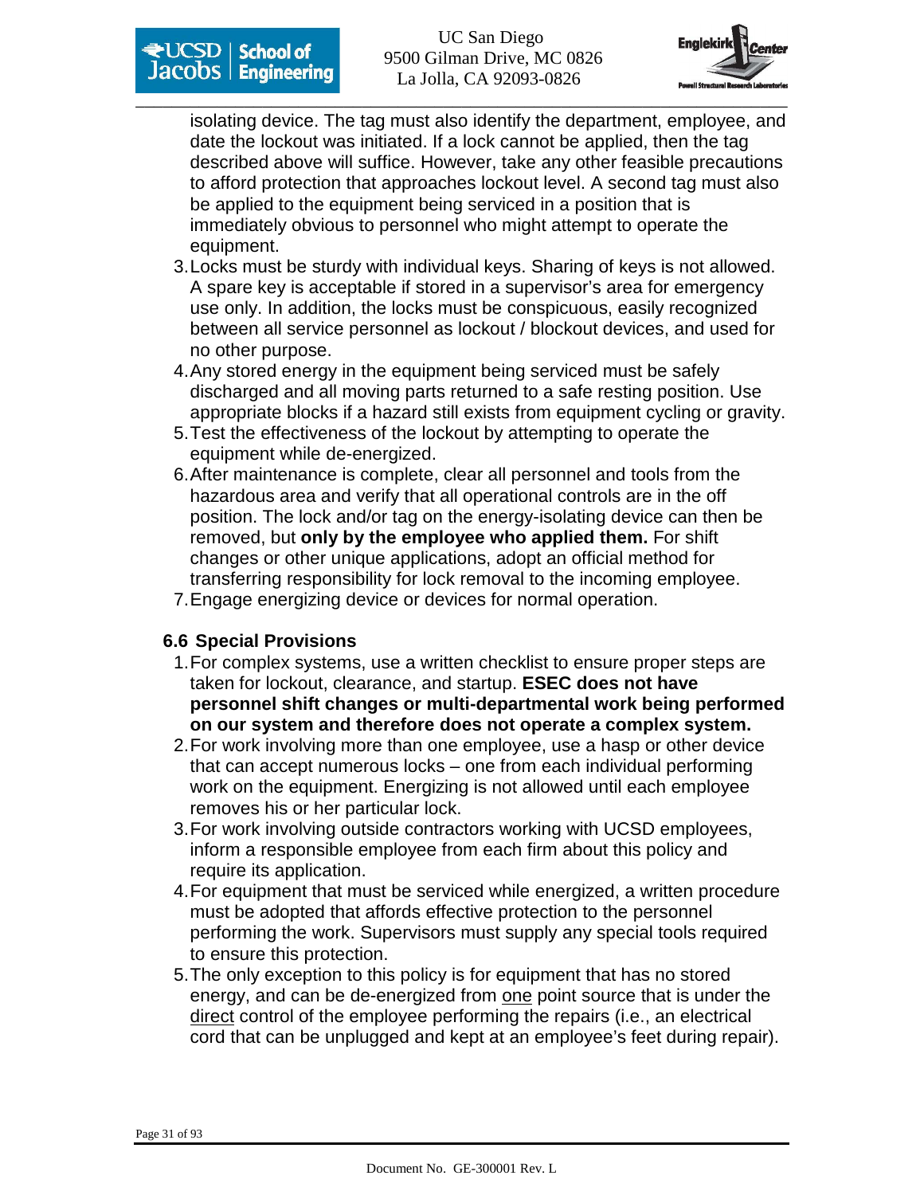isolating device. The tag must also identify the department, employee, and date the lockout was initiated. If a lock cannot be applied, then the tag described above will suffice. However, take any other feasible precautions to afford protection that approaches lockout level. A second tag must also be applied to the equipment being serviced in a position that is immediately obvious to personnel who might attempt to operate the equipment.

3. Locks must be sturdy with individual keys. Sharing of keys is not allowed. A spare key is acceptable if stored in a supervisor's area for emergency use only. In addition, the locks must be conspicuous, easily recognized between all service personnel as lockout / blockout devices, and used for no other purpose.
4. Any stored energy in the equipment being serviced must be safely discharged and all moving parts returned to a safe resting position. Use appropriate blocks if a hazard still exists from equipment cycling or gravity.
5. Test the effectiveness of the lockout by attempting to operate the equipment while de-energized.
6. After maintenance is complete, clear all personnel and tools from the hazardous area and verify that all operational controls are in the off position. The lock and/or tag on the energy-isolating device can then be removed, but **only by the employee who applied them.** For shift changes or other unique applications, adopt an official method for transferring responsibility for lock removal to the incoming employee.
7. Engage energizing device or devices for normal operation.

### 6.6 Special Provisions

1. For complex systems, use a written checklist to ensure proper steps are taken for lockout, clearance, and startup. **ESEC does not have personnel shift changes or multi-departmental work being performed on our system and therefore does not operate a complex system.**
2. For work involving more than one employee, use a hasp or other device that can accept numerous locks – one from each individual performing work on the equipment. Energizing is not allowed until each employee removes his or her particular lock.
3. For work involving outside contractors working with UCSD employees, inform a responsible employee from each firm about this policy and require its application.
4. For equipment that must be serviced while energized, a written procedure must be adopted that affords effective protection to the personnel performing the work. Supervisors must supply any special tools required to ensure this protection.
5. The only exception to this policy is for equipment that has no stored energy, and can be de-energized from one point source that is under the direct control of the employee performing the repairs (i.e., an electrical cord that can be unplugged and kept at an employee's feet during repair).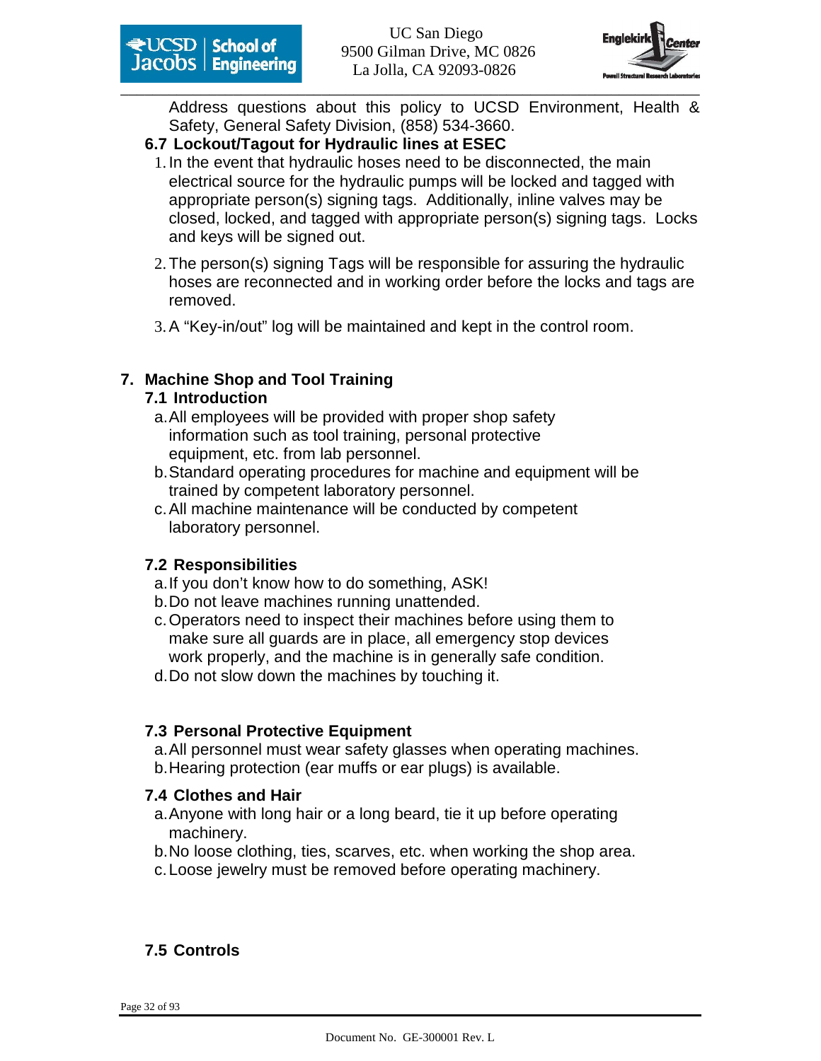Address questions about this policy to UCSD Environment, Health & Safety, General Safety Division, (858) 534-3660.

### 6.7 Lockout/Tagout for Hydraulic lines at ESEC

1. In the event that hydraulic hoses need to be disconnected, the main electrical source for the hydraulic pumps will be locked and tagged with appropriate person(s) signing tags. Additionally, inline valves may be closed, locked, and tagged with appropriate person(s) signing tags. Locks and keys will be signed out.

2. The person(s) signing Tags will be responsible for assuring the hydraulic hoses are reconnected and in working order before the locks and tags are removed.

3. A "Key-in/out" log will be maintained and kept in the control room.

## 7. Machine Shop and Tool Training

### 7.1 Introduction

a. All employees will be provided with proper shop safety information such as tool training, personal protective equipment, etc. from lab personnel.
b. Standard operating procedures for machine and equipment will be trained by competent laboratory personnel.
c. All machine maintenance will be conducted by competent laboratory personnel.

### 7.2 Responsibilities

a. If you don't know how to do something, ASK!
b. Do not leave machines running unattended.
c. Operators need to inspect their machines before using them to make sure all guards are in place, all emergency stop devices work properly, and the machine is in generally safe condition.
d. Do not slow down the machines by touching it.

### 7.3 Personal Protective Equipment

a. All personnel must wear safety glasses when operating machines.
b. Hearing protection (ear muffs or ear plugs) is available.

### 7.4 Clothes and Hair

a. Anyone with long hair or a long beard, tie it up before operating machinery.
b. No loose clothing, ties, scarves, etc. when working the shop area.
c. Loose jewelry must be removed before operating machinery.

### 7.5 Controls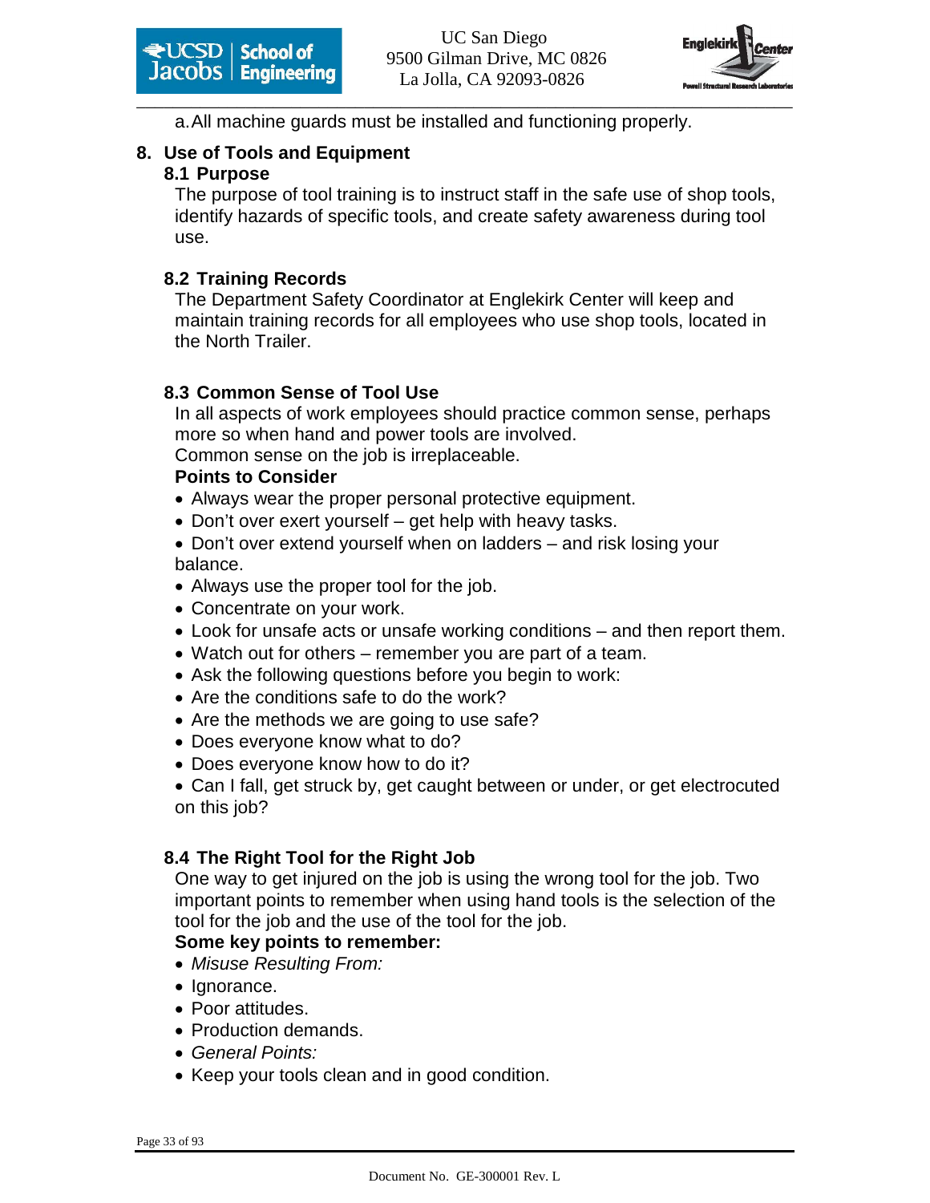a. All machine guards must be installed and functioning properly.

## 8. Use of Tools and Equipment

### 8.1 Purpose

The purpose of tool training is to instruct staff in the safe use of shop tools, identify hazards of specific tools, and create safety awareness during tool use.

### 8.2 Training Records

The Department Safety Coordinator at Englekirk Center will keep and maintain training records for all employees who use shop tools, located in the North Trailer.

### 8.3 Common Sense of Tool Use

In all aspects of work employees should practice common sense, perhaps more so when hand and power tools are involved.
Common sense on the job is irreplaceable.

**Points to Consider**

- Always wear the proper personal protective equipment.
- Don't over exert yourself – get help with heavy tasks.
- Don't over extend yourself when on ladders – and risk losing your balance.
- Always use the proper tool for the job.
- Concentrate on your work.
- Look for unsafe acts or unsafe working conditions – and then report them.
- Watch out for others – remember you are part of a team.
- Ask the following questions before you begin to work:
- Are the conditions safe to do the work?
- Are the methods we are going to use safe?
- Does everyone know what to do?
- Does everyone know how to do it?
- Can I fall, get struck by, get caught between or under, or get electrocuted on this job?

### 8.4 The Right Tool for the Right Job

One way to get injured on the job is using the wrong tool for the job. Two important points to remember when using hand tools is the selection of the tool for the job and the use of the tool for the job.

**Some key points to remember:**

- *Misuse Resulting From:*
- Ignorance.
- Poor attitudes.
- Production demands.
- *General Points:*
- Keep your tools clean and in good condition.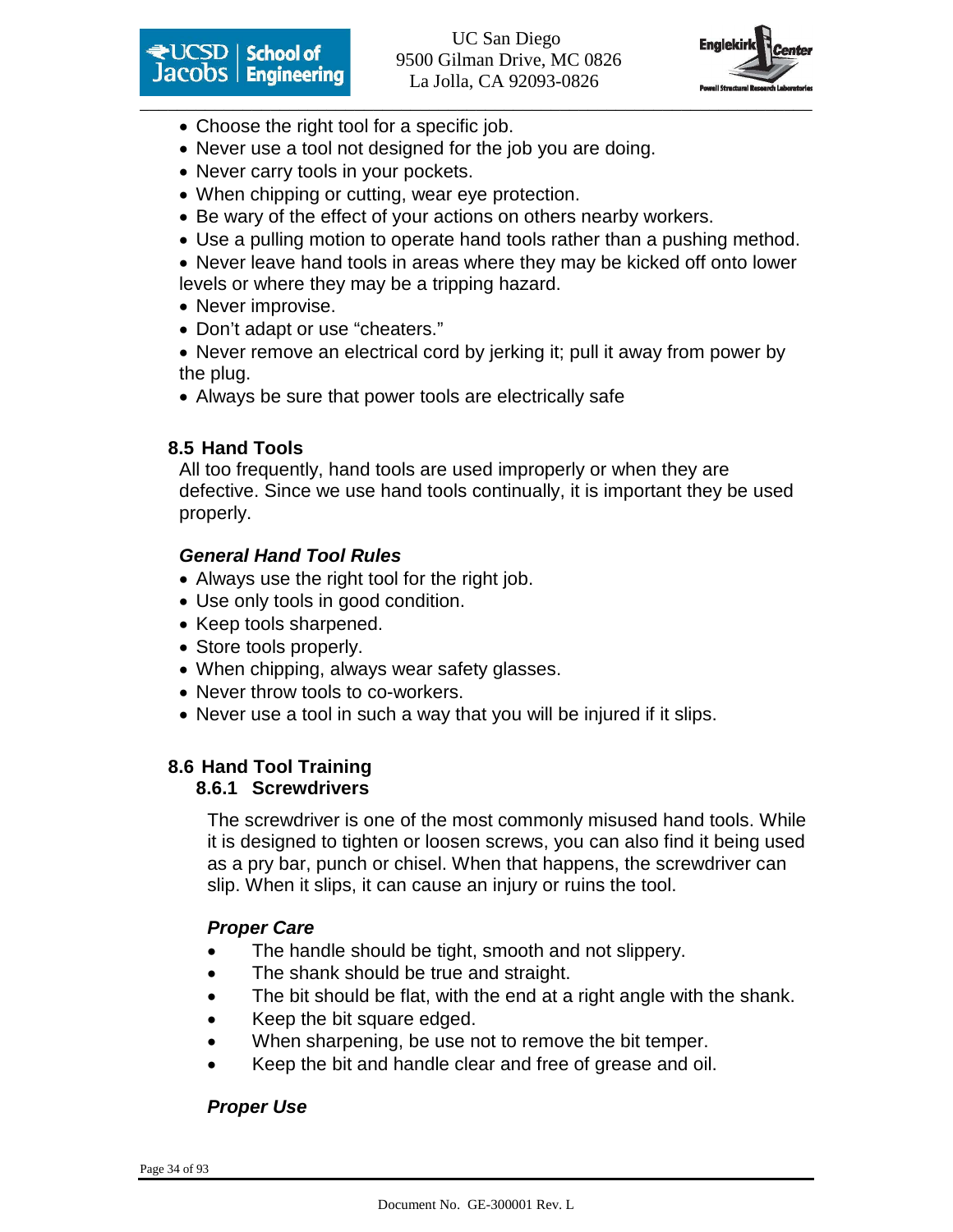- Choose the right tool for a specific job.
- Never use a tool not designed for the job you are doing.
- Never carry tools in your pockets.
- When chipping or cutting, wear eye protection.
- Be wary of the effect of your actions on others nearby workers.
- Use a pulling motion to operate hand tools rather than a pushing method.
- Never leave hand tools in areas where they may be kicked off onto lower levels or where they may be a tripping hazard.
- Never improvise.
- Don't adapt or use "cheaters."
- Never remove an electrical cord by jerking it; pull it away from power by the plug.
- Always be sure that power tools are electrically safe

## 8.5 Hand Tools

All too frequently, hand tools are used improperly or when they are defective. Since we use hand tools continually, it is important they be used properly.

***General Hand Tool Rules***

- Always use the right tool for the right job.
- Use only tools in good condition.
- Keep tools sharpened.
- Store tools properly.
- When chipping, always wear safety glasses.
- Never throw tools to co-workers.
- Never use a tool in such a way that you will be injured if it slips.

## 8.6 Hand Tool Training

### 8.6.1 Screwdrivers

The screwdriver is one of the most commonly misused hand tools. While it is designed to tighten or loosen screws, you can also find it being used as a pry bar, punch or chisel. When that happens, the screwdriver can slip. When it slips, it can cause an injury or ruins the tool.

***Proper Care***

- The handle should be tight, smooth and not slippery.
- The shank should be true and straight.
- The bit should be flat, with the end at a right angle with the shank.
- Keep the bit square edged.
- When sharpening, be use not to remove the bit temper.
- Keep the bit and handle clear and free of grease and oil.

***Proper Use***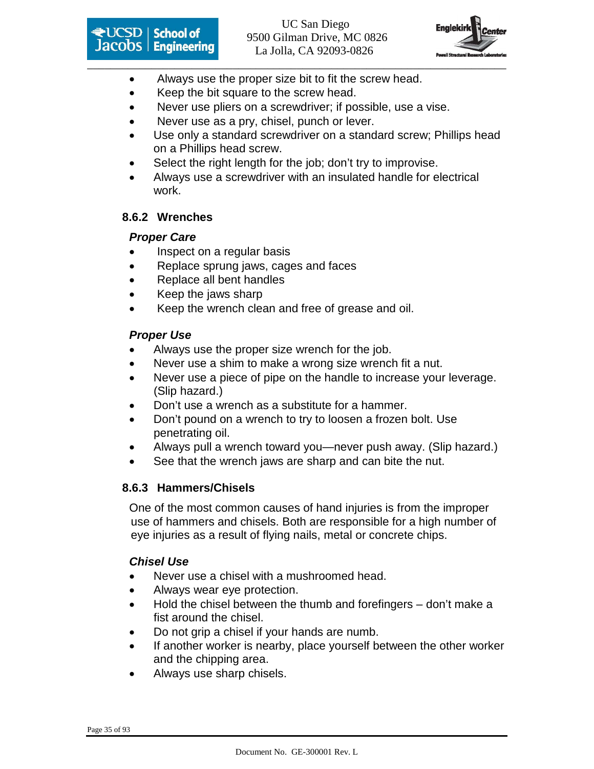- Always use the proper size bit to fit the screw head.
- Keep the bit square to the screw head.
- Never use pliers on a screwdriver; if possible, use a vise.
- Never use as a pry, chisel, punch or lever.
- Use only a standard screwdriver on a standard screw; Phillips head on a Phillips head screw.
- Select the right length for the job; don't try to improvise.
- Always use a screwdriver with an insulated handle for electrical work.

### 8.6.2 Wrenches

***Proper Care***

- Inspect on a regular basis
- Replace sprung jaws, cages and faces
- Replace all bent handles
- Keep the jaws sharp
- Keep the wrench clean and free of grease and oil.

***Proper Use***

- Always use the proper size wrench for the job.
- Never use a shim to make a wrong size wrench fit a nut.
- Never use a piece of pipe on the handle to increase your leverage. (Slip hazard.)
- Don't use a wrench as a substitute for a hammer.
- Don't pound on a wrench to try to loosen a frozen bolt. Use penetrating oil.
- Always pull a wrench toward you—never push away. (Slip hazard.)
- See that the wrench jaws are sharp and can bite the nut.

### 8.6.3 Hammers/Chisels

One of the most common causes of hand injuries is from the improper use of hammers and chisels. Both are responsible for a high number of eye injuries as a result of flying nails, metal or concrete chips.

***Chisel Use***

- Never use a chisel with a mushroomed head.
- Always wear eye protection.
- Hold the chisel between the thumb and forefingers – don't make a fist around the chisel.
- Do not grip a chisel if your hands are numb.
- If another worker is nearby, place yourself between the other worker and the chipping area.
- Always use sharp chisels.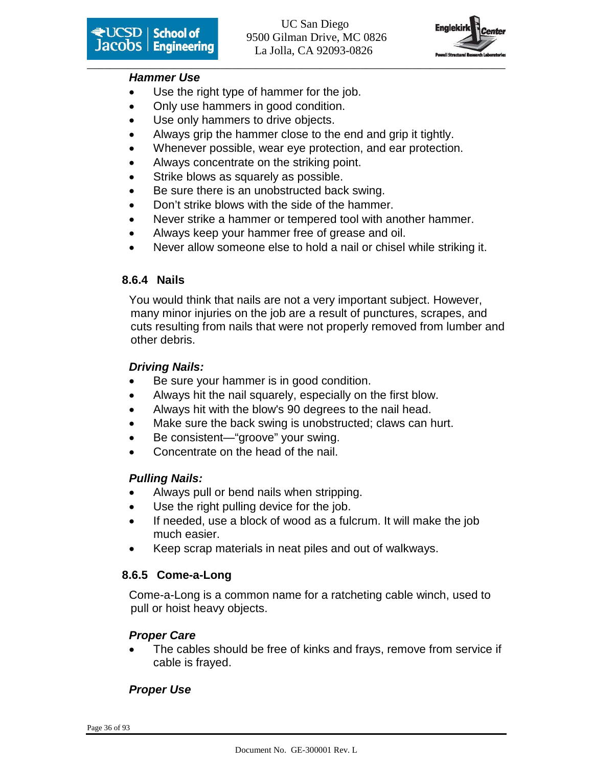***Hammer Use***

- Use the right type of hammer for the job.
- Only use hammers in good condition.
- Use only hammers to drive objects.
- Always grip the hammer close to the end and grip it tightly.
- Whenever possible, wear eye protection, and ear protection.
- Always concentrate on the striking point.
- Strike blows as squarely as possible.
- Be sure there is an unobstructed back swing.
- Don't strike blows with the side of the hammer.
- Never strike a hammer or tempered tool with another hammer.
- Always keep your hammer free of grease and oil.
- Never allow someone else to hold a nail or chisel while striking it.

### 8.6.4 Nails

You would think that nails are not a very important subject. However, many minor injuries on the job are a result of punctures, scrapes, and cuts resulting from nails that were not properly removed from lumber and other debris.

***Driving Nails:***

- Be sure your hammer is in good condition.
- Always hit the nail squarely, especially on the first blow.
- Always hit with the blow's 90 degrees to the nail head.
- Make sure the back swing is unobstructed; claws can hurt.
- Be consistent—"groove" your swing.
- Concentrate on the head of the nail.

***Pulling Nails:***

- Always pull or bend nails when stripping.
- Use the right pulling device for the job.
- If needed, use a block of wood as a fulcrum. It will make the job much easier.
- Keep scrap materials in neat piles and out of walkways.

### 8.6.5 Come-a-Long

Come-a-Long is a common name for a ratcheting cable winch, used to pull or hoist heavy objects.

***Proper Care***

- The cables should be free of kinks and frays, remove from service if cable is frayed.

***Proper Use***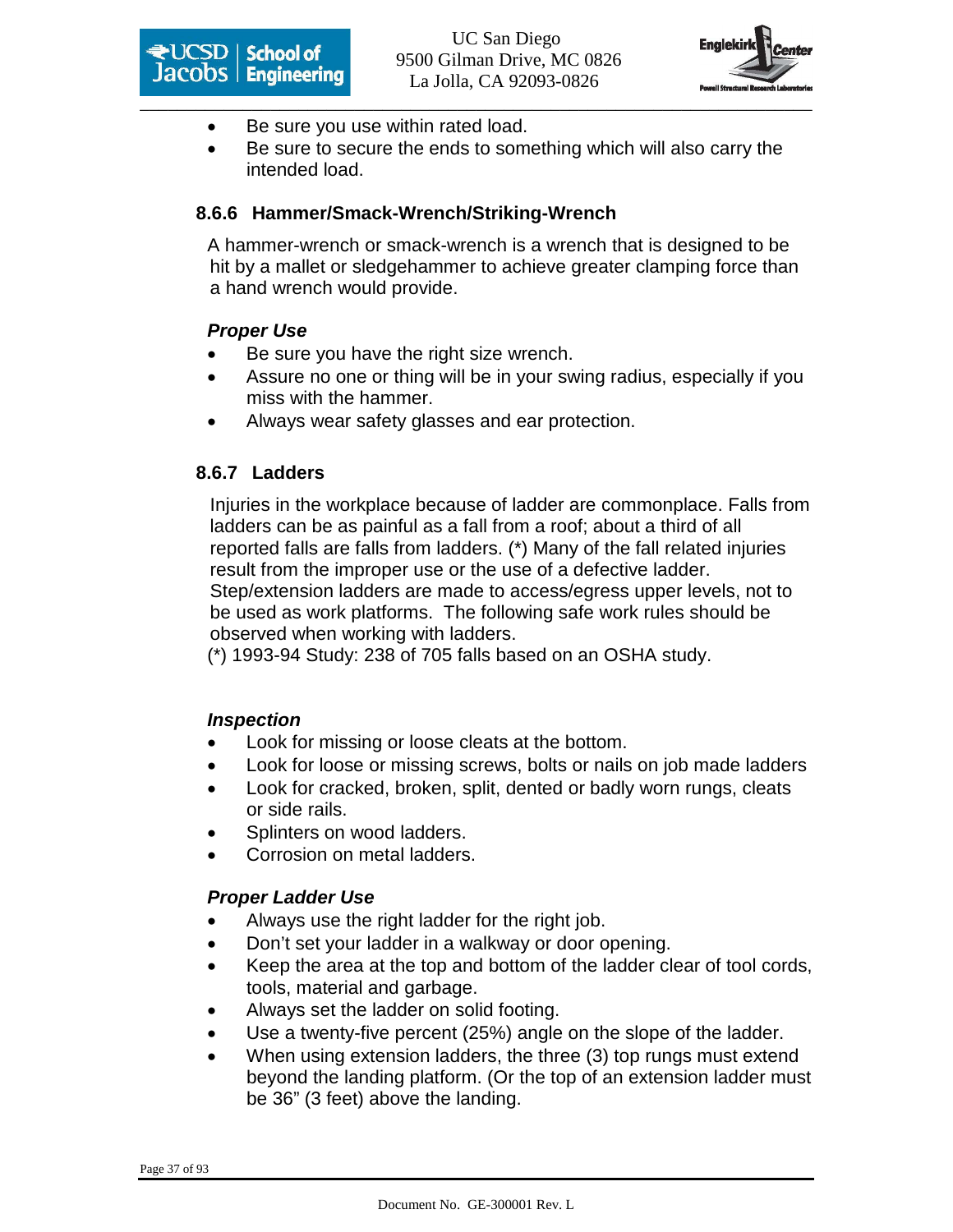- Be sure you use within rated load.
- Be sure to secure the ends to something which will also carry the intended load.

### 8.6.6 Hammer/Smack-Wrench/Striking-Wrench

A hammer-wrench or smack-wrench is a wrench that is designed to be hit by a mallet or sledgehammer to achieve greater clamping force than a hand wrench would provide.

***Proper Use***

- Be sure you have the right size wrench.
- Assure no one or thing will be in your swing radius, especially if you miss with the hammer.
- Always wear safety glasses and ear protection.

### 8.6.7 Ladders

Injuries in the workplace because of ladder are commonplace. Falls from ladders can be as painful as a fall from a roof; about a third of all reported falls are falls from ladders. (*) Many of the fall related injuries result from the improper use or the use of a defective ladder. Step/extension ladders are made to access/egress upper levels, not to be used as work platforms. The following safe work rules should be observed when working with ladders.

(*) 1993-94 Study: 238 of 705 falls based on an OSHA study.

***Inspection***

- Look for missing or loose cleats at the bottom.
- Look for loose or missing screws, bolts or nails on job made ladders
- Look for cracked, broken, split, dented or badly worn rungs, cleats or side rails.
- Splinters on wood ladders.
- Corrosion on metal ladders.

***Proper Ladder Use***

- Always use the right ladder for the right job.
- Don't set your ladder in a walkway or door opening.
- Keep the area at the top and bottom of the ladder clear of tool cords, tools, material and garbage.
- Always set the ladder on solid footing.
- Use a twenty-five percent (25%) angle on the slope of the ladder.
- When using extension ladders, the three (3) top rungs must extend beyond the landing platform. (Or the top of an extension ladder must be 36" (3 feet) above the landing.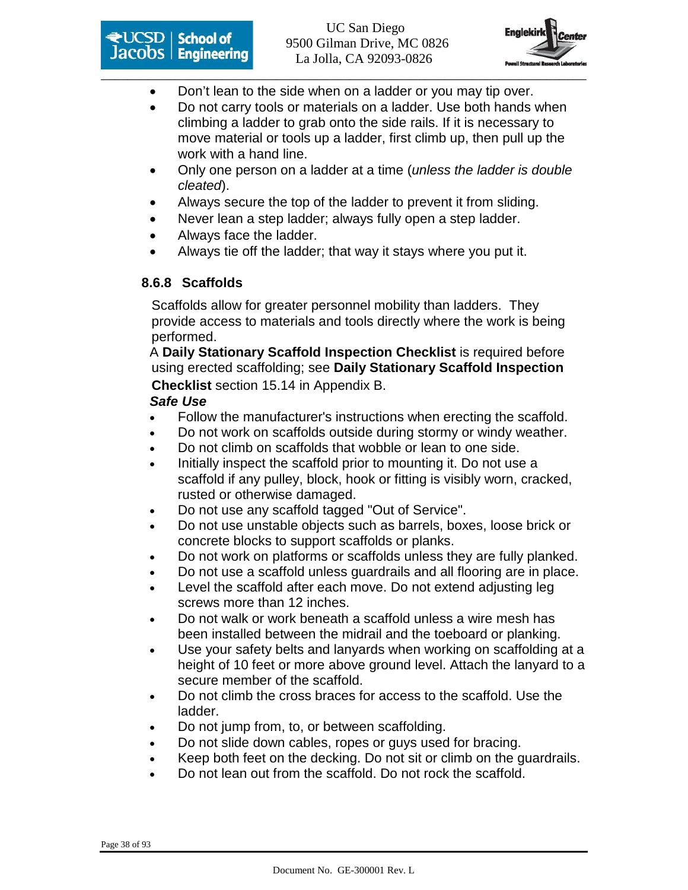- Don't lean to the side when on a ladder or you may tip over.
- Do not carry tools or materials on a ladder. Use both hands when climbing a ladder to grab onto the side rails. If it is necessary to move material or tools up a ladder, first climb up, then pull up the work with a hand line.
- Only one person on a ladder at a time (*unless the ladder is double cleated*).
- Always secure the top of the ladder to prevent it from sliding.
- Never lean a step ladder; always fully open a step ladder.
- Always face the ladder.
- Always tie off the ladder; that way it stays where you put it.

### 8.6.8 Scaffolds

Scaffolds allow for greater personnel mobility than ladders. They provide access to materials and tools directly where the work is being performed.

A **Daily Stationary Scaffold Inspection Checklist** is required before using erected scaffolding; see **Daily Stationary Scaffold Inspection Checklist** section 15.14 in Appendix B.

***Safe Use***

- Follow the manufacturer's instructions when erecting the scaffold.
- Do not work on scaffolds outside during stormy or windy weather.
- Do not climb on scaffolds that wobble or lean to one side.
- Initially inspect the scaffold prior to mounting it. Do not use a scaffold if any pulley, block, hook or fitting is visibly worn, cracked, rusted or otherwise damaged.
- Do not use any scaffold tagged "Out of Service".
- Do not use unstable objects such as barrels, boxes, loose brick or concrete blocks to support scaffolds or planks.
- Do not work on platforms or scaffolds unless they are fully planked.
- Do not use a scaffold unless guardrails and all flooring are in place.
- Level the scaffold after each move. Do not extend adjusting leg screws more than 12 inches.
- Do not walk or work beneath a scaffold unless a wire mesh has been installed between the midrail and the toeboard or planking.
- Use your safety belts and lanyards when working on scaffolding at a height of 10 feet or more above ground level. Attach the lanyard to a secure member of the scaffold.
- Do not climb the cross braces for access to the scaffold. Use the ladder.
- Do not jump from, to, or between scaffolding.
- Do not slide down cables, ropes or guys used for bracing.
- Keep both feet on the decking. Do not sit or climb on the guardrails.
- Do not lean out from the scaffold. Do not rock the scaffold.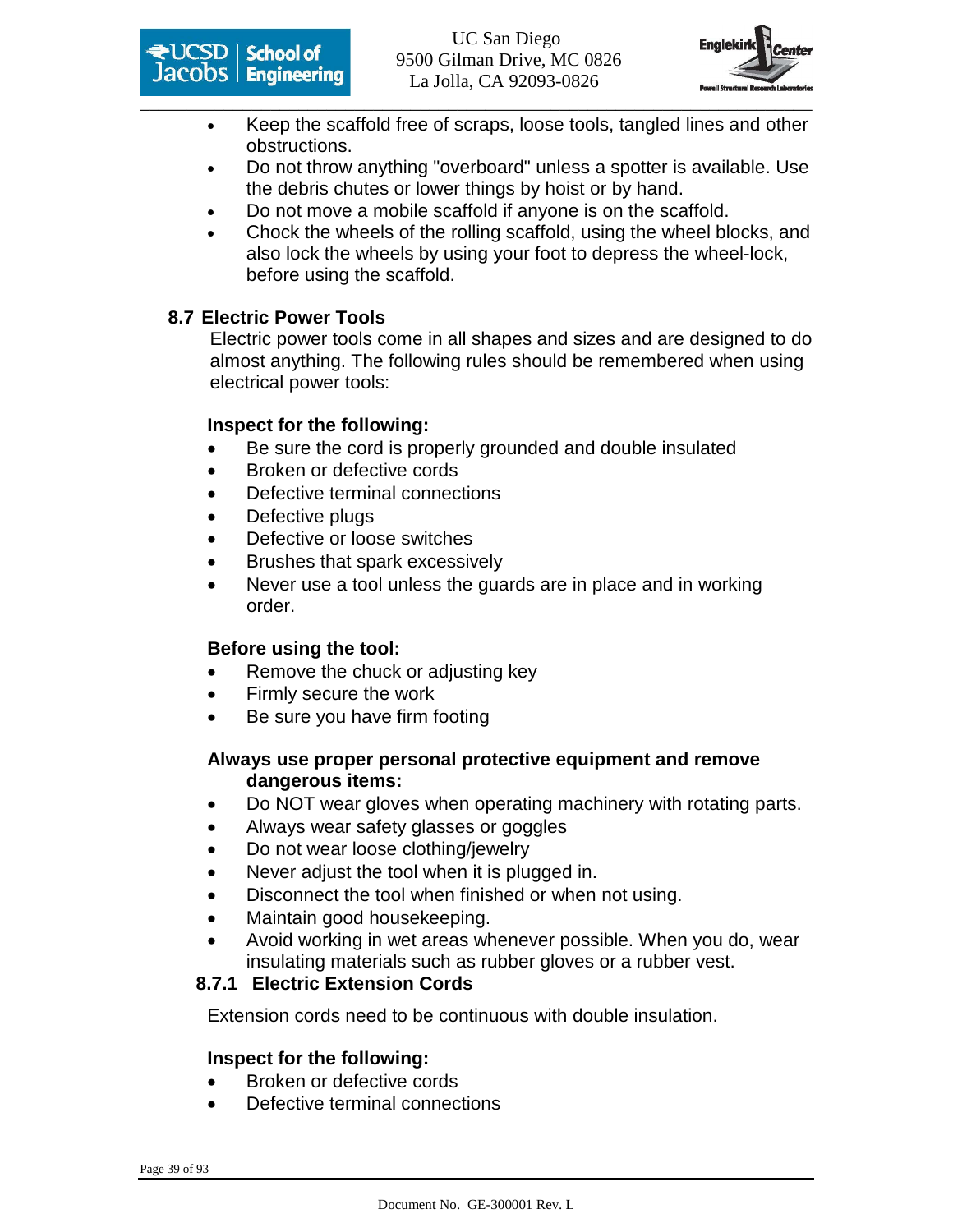- Keep the scaffold free of scraps, loose tools, tangled lines and other obstructions.
- Do not throw anything "overboard" unless a spotter is available. Use the debris chutes or lower things by hoist or by hand.
- Do not move a mobile scaffold if anyone is on the scaffold.
- Chock the wheels of the rolling scaffold, using the wheel blocks, and also lock the wheels by using your foot to depress the wheel-lock, before using the scaffold.

## 8.7 Electric Power Tools

Electric power tools come in all shapes and sizes and are designed to do almost anything. The following rules should be remembered when using electrical power tools:

**Inspect for the following:**

- Be sure the cord is properly grounded and double insulated
- Broken or defective cords
- Defective terminal connections
- Defective plugs
- Defective or loose switches
- Brushes that spark excessively
- Never use a tool unless the guards are in place and in working order.

**Before using the tool:**

- Remove the chuck or adjusting key
- Firmly secure the work
- Be sure you have firm footing

**Always use proper personal protective equipment and remove dangerous items:**

- Do NOT wear gloves when operating machinery with rotating parts.
- Always wear safety glasses or goggles
- Do not wear loose clothing/jewelry
- Never adjust the tool when it is plugged in.
- Disconnect the tool when finished or when not using.
- Maintain good housekeeping.
- Avoid working in wet areas whenever possible. When you do, wear insulating materials such as rubber gloves or a rubber vest.

### 8.7.1 Electric Extension Cords

Extension cords need to be continuous with double insulation.

**Inspect for the following:**

- Broken or defective cords
- Defective terminal connections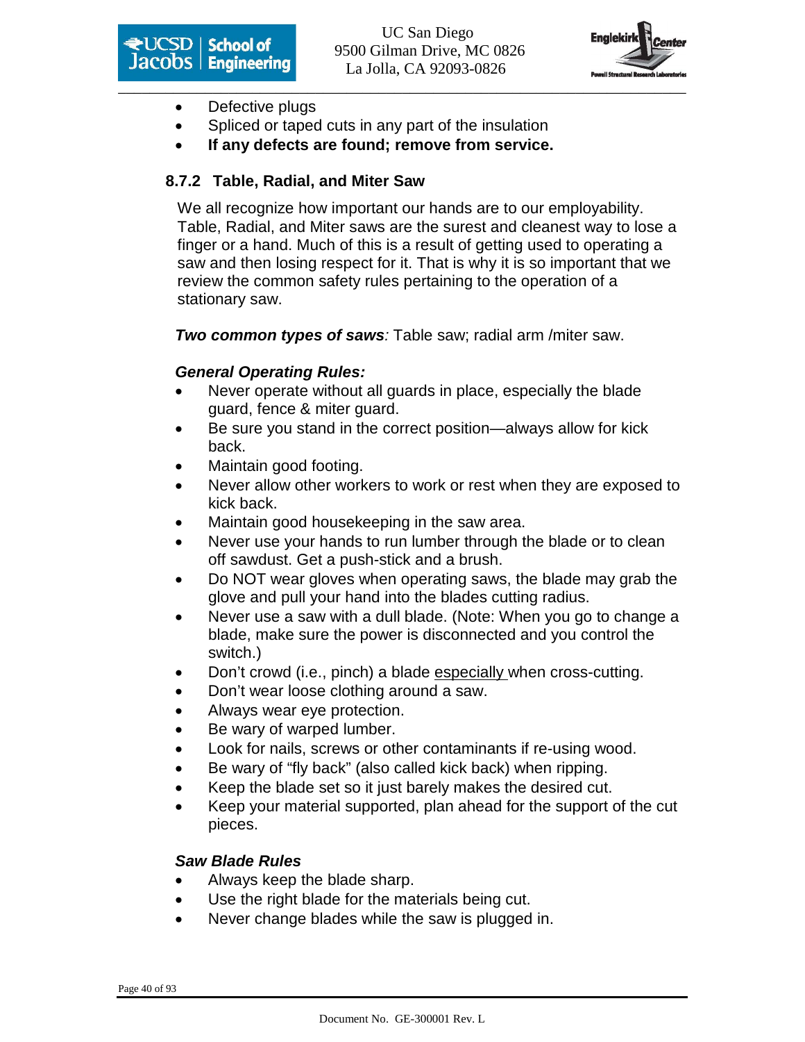- Defective plugs
- Spliced or taped cuts in any part of the insulation
- **If any defects are found; remove from service.**

### 8.7.2 Table, Radial, and Miter Saw

We all recognize how important our hands are to our employability. Table, Radial, and Miter saws are the surest and cleanest way to lose a finger or a hand. Much of this is a result of getting used to operating a saw and then losing respect for it. That is why it is so important that we review the common safety rules pertaining to the operation of a stationary saw.

***Two common types of saws**:* Table saw; radial arm /miter saw.

***General Operating Rules:***

- Never operate without all guards in place, especially the blade guard, fence & miter guard.
- Be sure you stand in the correct position—always allow for kick back.
- Maintain good footing.
- Never allow other workers to work or rest when they are exposed to kick back.
- Maintain good housekeeping in the saw area.
- Never use your hands to run lumber through the blade or to clean off sawdust. Get a push-stick and a brush.
- Do NOT wear gloves when operating saws, the blade may grab the glove and pull your hand into the blades cutting radius.
- Never use a saw with a dull blade. (Note: When you go to change a blade, make sure the power is disconnected and you control the switch.)
- Don't crowd (i.e., pinch) a blade <u>especially</u> when cross-cutting.
- Don't wear loose clothing around a saw.
- Always wear eye protection.
- Be wary of warped lumber.
- Look for nails, screws or other contaminants if re-using wood.
- Be wary of "fly back" (also called kick back) when ripping.
- Keep the blade set so it just barely makes the desired cut.
- Keep your material supported, plan ahead for the support of the cut pieces.

***Saw Blade Rules***

- Always keep the blade sharp.
- Use the right blade for the materials being cut.
- Never change blades while the saw is plugged in.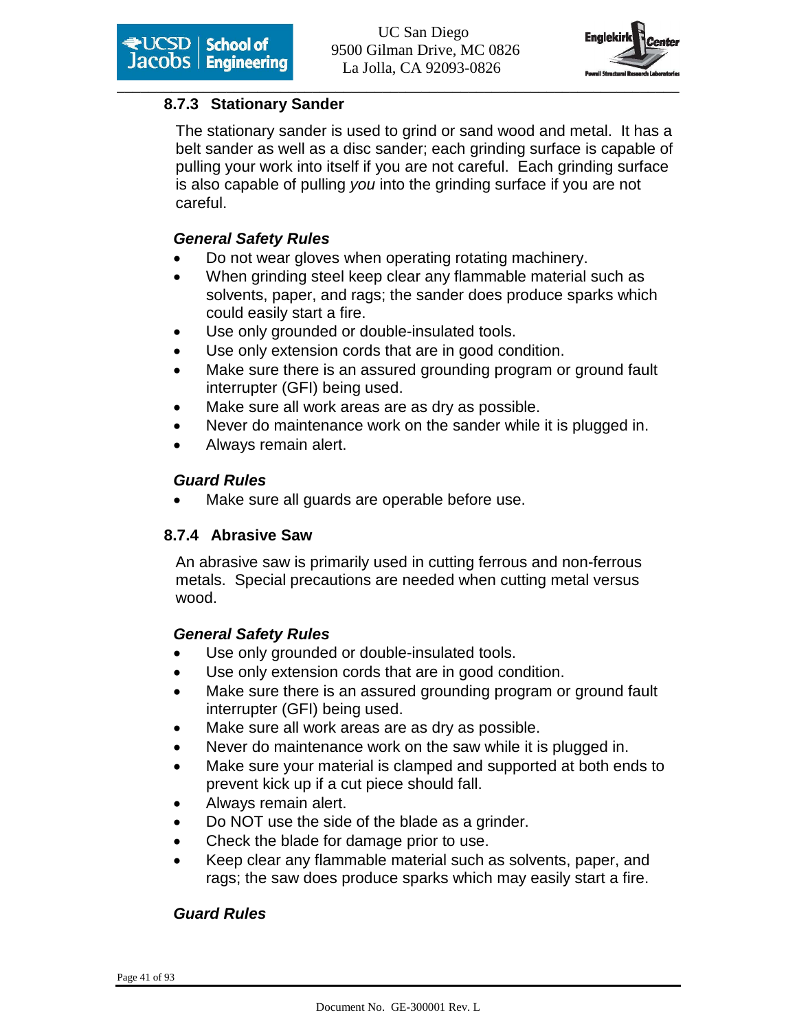### 8.7.3 Stationary Sander

The stationary sander is used to grind or sand wood and metal. It has a belt sander as well as a disc sander; each grinding surface is capable of pulling your work into itself if you are not careful. Each grinding surface is also capable of pulling *you* into the grinding surface if you are not careful.

***General Safety Rules***

- Do not wear gloves when operating rotating machinery.
- When grinding steel keep clear any flammable material such as solvents, paper, and rags; the sander does produce sparks which could easily start a fire.
- Use only grounded or double-insulated tools.
- Use only extension cords that are in good condition.
- Make sure there is an assured grounding program or ground fault interrupter (GFI) being used.
- Make sure all work areas are as dry as possible.
- Never do maintenance work on the sander while it is plugged in.
- Always remain alert.

***Guard Rules***

- Make sure all guards are operable before use.

### 8.7.4 Abrasive Saw

An abrasive saw is primarily used in cutting ferrous and non-ferrous metals. Special precautions are needed when cutting metal versus wood.

***General Safety Rules***

- Use only grounded or double-insulated tools.
- Use only extension cords that are in good condition.
- Make sure there is an assured grounding program or ground fault interrupter (GFI) being used.
- Make sure all work areas are as dry as possible.
- Never do maintenance work on the saw while it is plugged in.
- Make sure your material is clamped and supported at both ends to prevent kick up if a cut piece should fall.
- Always remain alert.
- Do NOT use the side of the blade as a grinder.
- Check the blade for damage prior to use.
- Keep clear any flammable material such as solvents, paper, and rags; the saw does produce sparks which may easily start a fire.

***Guard Rules***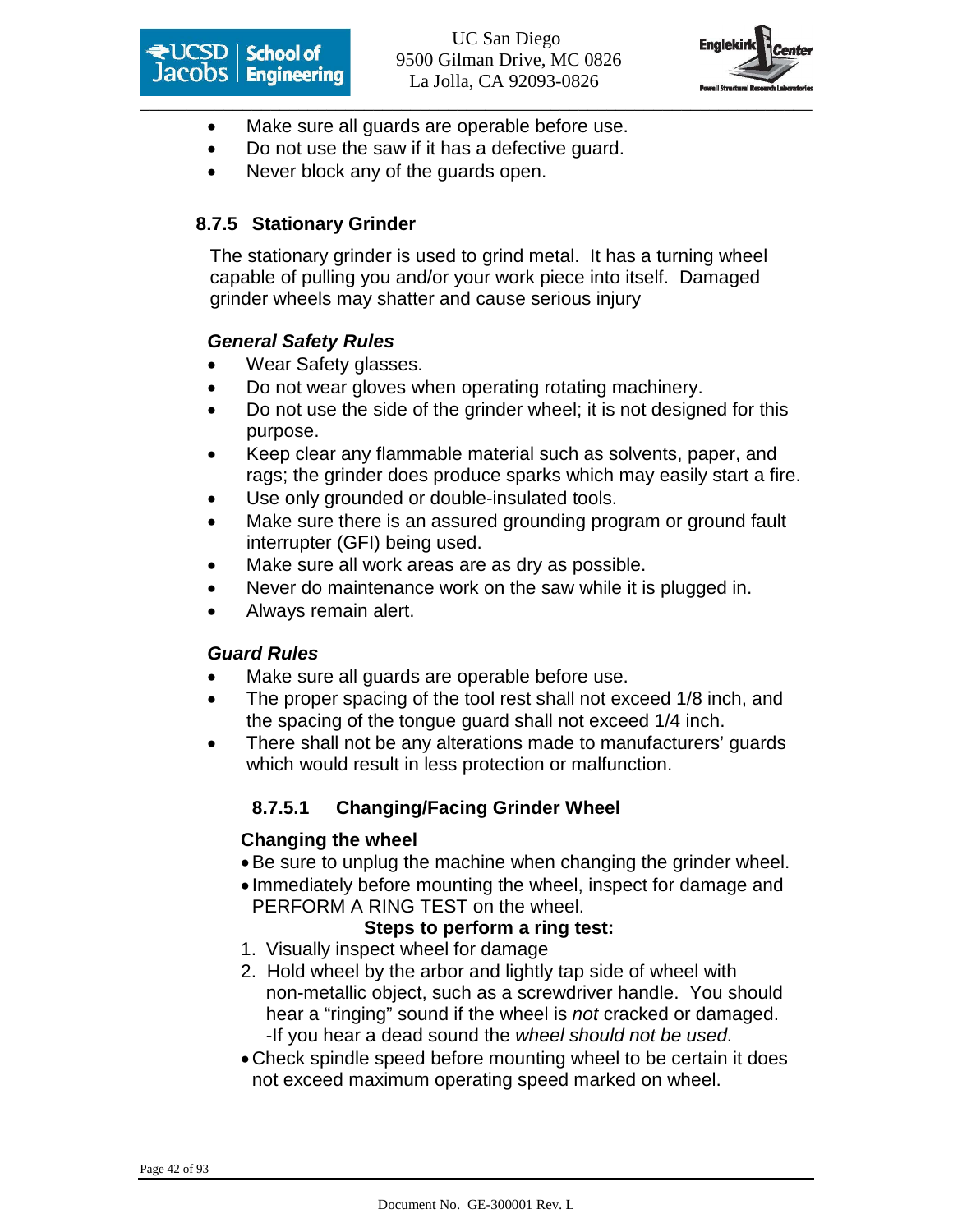- Make sure all guards are operable before use.
- Do not use the saw if it has a defective guard.
- Never block any of the guards open.

### 8.7.5 Stationary Grinder

The stationary grinder is used to grind metal. It has a turning wheel capable of pulling you and/or your work piece into itself. Damaged grinder wheels may shatter and cause serious injury

***General Safety Rules***

- Wear Safety glasses.
- Do not wear gloves when operating rotating machinery.
- Do not use the side of the grinder wheel; it is not designed for this purpose.
- Keep clear any flammable material such as solvents, paper, and rags; the grinder does produce sparks which may easily start a fire.
- Use only grounded or double-insulated tools.
- Make sure there is an assured grounding program or ground fault interrupter (GFI) being used.
- Make sure all work areas are as dry as possible.
- Never do maintenance work on the saw while it is plugged in.
- Always remain alert.

***Guard Rules***

- Make sure all guards are operable before use.
- The proper spacing of the tool rest shall not exceed 1/8 inch, and the spacing of the tongue guard shall not exceed 1/4 inch.
- There shall not be any alterations made to manufacturers' guards which would result in less protection or malfunction.

#### 8.7.5.1 Changing/Facing Grinder Wheel

**Changing the wheel**

- Be sure to unplug the machine when changing the grinder wheel.
- Immediately before mounting the wheel, inspect for damage and PERFORM A RING TEST on the wheel.

**Steps to perform a ring test:**

1. Visually inspect wheel for damage
2. Hold wheel by the arbor and lightly tap side of wheel with non-metallic object, such as a screwdriver handle. You should hear a "ringing" sound if the wheel is *not* cracked or damaged. -If you hear a dead sound the *wheel should not be used*.

- Check spindle speed before mounting wheel to be certain it does not exceed maximum operating speed marked on wheel.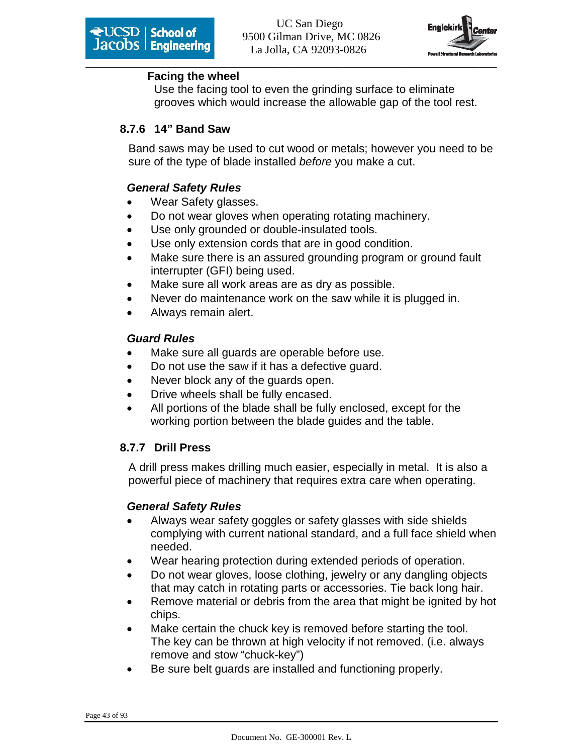**Facing the wheel**

Use the facing tool to even the grinding surface to eliminate grooves which would increase the allowable gap of the tool rest.

### 8.7.6 14" Band Saw

Band saws may be used to cut wood or metals; however you need to be sure of the type of blade installed *before* you make a cut.

***General Safety Rules***

- Wear Safety glasses.
- Do not wear gloves when operating rotating machinery.
- Use only grounded or double-insulated tools.
- Use only extension cords that are in good condition.
- Make sure there is an assured grounding program or ground fault interrupter (GFI) being used.
- Make sure all work areas are as dry as possible.
- Never do maintenance work on the saw while it is plugged in.
- Always remain alert.

***Guard Rules***

- Make sure all guards are operable before use.
- Do not use the saw if it has a defective guard.
- Never block any of the guards open.
- Drive wheels shall be fully encased.
- All portions of the blade shall be fully enclosed, except for the working portion between the blade guides and the table.

### 8.7.7 Drill Press

A drill press makes drilling much easier, especially in metal. It is also a powerful piece of machinery that requires extra care when operating.

***General Safety Rules***

- Always wear safety goggles or safety glasses with side shields complying with current national standard, and a full face shield when needed.
- Wear hearing protection during extended periods of operation.
- Do not wear gloves, loose clothing, jewelry or any dangling objects that may catch in rotating parts or accessories. Tie back long hair.
- Remove material or debris from the area that might be ignited by hot chips.
- Make certain the chuck key is removed before starting the tool. The key can be thrown at high velocity if not removed. (i.e. always remove and stow "chuck-key")
- Be sure belt guards are installed and functioning properly.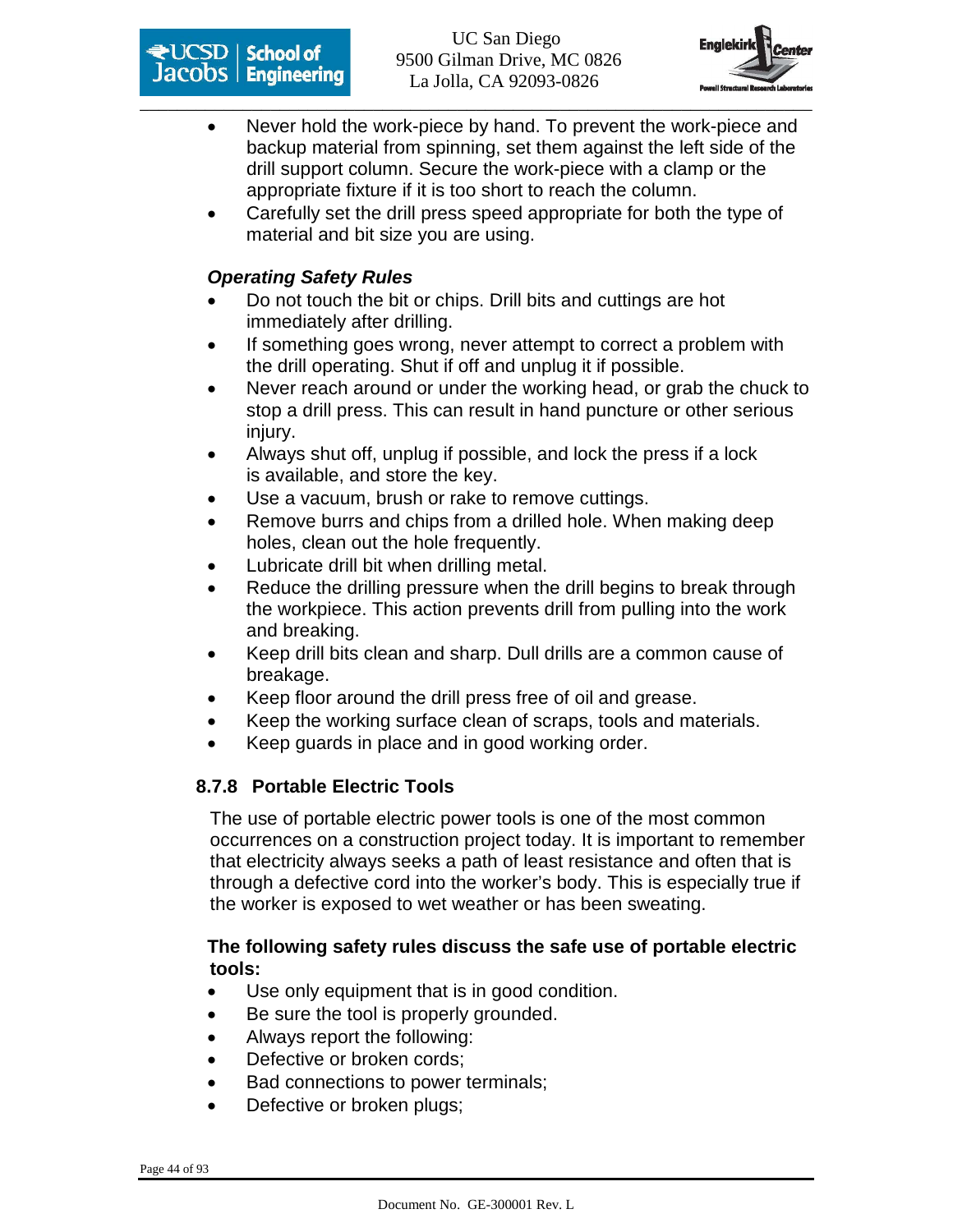- Never hold the work-piece by hand. To prevent the work-piece and backup material from spinning, set them against the left side of the drill support column. Secure the work-piece with a clamp or the appropriate fixture if it is too short to reach the column.
- Carefully set the drill press speed appropriate for both the type of material and bit size you are using.

***Operating Safety Rules***

- Do not touch the bit or chips. Drill bits and cuttings are hot immediately after drilling.
- If something goes wrong, never attempt to correct a problem with the drill operating. Shut if off and unplug it if possible.
- Never reach around or under the working head, or grab the chuck to stop a drill press. This can result in hand puncture or other serious injury.
- Always shut off, unplug if possible, and lock the press if a lock is available, and store the key.
- Use a vacuum, brush or rake to remove cuttings.
- Remove burrs and chips from a drilled hole. When making deep holes, clean out the hole frequently.
- Lubricate drill bit when drilling metal.
- Reduce the drilling pressure when the drill begins to break through the workpiece. This action prevents drill from pulling into the work and breaking.
- Keep drill bits clean and sharp. Dull drills are a common cause of breakage.
- Keep floor around the drill press free of oil and grease.
- Keep the working surface clean of scraps, tools and materials.
- Keep guards in place and in good working order.

### 8.7.8 Portable Electric Tools

The use of portable electric power tools is one of the most common occurrences on a construction project today. It is important to remember that electricity always seeks a path of least resistance and often that is through a defective cord into the worker's body. This is especially true if the worker is exposed to wet weather or has been sweating.

**The following safety rules discuss the safe use of portable electric tools:**

- Use only equipment that is in good condition.
- Be sure the tool is properly grounded.
- Always report the following:
- Defective or broken cords;
- Bad connections to power terminals;
- Defective or broken plugs;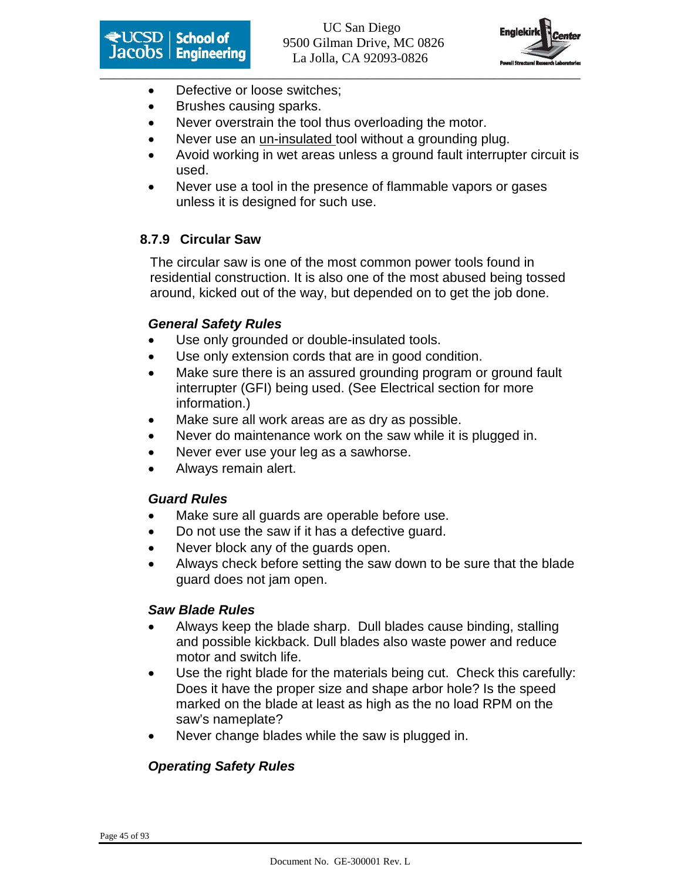- Defective or loose switches;
- Brushes causing sparks.
- Never overstrain the tool thus overloading the motor.
- Never use an un-insulated tool without a grounding plug.
- Avoid working in wet areas unless a ground fault interrupter circuit is used.
- Never use a tool in the presence of flammable vapors or gases unless it is designed for such use.

### 8.7.9 Circular Saw

The circular saw is one of the most common power tools found in residential construction. It is also one of the most abused being tossed around, kicked out of the way, but depended on to get the job done.

***General Safety Rules***

- Use only grounded or double-insulated tools.
- Use only extension cords that are in good condition.
- Make sure there is an assured grounding program or ground fault interrupter (GFI) being used. (See Electrical section for more information.)
- Make sure all work areas are as dry as possible.
- Never do maintenance work on the saw while it is plugged in.
- Never ever use your leg as a sawhorse.
- Always remain alert.

***Guard Rules***

- Make sure all guards are operable before use.
- Do not use the saw if it has a defective guard.
- Never block any of the guards open.
- Always check before setting the saw down to be sure that the blade guard does not jam open.

***Saw Blade Rules***

- Always keep the blade sharp. Dull blades cause binding, stalling and possible kickback. Dull blades also waste power and reduce motor and switch life.
- Use the right blade for the materials being cut. Check this carefully: Does it have the proper size and shape arbor hole? Is the speed marked on the blade at least as high as the no load RPM on the saw's nameplate?
- Never change blades while the saw is plugged in.

***Operating Safety Rules***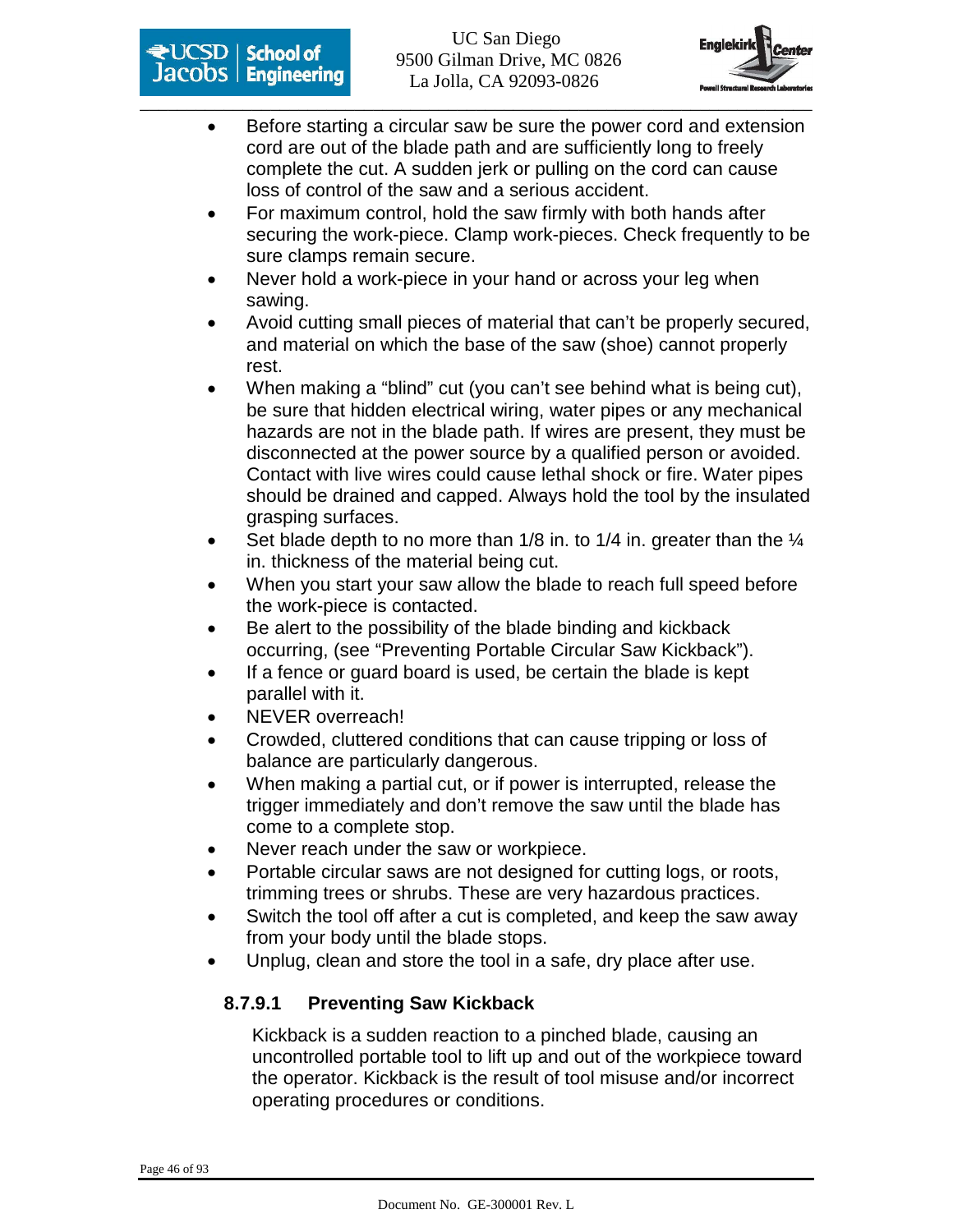- Before starting a circular saw be sure the power cord and extension cord are out of the blade path and are sufficiently long to freely complete the cut. A sudden jerk or pulling on the cord can cause loss of control of the saw and a serious accident.
- For maximum control, hold the saw firmly with both hands after securing the work-piece. Clamp work-pieces. Check frequently to be sure clamps remain secure.
- Never hold a work-piece in your hand or across your leg when sawing.
- Avoid cutting small pieces of material that can't be properly secured, and material on which the base of the saw (shoe) cannot properly rest.
- When making a "blind" cut (you can't see behind what is being cut), be sure that hidden electrical wiring, water pipes or any mechanical hazards are not in the blade path. If wires are present, they must be disconnected at the power source by a qualified person or avoided. Contact with live wires could cause lethal shock or fire. Water pipes should be drained and capped. Always hold the tool by the insulated grasping surfaces.
- Set blade depth to no more than 1/8 in. to 1/4 in. greater than the ¼ in. thickness of the material being cut.
- When you start your saw allow the blade to reach full speed before the work-piece is contacted.
- Be alert to the possibility of the blade binding and kickback occurring, (see "Preventing Portable Circular Saw Kickback").
- If a fence or guard board is used, be certain the blade is kept parallel with it.
- NEVER overreach!
- Crowded, cluttered conditions that can cause tripping or loss of balance are particularly dangerous.
- When making a partial cut, or if power is interrupted, release the trigger immediately and don't remove the saw until the blade has come to a complete stop.
- Never reach under the saw or workpiece.
- Portable circular saws are not designed for cutting logs, or roots, trimming trees or shrubs. These are very hazardous practices.
- Switch the tool off after a cut is completed, and keep the saw away from your body until the blade stops.
- Unplug, clean and store the tool in a safe, dry place after use.

#### 8.7.9.1 Preventing Saw Kickback

Kickback is a sudden reaction to a pinched blade, causing an uncontrolled portable tool to lift up and out of the workpiece toward the operator. Kickback is the result of tool misuse and/or incorrect operating procedures or conditions.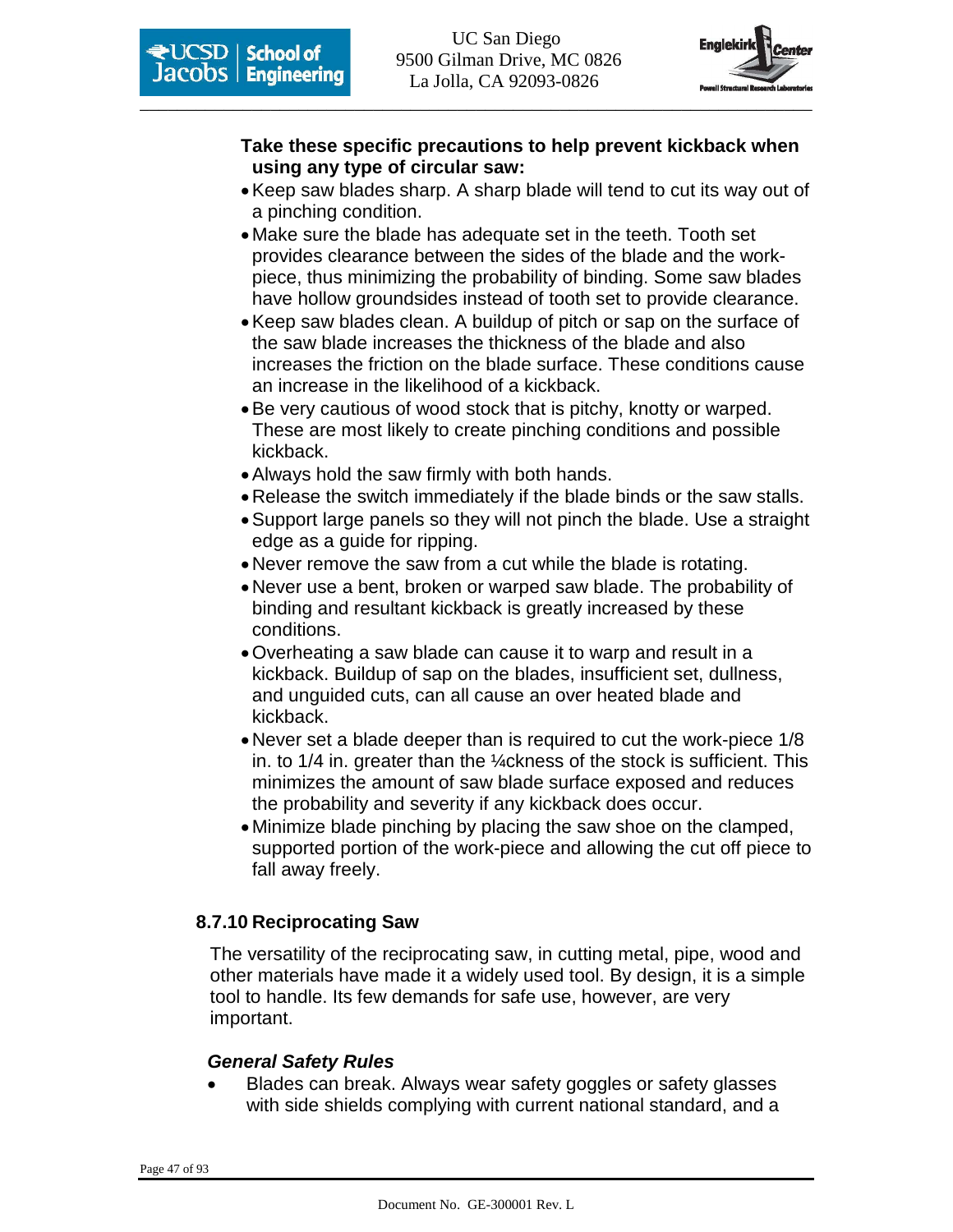**Take these specific precautions to help prevent kickback when using any type of circular saw:**

- Keep saw blades sharp. A sharp blade will tend to cut its way out of a pinching condition.
- Make sure the blade has adequate set in the teeth. Tooth set provides clearance between the sides of the blade and the work-piece, thus minimizing the probability of binding. Some saw blades have hollow groundsides instead of tooth set to provide clearance.
- Keep saw blades clean. A buildup of pitch or sap on the surface of the saw blade increases the thickness of the blade and also increases the friction on the blade surface. These conditions cause an increase in the likelihood of a kickback.
- Be very cautious of wood stock that is pitchy, knotty or warped. These are most likely to create pinching conditions and possible kickback.
- Always hold the saw firmly with both hands.
- Release the switch immediately if the blade binds or the saw stalls.
- Support large panels so they will not pinch the blade. Use a straight edge as a guide for ripping.
- Never remove the saw from a cut while the blade is rotating.
- Never use a bent, broken or warped saw blade. The probability of binding and resultant kickback is greatly increased by these conditions.
- Overheating a saw blade can cause it to warp and result in a kickback. Buildup of sap on the blades, insufficient set, dullness, and unguided cuts, can all cause an over heated blade and kickback.
- Never set a blade deeper than is required to cut the work-piece 1/8 in. to 1/4 in. greater than the ¼ckness of the stock is sufficient. This minimizes the amount of saw blade surface exposed and reduces the probability and severity if any kickback does occur.
- Minimize blade pinching by placing the saw shoe on the clamped, supported portion of the work-piece and allowing the cut off piece to fall away freely.

### 8.7.10 Reciprocating Saw

The versatility of the reciprocating saw, in cutting metal, pipe, wood and other materials have made it a widely used tool. By design, it is a simple tool to handle. Its few demands for safe use, however, are very important.

***General Safety Rules***

- Blades can break. Always wear safety goggles or safety glasses with side shields complying with current national standard, and a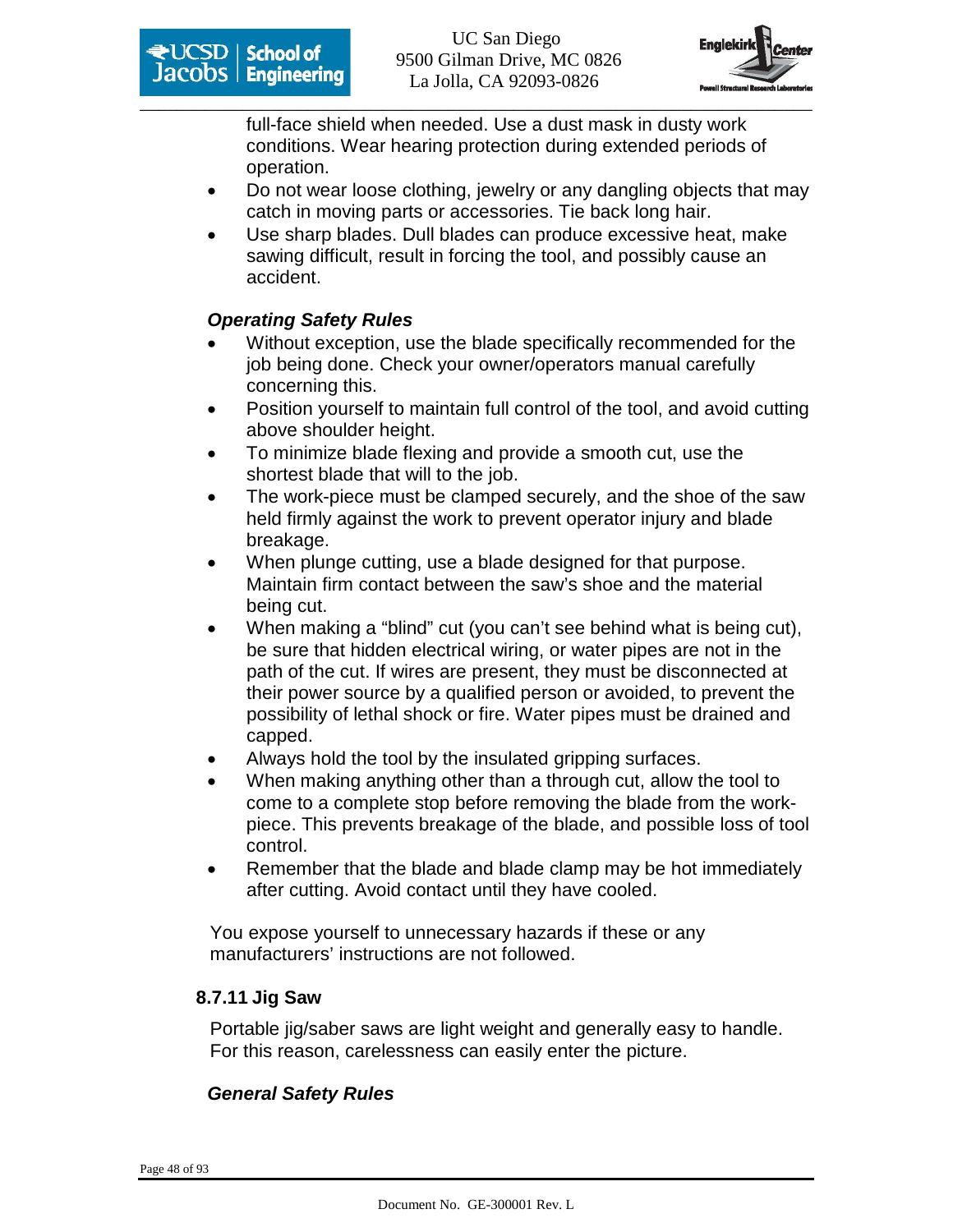full-face shield when needed. Use a dust mask in dusty work conditions. Wear hearing protection during extended periods of operation.

- Do not wear loose clothing, jewelry or any dangling objects that may catch in moving parts or accessories. Tie back long hair.
- Use sharp blades. Dull blades can produce excessive heat, make sawing difficult, result in forcing the tool, and possibly cause an accident.

***Operating Safety Rules***

- Without exception, use the blade specifically recommended for the job being done. Check your owner/operators manual carefully concerning this.
- Position yourself to maintain full control of the tool, and avoid cutting above shoulder height.
- To minimize blade flexing and provide a smooth cut, use the shortest blade that will to the job.
- The work-piece must be clamped securely, and the shoe of the saw held firmly against the work to prevent operator injury and blade breakage.
- When plunge cutting, use a blade designed for that purpose. Maintain firm contact between the saw's shoe and the material being cut.
- When making a "blind" cut (you can't see behind what is being cut), be sure that hidden electrical wiring, or water pipes are not in the path of the cut. If wires are present, they must be disconnected at their power source by a qualified person or avoided, to prevent the possibility of lethal shock or fire. Water pipes must be drained and capped.
- Always hold the tool by the insulated gripping surfaces.
- When making anything other than a through cut, allow the tool to come to a complete stop before removing the blade from the work-piece. This prevents breakage of the blade, and possible loss of tool control.
- Remember that the blade and blade clamp may be hot immediately after cutting. Avoid contact until they have cooled.

You expose yourself to unnecessary hazards if these or any manufacturers' instructions are not followed.

### 8.7.11 Jig Saw

Portable jig/saber saws are light weight and generally easy to handle. For this reason, carelessness can easily enter the picture.

***General Safety Rules***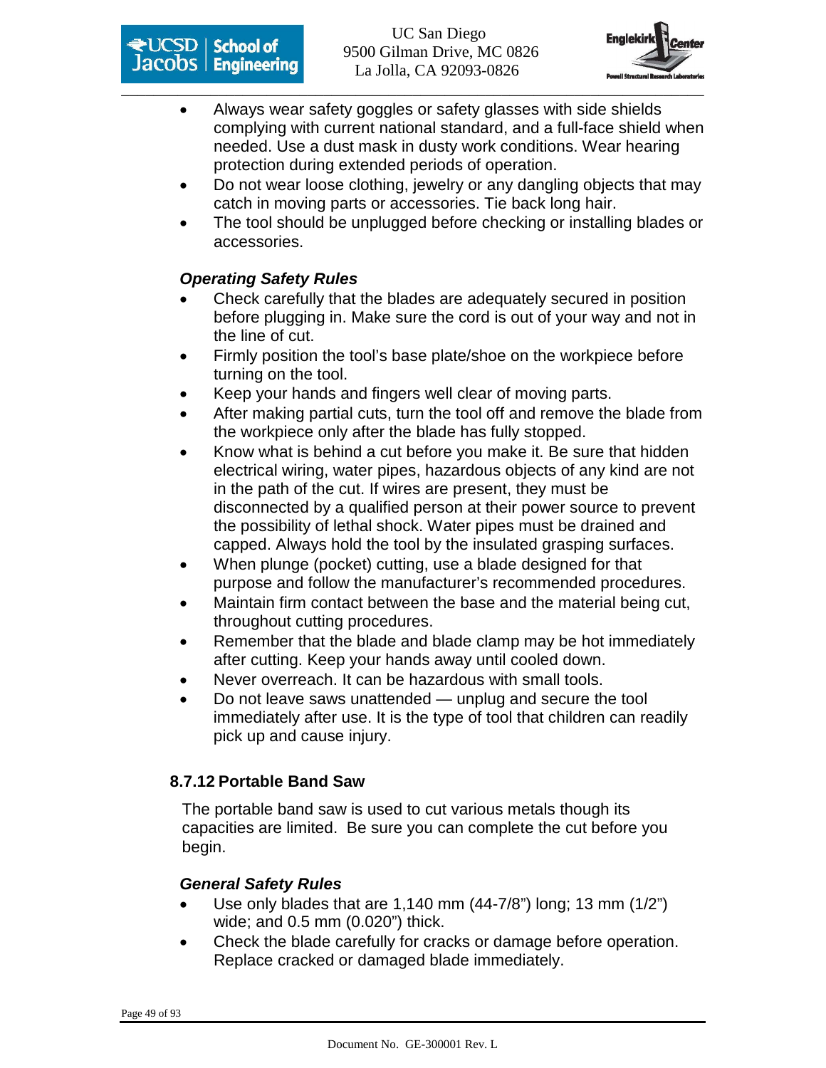- Always wear safety goggles or safety glasses with side shields complying with current national standard, and a full-face shield when needed. Use a dust mask in dusty work conditions. Wear hearing protection during extended periods of operation.
- Do not wear loose clothing, jewelry or any dangling objects that may catch in moving parts or accessories. Tie back long hair.
- The tool should be unplugged before checking or installing blades or accessories.

***Operating Safety Rules***

- Check carefully that the blades are adequately secured in position before plugging in. Make sure the cord is out of your way and not in the line of cut.
- Firmly position the tool's base plate/shoe on the workpiece before turning on the tool.
- Keep your hands and fingers well clear of moving parts.
- After making partial cuts, turn the tool off and remove the blade from the workpiece only after the blade has fully stopped.
- Know what is behind a cut before you make it. Be sure that hidden electrical wiring, water pipes, hazardous objects of any kind are not in the path of the cut. If wires are present, they must be disconnected by a qualified person at their power source to prevent the possibility of lethal shock. Water pipes must be drained and capped. Always hold the tool by the insulated grasping surfaces.
- When plunge (pocket) cutting, use a blade designed for that purpose and follow the manufacturer's recommended procedures.
- Maintain firm contact between the base and the material being cut, throughout cutting procedures.
- Remember that the blade and blade clamp may be hot immediately after cutting. Keep your hands away until cooled down.
- Never overreach. It can be hazardous with small tools.
- Do not leave saws unattended — unplug and secure the tool immediately after use. It is the type of tool that children can readily pick up and cause injury.

### 8.7.12 Portable Band Saw

The portable band saw is used to cut various metals though its capacities are limited. Be sure you can complete the cut before you begin.

***General Safety Rules***

- Use only blades that are 1,140 mm (44-7/8") long; 13 mm (1/2") wide; and 0.5 mm (0.020") thick.
- Check the blade carefully for cracks or damage before operation. Replace cracked or damaged blade immediately.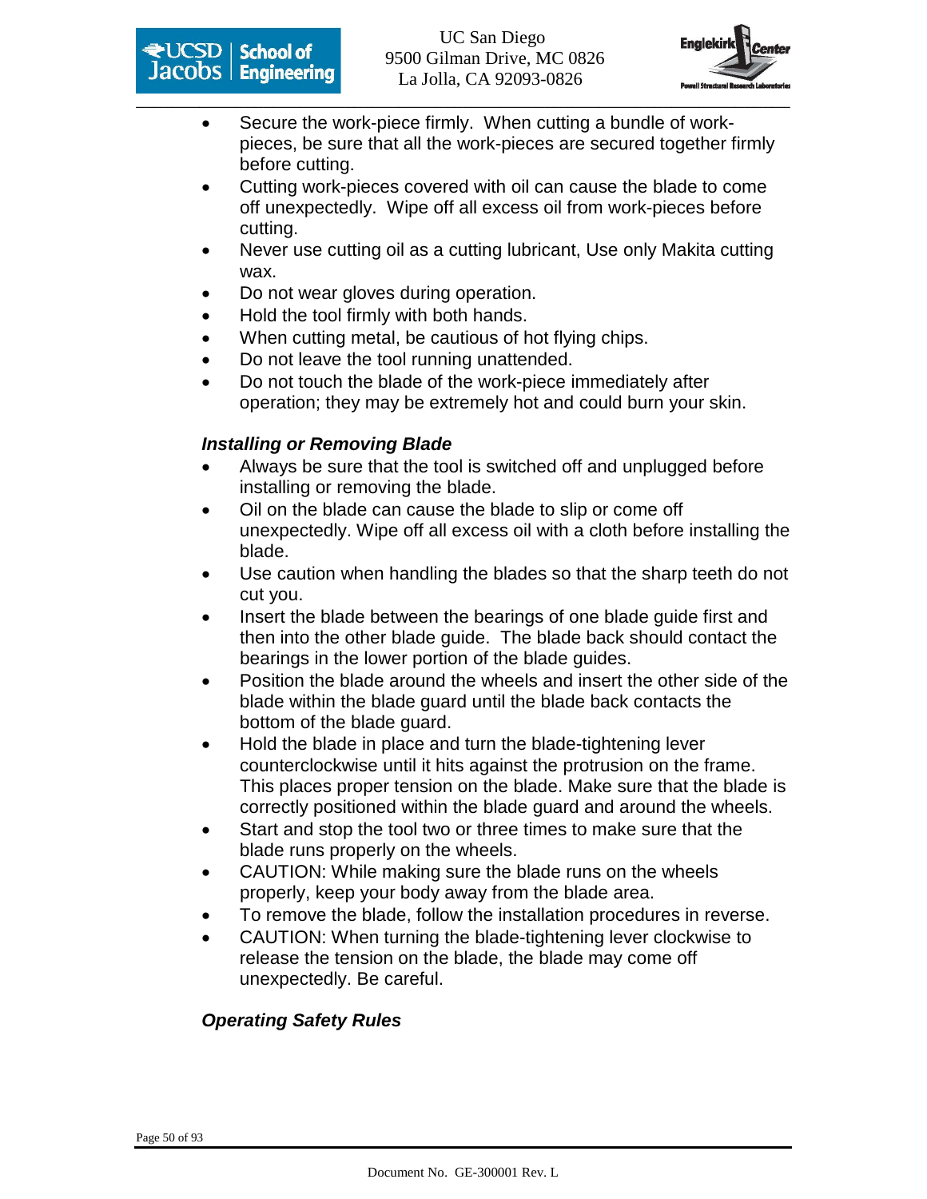- Secure the work-piece firmly. When cutting a bundle of work-pieces, be sure that all the work-pieces are secured together firmly before cutting.
- Cutting work-pieces covered with oil can cause the blade to come off unexpectedly. Wipe off all excess oil from work-pieces before cutting.
- Never use cutting oil as a cutting lubricant, Use only Makita cutting wax.
- Do not wear gloves during operation.
- Hold the tool firmly with both hands.
- When cutting metal, be cautious of hot flying chips.
- Do not leave the tool running unattended.
- Do not touch the blade of the work-piece immediately after operation; they may be extremely hot and could burn your skin.

### *Installing or Removing Blade*

- Always be sure that the tool is switched off and unplugged before installing or removing the blade.
- Oil on the blade can cause the blade to slip or come off unexpectedly. Wipe off all excess oil with a cloth before installing the blade.
- Use caution when handling the blades so that the sharp teeth do not cut you.
- Insert the blade between the bearings of one blade guide first and then into the other blade guide. The blade back should contact the bearings in the lower portion of the blade guides.
- Position the blade around the wheels and insert the other side of the blade within the blade guard until the blade back contacts the bottom of the blade guard.
- Hold the blade in place and turn the blade-tightening lever counterclockwise until it hits against the protrusion on the frame. This places proper tension on the blade. Make sure that the blade is correctly positioned within the blade guard and around the wheels.
- Start and stop the tool two or three times to make sure that the blade runs properly on the wheels.
- CAUTION: While making sure the blade runs on the wheels properly, keep your body away from the blade area.
- To remove the blade, follow the installation procedures in reverse.
- CAUTION: When turning the blade-tightening lever clockwise to release the tension on the blade, the blade may come off unexpectedly. Be careful.

### *Operating Safety Rules*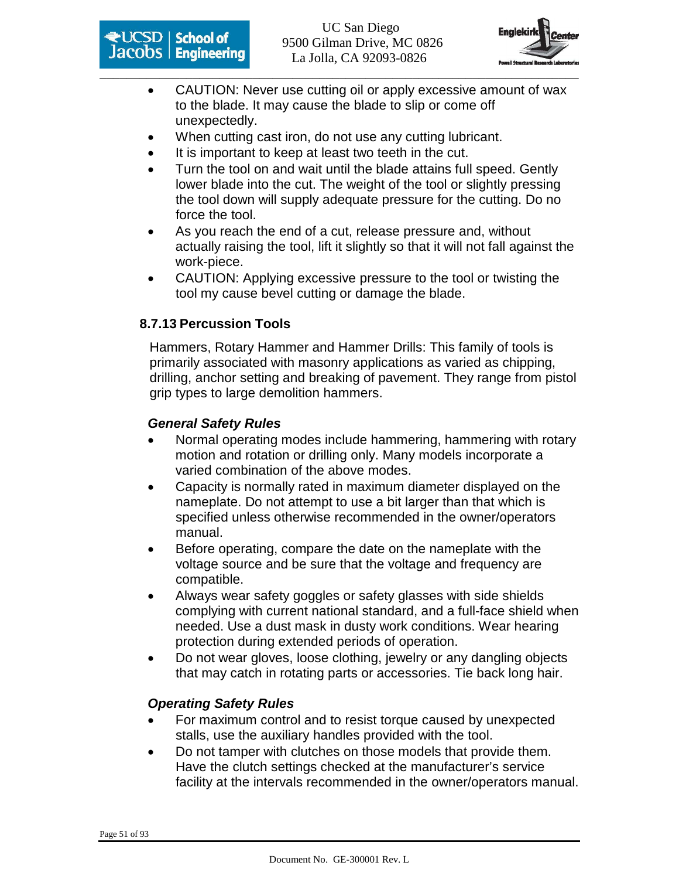- CAUTION: Never use cutting oil or apply excessive amount of wax to the blade. It may cause the blade to slip or come off unexpectedly.
- When cutting cast iron, do not use any cutting lubricant.
- It is important to keep at least two teeth in the cut.
- Turn the tool on and wait until the blade attains full speed. Gently lower blade into the cut. The weight of the tool or slightly pressing the tool down will supply adequate pressure for the cutting. Do no force the tool.
- As you reach the end of a cut, release pressure and, without actually raising the tool, lift it slightly so that it will not fall against the work-piece.
- CAUTION: Applying excessive pressure to the tool or twisting the tool my cause bevel cutting or damage the blade.

### 8.7.13 Percussion Tools

Hammers, Rotary Hammer and Hammer Drills: This family of tools is primarily associated with masonry applications as varied as chipping, drilling, anchor setting and breaking of pavement. They range from pistol grip types to large demolition hammers.

***General Safety Rules***

- Normal operating modes include hammering, hammering with rotary motion and rotation or drilling only. Many models incorporate a varied combination of the above modes.
- Capacity is normally rated in maximum diameter displayed on the nameplate. Do not attempt to use a bit larger than that which is specified unless otherwise recommended in the owner/operators manual.
- Before operating, compare the date on the nameplate with the voltage source and be sure that the voltage and frequency are compatible.
- Always wear safety goggles or safety glasses with side shields complying with current national standard, and a full-face shield when needed. Use a dust mask in dusty work conditions. Wear hearing protection during extended periods of operation.
- Do not wear gloves, loose clothing, jewelry or any dangling objects that may catch in rotating parts or accessories. Tie back long hair.

***Operating Safety Rules***

- For maximum control and to resist torque caused by unexpected stalls, use the auxiliary handles provided with the tool.
- Do not tamper with clutches on those models that provide them. Have the clutch settings checked at the manufacturer's service facility at the intervals recommended in the owner/operators manual.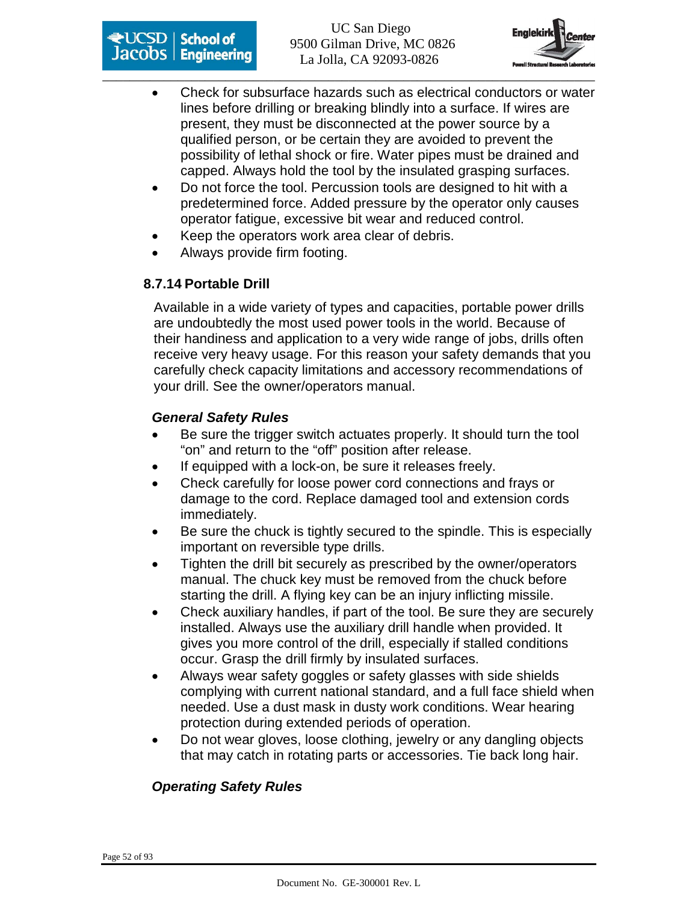- Check for subsurface hazards such as electrical conductors or water lines before drilling or breaking blindly into a surface. If wires are present, they must be disconnected at the power source by a qualified person, or be certain they are avoided to prevent the possibility of lethal shock or fire. Water pipes must be drained and capped. Always hold the tool by the insulated grasping surfaces.
- Do not force the tool. Percussion tools are designed to hit with a predetermined force. Added pressure by the operator only causes operator fatigue, excessive bit wear and reduced control.
- Keep the operators work area clear of debris.
- Always provide firm footing.

### 8.7.14 Portable Drill

Available in a wide variety of types and capacities, portable power drills are undoubtedly the most used power tools in the world. Because of their handiness and application to a very wide range of jobs, drills often receive very heavy usage. For this reason your safety demands that you carefully check capacity limitations and accessory recommendations of your drill. See the owner/operators manual.

***General Safety Rules***

- Be sure the trigger switch actuates properly. It should turn the tool "on" and return to the "off" position after release.
- If equipped with a lock-on, be sure it releases freely.
- Check carefully for loose power cord connections and frays or damage to the cord. Replace damaged tool and extension cords immediately.
- Be sure the chuck is tightly secured to the spindle. This is especially important on reversible type drills.
- Tighten the drill bit securely as prescribed by the owner/operators manual. The chuck key must be removed from the chuck before starting the drill. A flying key can be an injury inflicting missile.
- Check auxiliary handles, if part of the tool. Be sure they are securely installed. Always use the auxiliary drill handle when provided. It gives you more control of the drill, especially if stalled conditions occur. Grasp the drill firmly by insulated surfaces.
- Always wear safety goggles or safety glasses with side shields complying with current national standard, and a full face shield when needed. Use a dust mask in dusty work conditions. Wear hearing protection during extended periods of operation.
- Do not wear gloves, loose clothing, jewelry or any dangling objects that may catch in rotating parts or accessories. Tie back long hair.

***Operating Safety Rules***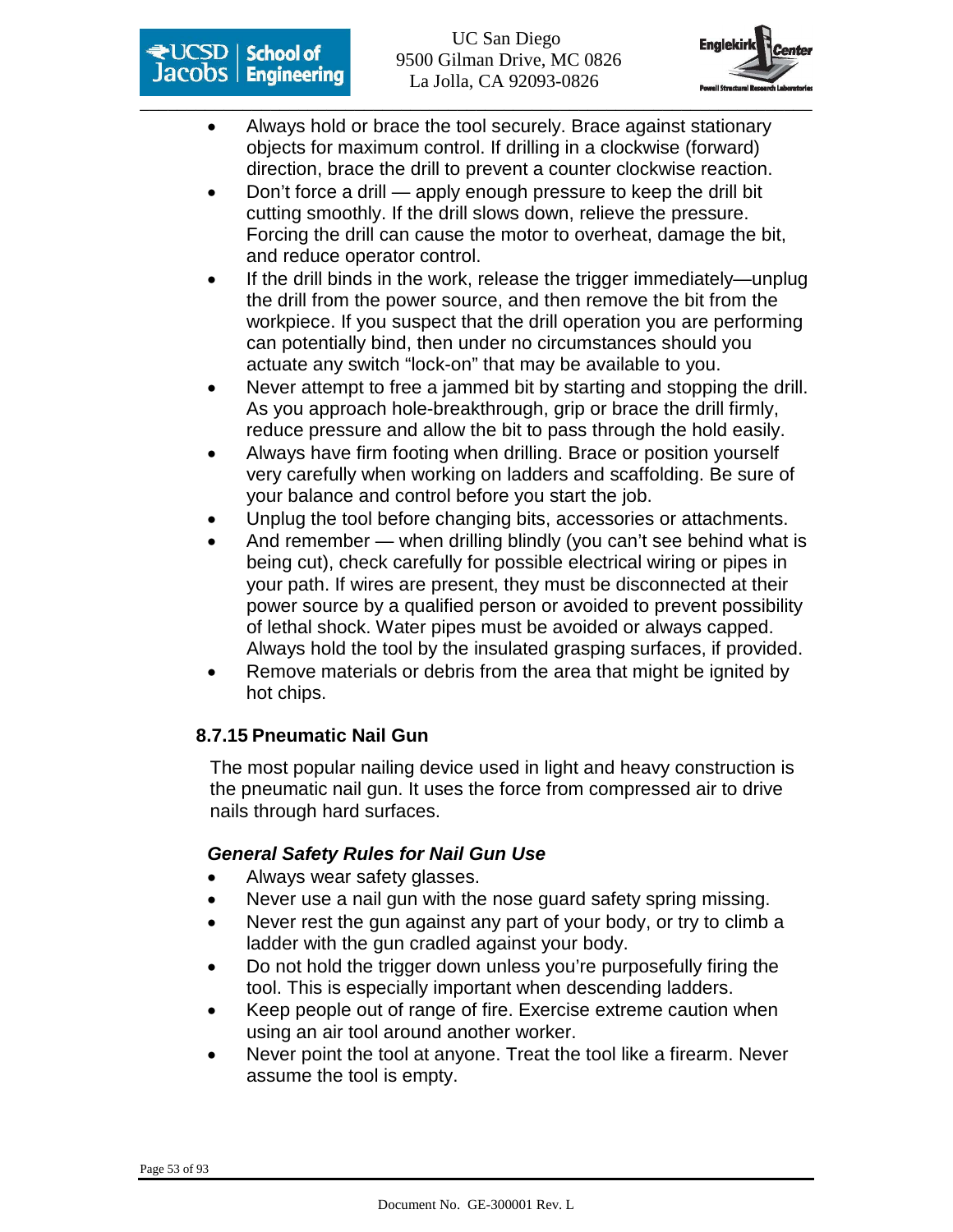- Always hold or brace the tool securely. Brace against stationary objects for maximum control. If drilling in a clockwise (forward) direction, brace the drill to prevent a counter clockwise reaction.
- Don't force a drill — apply enough pressure to keep the drill bit cutting smoothly. If the drill slows down, relieve the pressure. Forcing the drill can cause the motor to overheat, damage the bit, and reduce operator control.
- If the drill binds in the work, release the trigger immediately—unplug the drill from the power source, and then remove the bit from the workpiece. If you suspect that the drill operation you are performing can potentially bind, then under no circumstances should you actuate any switch "lock-on" that may be available to you.
- Never attempt to free a jammed bit by starting and stopping the drill. As you approach hole-breakthrough, grip or brace the drill firmly, reduce pressure and allow the bit to pass through the hold easily.
- Always have firm footing when drilling. Brace or position yourself very carefully when working on ladders and scaffolding. Be sure of your balance and control before you start the job.
- Unplug the tool before changing bits, accessories or attachments.
- And remember — when drilling blindly (you can't see behind what is being cut), check carefully for possible electrical wiring or pipes in your path. If wires are present, they must be disconnected at their power source by a qualified person or avoided to prevent possibility of lethal shock. Water pipes must be avoided or always capped. Always hold the tool by the insulated grasping surfaces, if provided.
- Remove materials or debris from the area that might be ignited by hot chips.

### 8.7.15 Pneumatic Nail Gun

The most popular nailing device used in light and heavy construction is the pneumatic nail gun. It uses the force from compressed air to drive nails through hard surfaces.

***General Safety Rules for Nail Gun Use***

- Always wear safety glasses.
- Never use a nail gun with the nose guard safety spring missing.
- Never rest the gun against any part of your body, or try to climb a ladder with the gun cradled against your body.
- Do not hold the trigger down unless you're purposefully firing the tool. This is especially important when descending ladders.
- Keep people out of range of fire. Exercise extreme caution when using an air tool around another worker.
- Never point the tool at anyone. Treat the tool like a firearm. Never assume the tool is empty.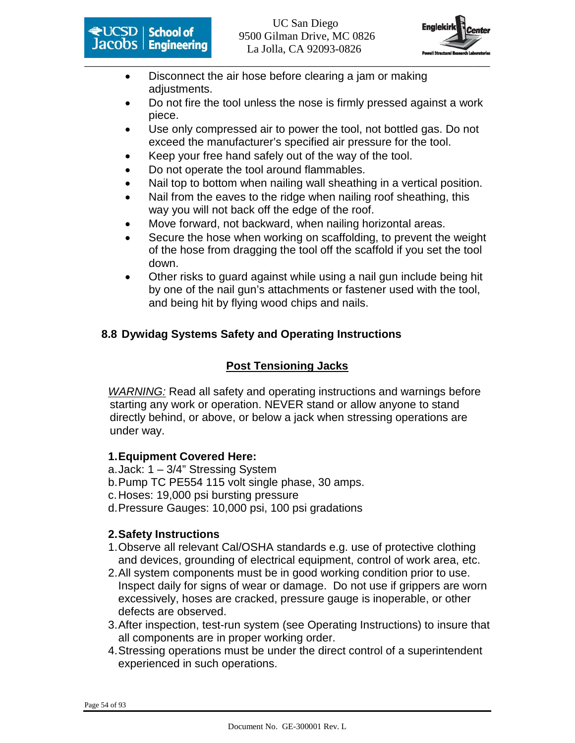- Disconnect the air hose before clearing a jam or making adjustments.
- Do not fire the tool unless the nose is firmly pressed against a work piece.
- Use only compressed air to power the tool, not bottled gas. Do not exceed the manufacturer's specified air pressure for the tool.
- Keep your free hand safely out of the way of the tool.
- Do not operate the tool around flammables.
- Nail top to bottom when nailing wall sheathing in a vertical position.
- Nail from the eaves to the ridge when nailing roof sheathing, this way you will not back off the edge of the roof.
- Move forward, not backward, when nailing horizontal areas.
- Secure the hose when working on scaffolding, to prevent the weight of the hose from dragging the tool off the scaffold if you set the tool down.
- Other risks to guard against while using a nail gun include being hit by one of the nail gun's attachments or fastener used with the tool, and being hit by flying wood chips and nails.

## 8.8 Dywidag Systems Safety and Operating Instructions

### Post Tensioning Jacks

*WARNING:* Read all safety and operating instructions and warnings before starting any work or operation. NEVER stand or allow anyone to stand directly behind, or above, or below a jack when stressing operations are under way.

**1. Equipment Covered Here:**

a. Jack: 1 – 3/4" Stressing System
b. Pump TC PE554 115 volt single phase, 30 amps.
c. Hoses: 19,000 psi bursting pressure
d. Pressure Gauges: 10,000 psi, 100 psi gradations

**2. Safety Instructions**

1. Observe all relevant Cal/OSHA standards e.g. use of protective clothing and devices, grounding of electrical equipment, control of work area, etc.
2. All system components must be in good working condition prior to use. Inspect daily for signs of wear or damage. Do not use if grippers are worn excessively, hoses are cracked, pressure gauge is inoperable, or other defects are observed.
3. After inspection, test-run system (see Operating Instructions) to insure that all components are in proper working order.
4. Stressing operations must be under the direct control of a superintendent experienced in such operations.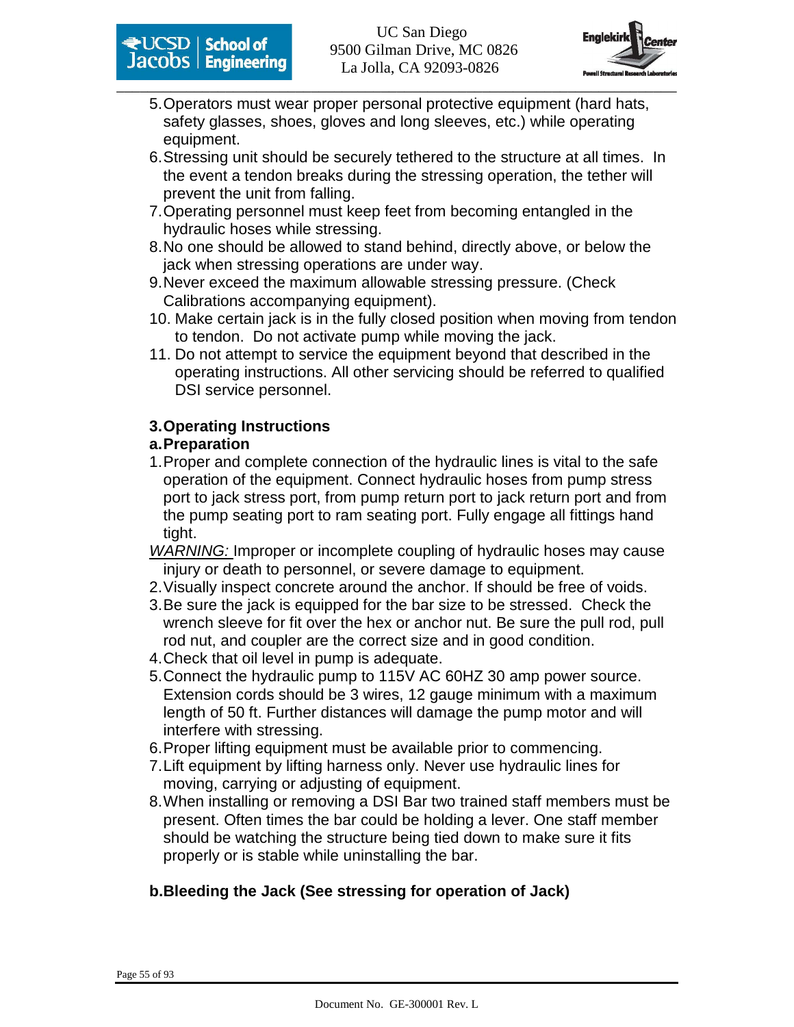5. Operators must wear proper personal protective equipment (hard hats, safety glasses, shoes, gloves and long sleeves, etc.) while operating equipment.
6. Stressing unit should be securely tethered to the structure at all times. In the event a tendon breaks during the stressing operation, the tether will prevent the unit from falling.
7. Operating personnel must keep feet from becoming entangled in the hydraulic hoses while stressing.
8. No one should be allowed to stand behind, directly above, or below the jack when stressing operations are under way.
9. Never exceed the maximum allowable stressing pressure. (Check Calibrations accompanying equipment).
10. Make certain jack is in the fully closed position when moving from tendon to tendon. Do not activate pump while moving the jack.
11. Do not attempt to service the equipment beyond that described in the operating instructions. All other servicing should be referred to qualified DSI service personnel.

## 3. Operating Instructions

### a. Preparation

1. Proper and complete connection of the hydraulic lines is vital to the safe operation of the equipment. Connect hydraulic hoses from pump stress port to jack stress port, from pump return port to jack return port and from the pump seating port to ram seating port. Fully engage all fittings hand tight.

*WARNING:* Improper or incomplete coupling of hydraulic hoses may cause injury or death to personnel, or severe damage to equipment.

2. Visually inspect concrete around the anchor. If should be free of voids.
3. Be sure the jack is equipped for the bar size to be stressed. Check the wrench sleeve for fit over the hex or anchor nut. Be sure the pull rod, pull rod nut, and coupler are the correct size and in good condition.
4. Check that oil level in pump is adequate.
5. Connect the hydraulic pump to 115V AC 60HZ 30 amp power source. Extension cords should be 3 wires, 12 gauge minimum with a maximum length of 50 ft. Further distances will damage the pump motor and will interfere with stressing.
6. Proper lifting equipment must be available prior to commencing.
7. Lift equipment by lifting harness only. Never use hydraulic lines for moving, carrying or adjusting of equipment.
8. When installing or removing a DSI Bar two trained staff members must be present. Often times the bar could be holding a lever. One staff member should be watching the structure being tied down to make sure it fits properly or is stable while uninstalling the bar.

### b. Bleeding the Jack (See stressing for operation of Jack)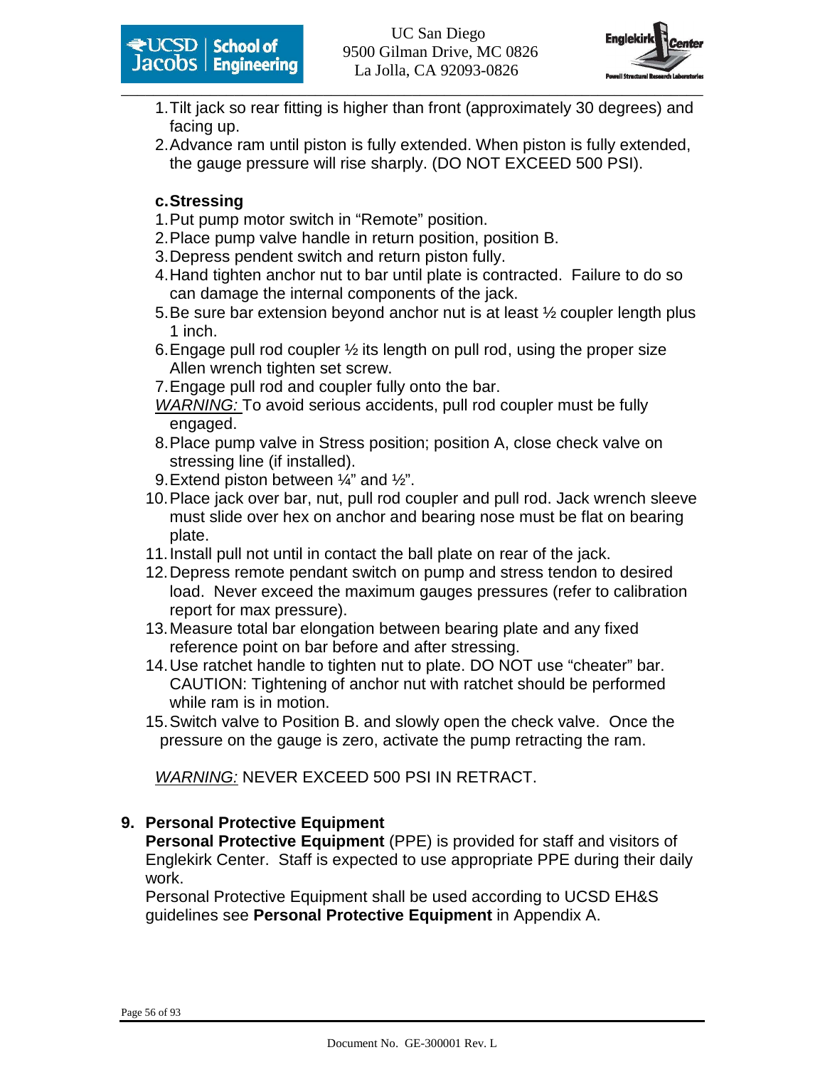1. Tilt jack so rear fitting is higher than front (approximately 30 degrees) and facing up.
2. Advance ram until piston is fully extended. When piston is fully extended, the gauge pressure will rise sharply. (DO NOT EXCEED 500 PSI).

**c. Stressing**

1. Put pump motor switch in “Remote” position.
2. Place pump valve handle in return position, position B.
3. Depress pendent switch and return piston fully.
4. Hand tighten anchor nut to bar until plate is contracted. Failure to do so can damage the internal components of the jack.
5. Be sure bar extension beyond anchor nut is at least ½ coupler length plus 1 inch.
6. Engage pull rod coupler ½ its length on pull rod, using the proper size Allen wrench tighten set screw.
7. Engage pull rod and coupler fully onto the bar.

<u>*WARNING:*</u> To avoid serious accidents, pull rod coupler must be fully engaged.

8. Place pump valve in Stress position; position A, close check valve on stressing line (if installed).
9. Extend piston between ¼” and ½”.
10. Place jack over bar, nut, pull rod coupler and pull rod. Jack wrench sleeve must slide over hex on anchor and bearing nose must be flat on bearing plate.
11. Install pull not until in contact the ball plate on rear of the jack.
12. Depress remote pendant switch on pump and stress tendon to desired load. Never exceed the maximum gauges pressures (refer to calibration report for max pressure).
13. Measure total bar elongation between bearing plate and any fixed reference point on bar before and after stressing.
14. Use ratchet handle to tighten nut to plate. DO NOT use “cheater” bar. CAUTION: Tightening of anchor nut with ratchet should be performed while ram is in motion.
15. Switch valve to Position B. and slowly open the check valve. Once the pressure on the gauge is zero, activate the pump retracting the ram.

<u>*WARNING:*</u> NEVER EXCEED 500 PSI IN RETRACT.

## 9. Personal Protective Equipment

**Personal Protective Equipment** (PPE) is provided for staff and visitors of Englekirk Center. Staff is expected to use appropriate PPE during their daily work.

Personal Protective Equipment shall be used according to UCSD EH&S guidelines see **Personal Protective Equipment** in Appendix A.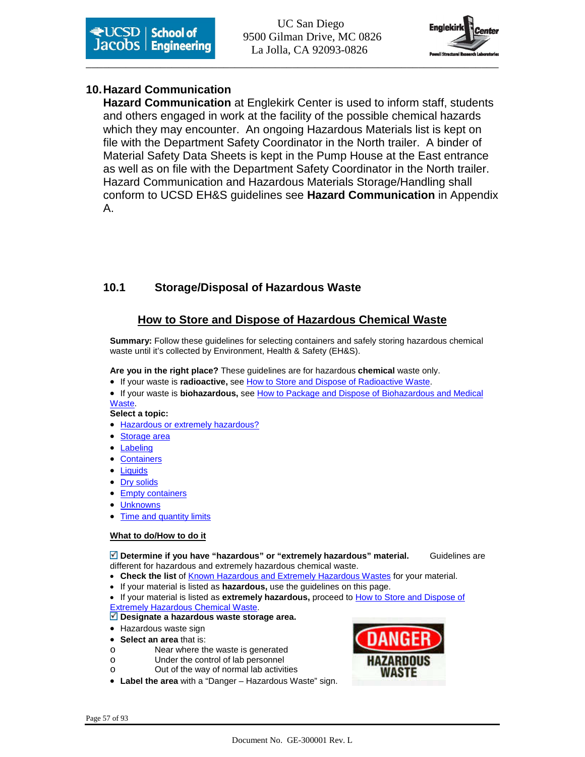## 10. Hazard Communication

**Hazard Communication** at Englekirk Center is used to inform staff, students and others engaged in work at the facility of the possible chemical hazards which they may encounter. An ongoing Hazardous Materials list is kept on file with the Department Safety Coordinator in the North trailer. A binder of Material Safety Data Sheets is kept in the Pump House at the East entrance as well as on file with the Department Safety Coordinator in the North trailer. Hazard Communication and Hazardous Materials Storage/Handling shall conform to UCSD EH&S guidelines see **Hazard Communication** in Appendix A.

### 10.1 Storage/Disposal of Hazardous Waste

#### How to Store and Dispose of Hazardous Chemical Waste

**Summary:** Follow these guidelines for selecting containers and safely storing hazardous chemical waste until it's collected by Environment, Health & Safety (EH&S).

**Are you in the right place?** These guidelines are for hazardous **chemical** waste only.

- If your waste is **radioactive,** see How to Store and Dispose of Radioactive Waste.
- If your waste is **biohazardous,** see How to Package and Dispose of Biohazardous and Medical Waste.

**Select a topic:**

- Hazardous or extremely hazardous?
- Storage area
- Labeling
- Containers
- Liquids
- Dry solids
- Empty containers
- Unknowns
- Time and quantity limits

**What to do/How to do it**

☑ **Determine if you have "hazardous" or "extremely hazardous" material.** Guidelines are different for hazardous and extremely hazardous chemical waste.

- **Check the list** of Known Hazardous and Extremely Hazardous Wastes for your material.
- If your material is listed as **hazardous,** use the guidelines on this page.
- If your material is listed as **extremely hazardous,** proceed to How to Store and Dispose of Extremely Hazardous Chemical Waste.

☑ **Designate a hazardous waste storage area.**

- Hazardous waste sign
- **Select an area** that is:
  - Near where the waste is generated
  - Under the control of lab personnel
  - Out of the way of normal lab activities
- **Label the area** with a "Danger – Hazardous Waste" sign.

DANGER
HAZARDOUS WASTE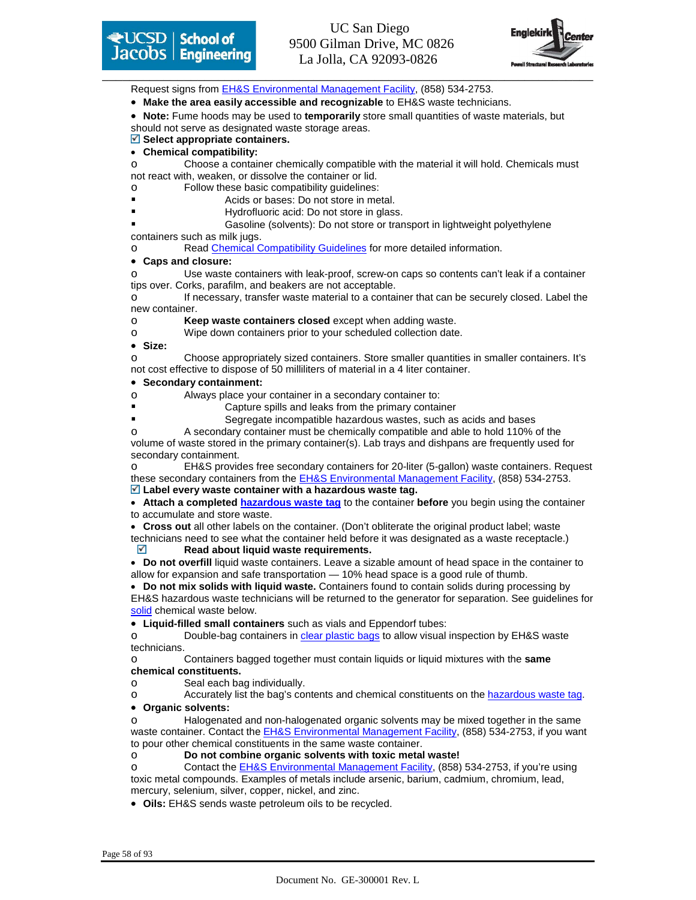Request signs from EH&S Environmental Management Facility, (858) 534-2753.

- **Make the area easily accessible and recognizable** to EH&S waste technicians.
- **Note:** Fume hoods may be used to **temporarily** store small quantities of waste materials, but should not serve as designated waste storage areas.

☑ **Select appropriate containers.**

- **Chemical compatibility:**
  - Choose a container chemically compatible with the material it will hold. Chemicals must not react with, weaken, or dissolve the container or lid.
  - Follow these basic compatibility guidelines:
    - Acids or bases: Do not store in metal.
    - Hydrofluoric acid: Do not store in glass.
    - Gasoline (solvents): Do not store or transport in lightweight polyethylene containers such as milk jugs.
  - Read Chemical Compatibility Guidelines for more detailed information.
- **Caps and closure:**
  - Use waste containers with leak-proof, screw-on caps so contents can't leak if a container tips over. Corks, parafilm, and beakers are not acceptable.
  - If necessary, transfer waste material to a container that can be securely closed. Label the new container.
  - **Keep waste containers closed** except when adding waste.
  - Wipe down containers prior to your scheduled collection date.
- **Size:**
  - Choose appropriately sized containers. Store smaller quantities in smaller containers. It's not cost effective to dispose of 50 milliliters of material in a 4 liter container.
- **Secondary containment:**
  - Always place your container in a secondary container to:
    - Capture spills and leaks from the primary container
    - Segregate incompatible hazardous wastes, such as acids and bases
  - A secondary container must be chemically compatible and able to hold 110% of the volume of waste stored in the primary container(s). Lab trays and dishpans are frequently used for secondary containment.
  - EH&S provides free secondary containers for 20-liter (5-gallon) waste containers. Request these secondary containers from the EH&S Environmental Management Facility, (858) 534-2753.

☑ **Label every waste container with a hazardous waste tag.**

- **Attach a completed hazardous waste tag** to the container **before** you begin using the container to accumulate and store waste.
- **Cross out** all other labels on the container. (Don't obliterate the original product label; waste technicians need to see what the container held before it was designated as a waste receptacle.)

☑ **Read about liquid waste requirements.**

- **Do not overfill** liquid waste containers. Leave a sizable amount of head space in the container to allow for expansion and safe transportation — 10% head space is a good rule of thumb.
- **Do not mix solids with liquid waste.** Containers found to contain solids during processing by EH&S hazardous waste technicians will be returned to the generator for separation. See guidelines for solid chemical waste below.
- **Liquid-filled small containers** such as vials and Eppendorf tubes:
  - Double-bag containers in clear plastic bags to allow visual inspection by EH&S waste technicians.
  - Containers bagged together must contain liquids or liquid mixtures with the **same chemical constituents.**
  - Seal each bag individually.
  - Accurately list the bag's contents and chemical constituents on the hazardous waste tag.
- **Organic solvents:**
  - Halogenated and non-halogenated organic solvents may be mixed together in the same waste container. Contact the EH&S Environmental Management Facility, (858) 534-2753, if you want to pour other chemical constituents in the same waste container.
  - **Do not combine organic solvents with toxic metal waste!**
  - Contact the EH&S Environmental Management Facility, (858) 534-2753, if you're using toxic metal compounds. Examples of metals include arsenic, barium, cadmium, chromium, lead, mercury, selenium, silver, copper, nickel, and zinc.
- **Oils:** EH&S sends waste petroleum oils to be recycled.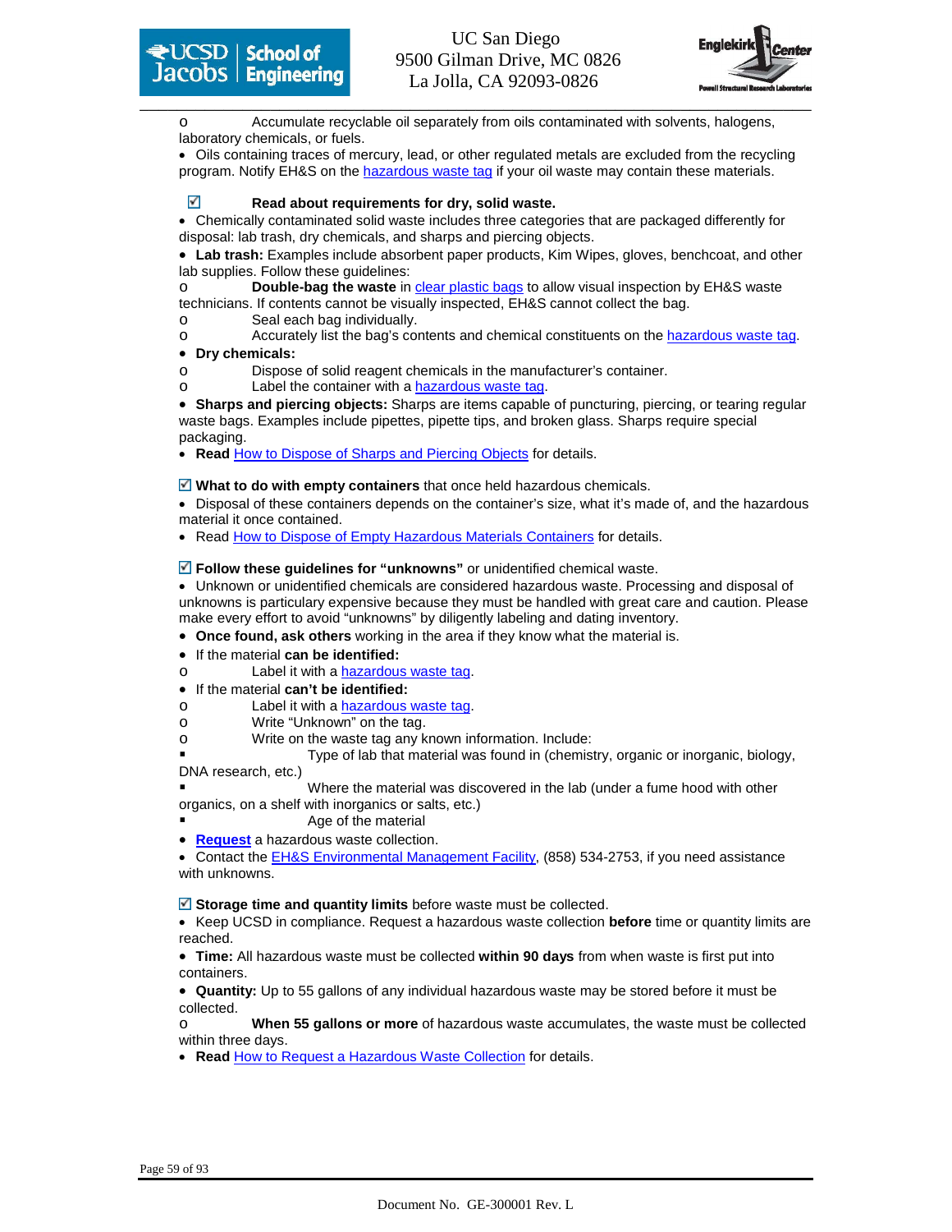- Accumulate recyclable oil separately from oils contaminated with solvents, halogens, laboratory chemicals, or fuels.

- Oils containing traces of mercury, lead, or other regulated metals are excluded from the recycling program. Notify EH&S on the hazardous waste tag if your oil waste may contain these materials.

☑ **Read about requirements for dry, solid waste.**

- Chemically contaminated solid waste includes three categories that are packaged differently for disposal: lab trash, dry chemicals, and sharps and piercing objects.
- **Lab trash:** Examples include absorbent paper products, Kim Wipes, gloves, benchcoat, and other lab supplies. Follow these guidelines:
  - **Double-bag the waste** in clear plastic bags to allow visual inspection by EH&S waste technicians. If contents cannot be visually inspected, EH&S cannot collect the bag.
  - Seal each bag individually.
  - Accurately list the bag's contents and chemical constituents on the hazardous waste tag.
- **Dry chemicals:**
  - Dispose of solid reagent chemicals in the manufacturer's container.
  - Label the container with a hazardous waste tag.
- **Sharps and piercing objects:** Sharps are items capable of puncturing, piercing, or tearing regular waste bags. Examples include pipettes, pipette tips, and broken glass. Sharps require special packaging.
- **Read** How to Dispose of Sharps and Piercing Objects for details.

☑ **What to do with empty containers** that once held hazardous chemicals.

- Disposal of these containers depends on the container's size, what it's made of, and the hazardous material it once contained.
- Read How to Dispose of Empty Hazardous Materials Containers for details.

☑ **Follow these guidelines for "unknowns"** or unidentified chemical waste.

- Unknown or unidentified chemicals are considered hazardous waste. Processing and disposal of unknowns is particulary expensive because they must be handled with great care and caution. Please make every effort to avoid "unknowns" by diligently labeling and dating inventory.
- **Once found, ask others** working in the area if they know what the material is.
- If the material **can be identified:**
  - Label it with a hazardous waste tag.
- If the material **can't be identified:**
  - Label it with a hazardous waste tag.
  - Write "Unknown" on the tag.
  - Write on the waste tag any known information. Include:
    - Type of lab that material was found in (chemistry, organic or inorganic, biology, DNA research, etc.)
    - Where the material was discovered in the lab (under a fume hood with other organics, on a shelf with inorganics or salts, etc.)
    - Age of the material
- **Request** a hazardous waste collection.
- Contact the EH&S Environmental Management Facility, (858) 534-2753, if you need assistance with unknowns.

☑ **Storage time and quantity limits** before waste must be collected.

- Keep UCSD in compliance. Request a hazardous waste collection **before** time or quantity limits are reached.
- **Time:** All hazardous waste must be collected **within 90 days** from when waste is first put into containers.
- **Quantity:** Up to 55 gallons of any individual hazardous waste may be stored before it must be collected.
  - **When 55 gallons or more** of hazardous waste accumulates, the waste must be collected within three days.
- **Read** How to Request a Hazardous Waste Collection for details.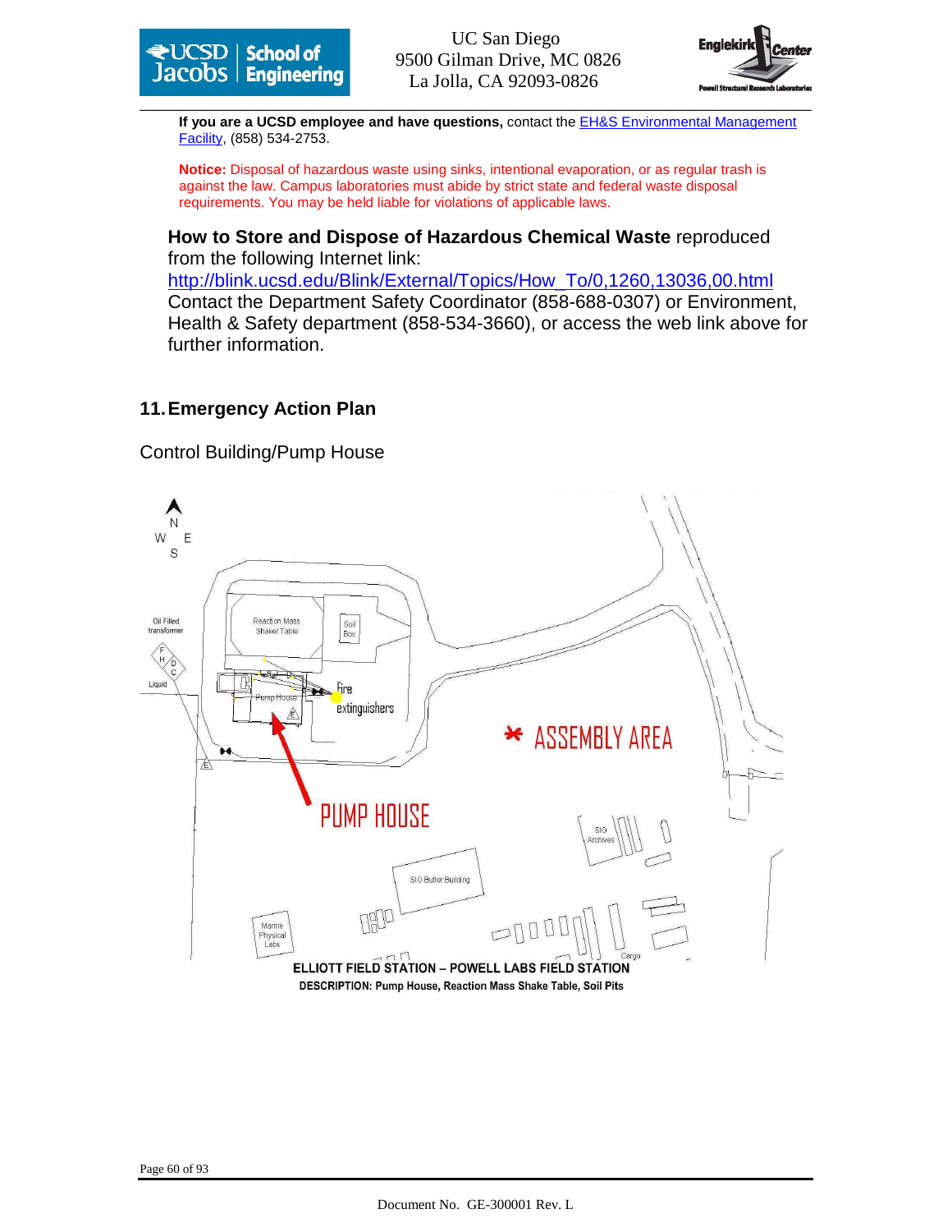**If you are a UCSD employee and have questions,** contact the [EH&S Environmental Management Facility](), (858) 534-2753.

**Notice:** Disposal of hazardous waste using sinks, intentional evaporation, or as regular trash is against the law. Campus laboratories must abide by strict state and federal waste disposal requirements. You may be held liable for violations of applicable laws.

**How to Store and Dispose of Hazardous Chemical Waste** reproduced from the following Internet link:
http://blink.ucsd.edu/Blink/External/Topics/How_To/0,1260,13036,00.html
Contact the Department Safety Coordinator (858-688-0307) or Environment, Health & Safety department (858-534-3660), or access the web link above for further information.

## 11. Emergency Action Plan

Control Building/Pump House

N W E S

Oil Filled transformer

Liquid

Reaction Mass Shaker Table

Soil Box

Pump House

Fire extinguishers

* ASSEMBLY AREA

PUMP HOUSE

SIO Archives

SIO Butler Building

Marine Physical Labs

Cargo

**ELLIOTT FIELD STATION – POWELL LABS FIELD STATION**

**DESCRIPTION: Pump House, Reaction Mass Shake Table, Soil Pits**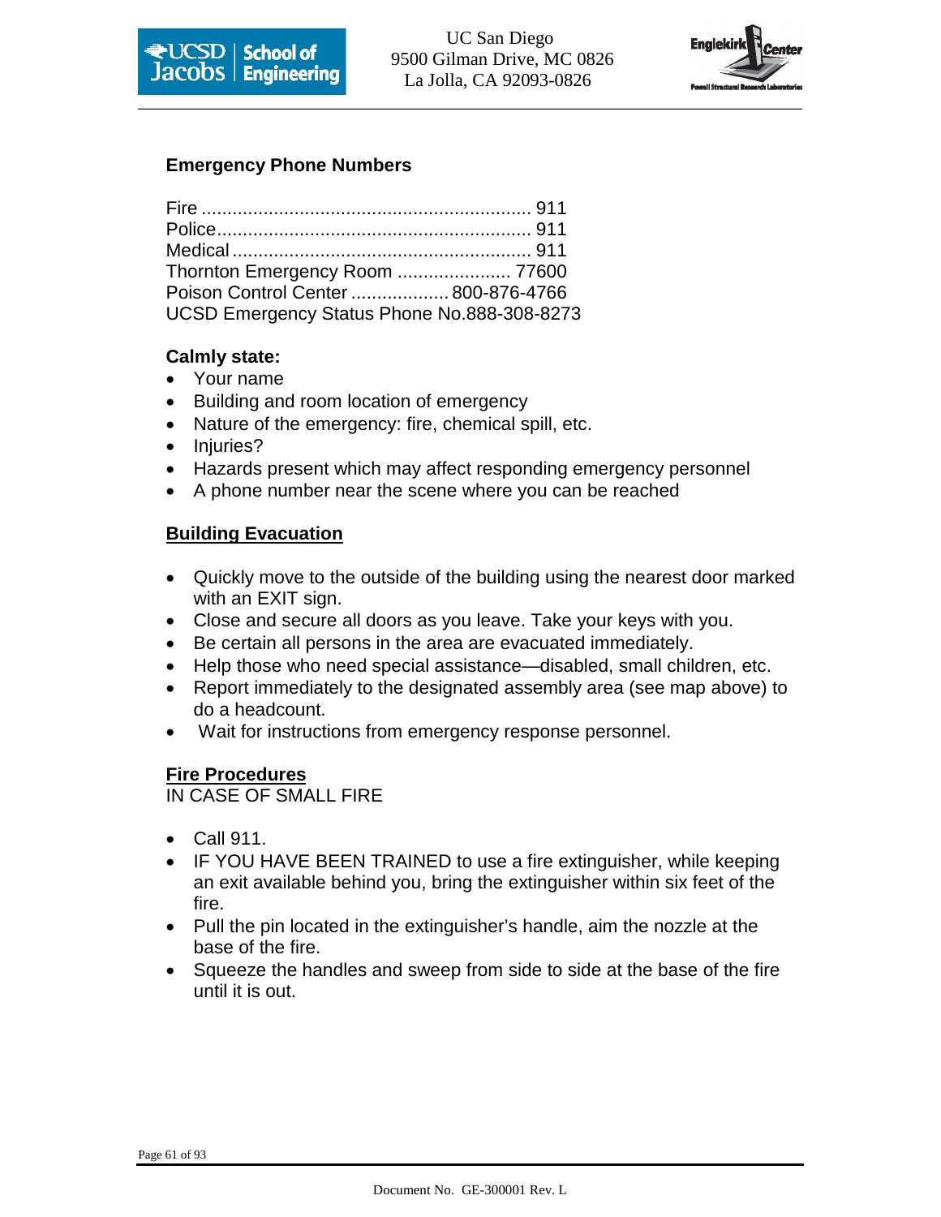## Emergency Phone Numbers

Fire ................................................................ 911
Police............................................................. 911
Medical .......................................................... 911
Thornton Emergency Room ...................... 77600
Poison Control Center ................... 800-876-4766
UCSD Emergency Status Phone No.888-308-8273

**Calmly state:**

- Your name
- Building and room location of emergency
- Nature of the emergency: fire, chemical spill, etc.
- Injuries?
- Hazards present which may affect responding emergency personnel
- A phone number near the scene where you can be reached

## Building Evacuation

- Quickly move to the outside of the building using the nearest door marked with an EXIT sign.
- Close and secure all doors as you leave. Take your keys with you.
- Be certain all persons in the area are evacuated immediately.
- Help those who need special assistance—disabled, small children, etc.
- Report immediately to the designated assembly area (see map above) to do a headcount.
- Wait for instructions from emergency response personnel.

## Fire Procedures

IN CASE OF SMALL FIRE

- Call 911.
- IF YOU HAVE BEEN TRAINED to use a fire extinguisher, while keeping an exit available behind you, bring the extinguisher within six feet of the fire.
- Pull the pin located in the extinguisher's handle, aim the nozzle at the base of the fire.
- Squeeze the handles and sweep from side to side at the base of the fire until it is out.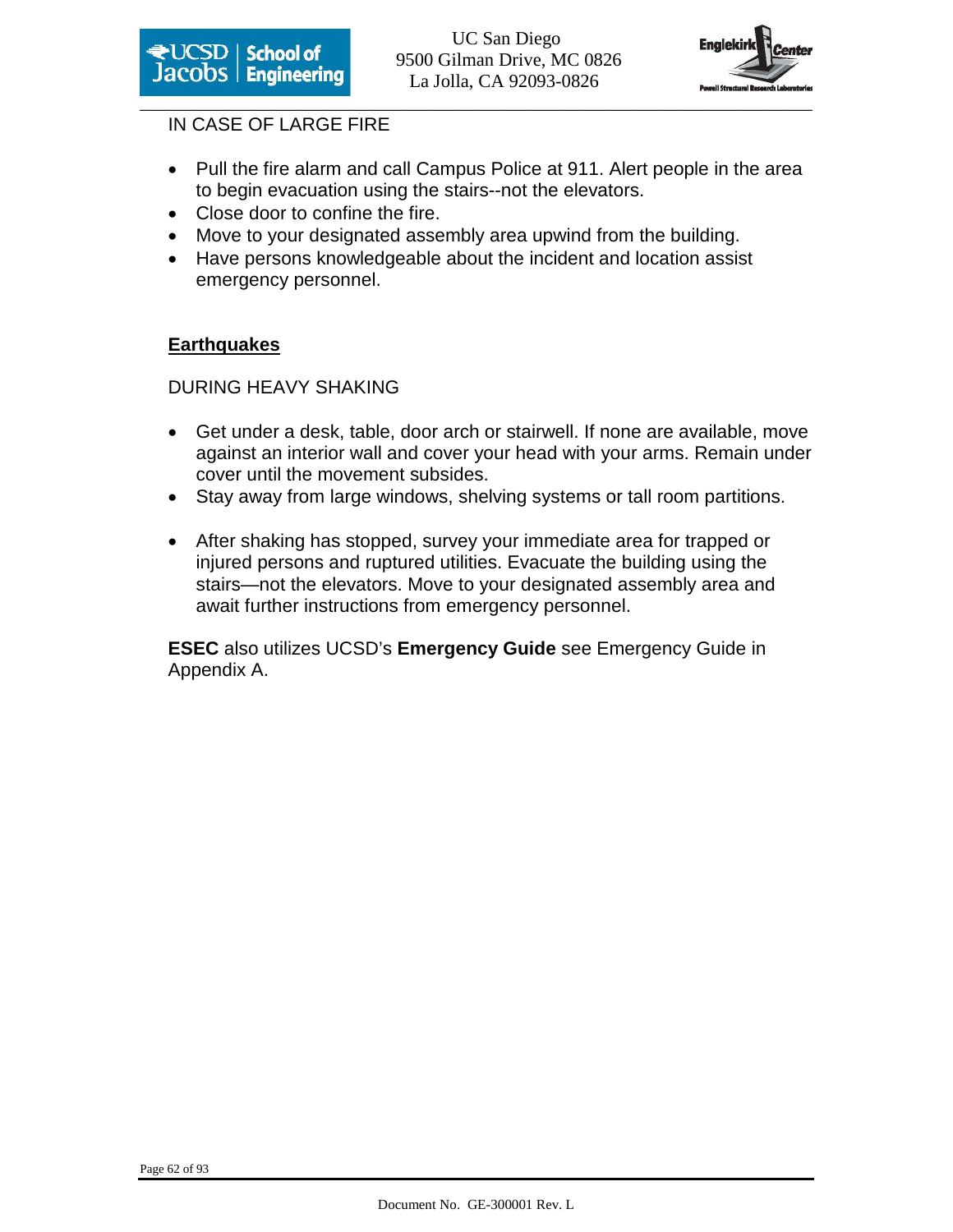IN CASE OF LARGE FIRE

- Pull the fire alarm and call Campus Police at 911. Alert people in the area to begin evacuation using the stairs--not the elevators.
- Close door to confine the fire.
- Move to your designated assembly area upwind from the building.
- Have persons knowledgeable about the incident and location assist emergency personnel.

## Earthquakes

DURING HEAVY SHAKING

- Get under a desk, table, door arch or stairwell. If none are available, move against an interior wall and cover your head with your arms. Remain under cover until the movement subsides.
- Stay away from large windows, shelving systems or tall room partitions.

- After shaking has stopped, survey your immediate area for trapped or injured persons and ruptured utilities. Evacuate the building using the stairs—not the elevators. Move to your designated assembly area and await further instructions from emergency personnel.

**ESEC** also utilizes UCSD's **Emergency Guide** see Emergency Guide in Appendix A.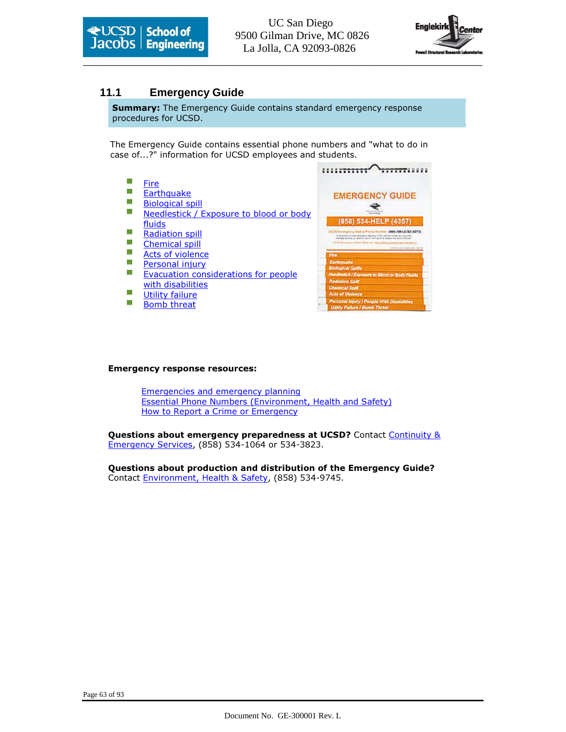## 11.1 Emergency Guide

**Summary:** The Emergency Guide contains standard emergency response procedures for UCSD.

The Emergency Guide contains essential phone numbers and "what to do in case of...?" information for UCSD employees and students.

- Fire
- Earthquake
- Biological spill
- Needlestick / Exposure to blood or body fluids
- Radiation spill
- Chemical spill
- Acts of violence
- Personal injury
- Evacuation considerations for people with disabilities
- Utility failure
- Bomb threat

**Emergency response resources:**

Emergencies and emergency planning
Essential Phone Numbers (Environment, Health and Safety)
How to Report a Crime or Emergency

**Questions about emergency preparedness at UCSD?** Contact Continuity & Emergency Services, (858) 534-1064 or 534-3823.

**Questions about production and distribution of the Emergency Guide?** Contact Environment, Health & Safety, (858) 534-9745.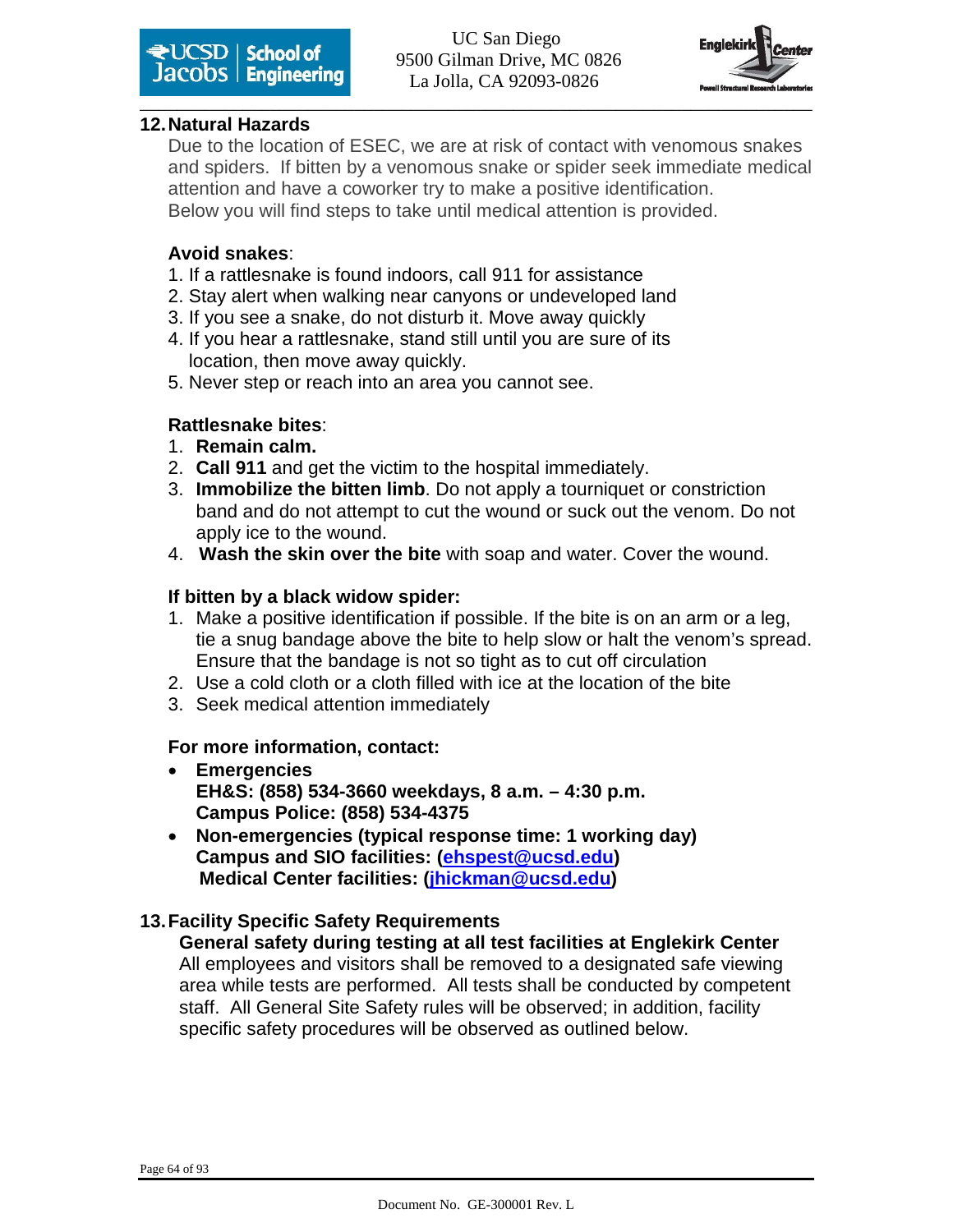## 12. Natural Hazards

Due to the location of ESEC, we are at risk of contact with venomous snakes and spiders. If bitten by a venomous snake or spider seek immediate medical attention and have a coworker try to make a positive identification.
Below you will find steps to take until medical attention is provided.

**Avoid snakes**:

1. If a rattlesnake is found indoors, call 911 for assistance
2. Stay alert when walking near canyons or undeveloped land
3. If you see a snake, do not disturb it. Move away quickly
4. If you hear a rattlesnake, stand still until you are sure of its location, then move away quickly.
5. Never step or reach into an area you cannot see.

**Rattlesnake bites**:

1. **Remain calm.**
2. **Call 911** and get the victim to the hospital immediately.
3. **Immobilize the bitten limb**. Do not apply a tourniquet or constriction band and do not attempt to cut the wound or suck out the venom. Do not apply ice to the wound.
4. **Wash the skin over the bite** with soap and water. Cover the wound.

**If bitten by a black widow spider:**

1. Make a positive identification if possible. If the bite is on an arm or a leg, tie a snug bandage above the bite to help slow or halt the venom's spread. Ensure that the bandage is not so tight as to cut off circulation
2. Use a cold cloth or a cloth filled with ice at the location of the bite
3. Seek medical attention immediately

**For more information, contact:**

- **Emergencies**
  **EH&S: (858) 534-3660 weekdays, 8 a.m. – 4:30 p.m.**
  **Campus Police: (858) 534-4375**
- **Non-emergencies (typical response time: 1 working day)**
  **Campus and SIO facilities: (ehspest@ucsd.edu)**
  **Medical Center facilities: (jhickman@ucsd.edu)**

## 13. Facility Specific Safety Requirements

**General safety during testing at all test facilities at Englekirk Center**

All employees and visitors shall be removed to a designated safe viewing area while tests are performed. All tests shall be conducted by competent staff. All General Site Safety rules will be observed; in addition, facility specific safety procedures will be observed as outlined below.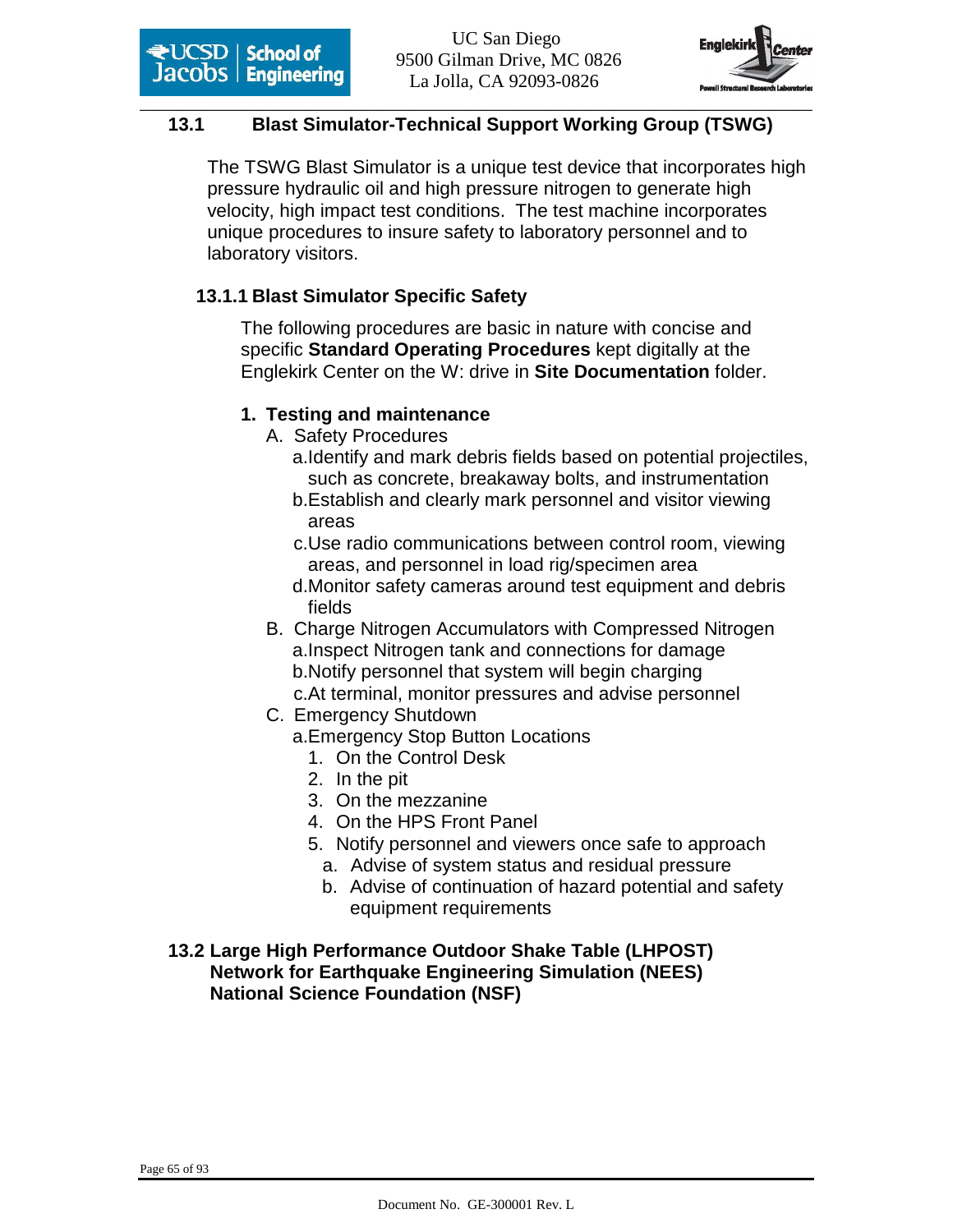## 13.1 Blast Simulator-Technical Support Working Group (TSWG)

The TSWG Blast Simulator is a unique test device that incorporates high pressure hydraulic oil and high pressure nitrogen to generate high velocity, high impact test conditions. The test machine incorporates unique procedures to insure safety to laboratory personnel and to laboratory visitors.

### 13.1.1 Blast Simulator Specific Safety

The following procedures are basic in nature with concise and specific **Standard Operating Procedures** kept digitally at the Englekirk Center on the W: drive in **Site Documentation** folder.

**1. Testing and maintenance**

- A. Safety Procedures
  - a. Identify and mark debris fields based on potential projectiles, such as concrete, breakaway bolts, and instrumentation
  - b. Establish and clearly mark personnel and visitor viewing areas
  - c. Use radio communications between control room, viewing areas, and personnel in load rig/specimen area
  - d. Monitor safety cameras around test equipment and debris fields
- B. Charge Nitrogen Accumulators with Compressed Nitrogen
  - a. Inspect Nitrogen tank and connections for damage
  - b. Notify personnel that system will begin charging
  - c. At terminal, monitor pressures and advise personnel
- C. Emergency Shutdown
  - a. Emergency Stop Button Locations
    1. On the Control Desk
    2. In the pit
    3. On the mezzanine
    4. On the HPS Front Panel
    5. Notify personnel and viewers once safe to approach
       - a. Advise of system status and residual pressure
       - b. Advise of continuation of hazard potential and safety equipment requirements

## 13.2 Large High Performance Outdoor Shake Table (LHPOST) Network for Earthquake Engineering Simulation (NEES) National Science Foundation (NSF)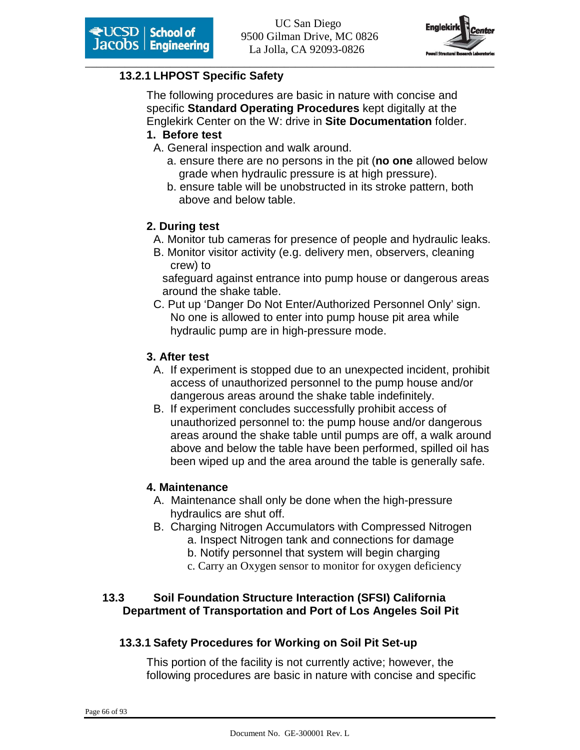### 13.2.1 LHPOST Specific Safety

The following procedures are basic in nature with concise and specific **Standard Operating Procedures** kept digitally at the Englekirk Center on the W: drive in **Site Documentation** folder.

**1. Before test**

A. General inspection and walk around.

a. ensure there are no persons in the pit (**no one** allowed below grade when hydraulic pressure is at high pressure).

b. ensure table will be unobstructed in its stroke pattern, both above and below table.

**2. During test**

A. Monitor tub cameras for presence of people and hydraulic leaks.

B. Monitor visitor activity (e.g. delivery men, observers, cleaning crew) to safeguard against entrance into pump house or dangerous areas around the shake table.

C. Put up 'Danger Do Not Enter/Authorized Personnel Only' sign. No one is allowed to enter into pump house pit area while hydraulic pump are in high-pressure mode.

**3. After test**

A. If experiment is stopped due to an unexpected incident, prohibit access of unauthorized personnel to the pump house and/or dangerous areas around the shake table indefinitely.

B. If experiment concludes successfully prohibit access of unauthorized personnel to: the pump house and/or dangerous areas around the shake table until pumps are off, a walk around above and below the table have been performed, spilled oil has been wiped up and the area around the table is generally safe.

**4. Maintenance**

A. Maintenance shall only be done when the high-pressure hydraulics are shut off.

B. Charging Nitrogen Accumulators with Compressed Nitrogen

a. Inspect Nitrogen tank and connections for damage

b. Notify personnel that system will begin charging

c. Carry an Oxygen sensor to monitor for oxygen deficiency

## 13.3 Soil Foundation Structure Interaction (SFSI) California Department of Transportation and Port of Los Angeles Soil Pit

### 13.3.1 Safety Procedures for Working on Soil Pit Set-up

This portion of the facility is not currently active; however, the following procedures are basic in nature with concise and specific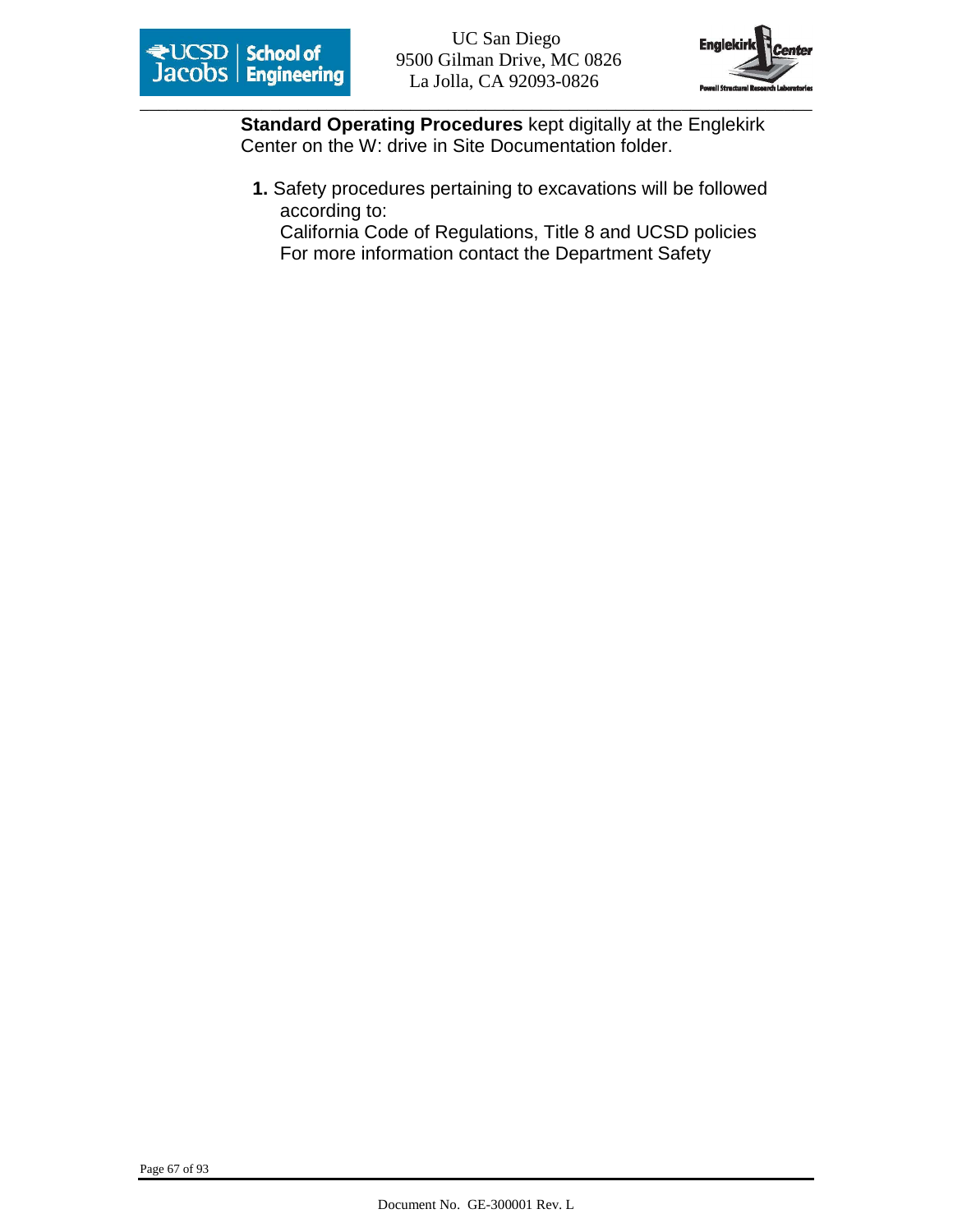**Standard Operating Procedures** kept digitally at the Englekirk Center on the W: drive in Site Documentation folder.

1. Safety procedures pertaining to excavations will be followed according to:
   California Code of Regulations, Title 8 and UCSD policies
   For more information contact the Department Safety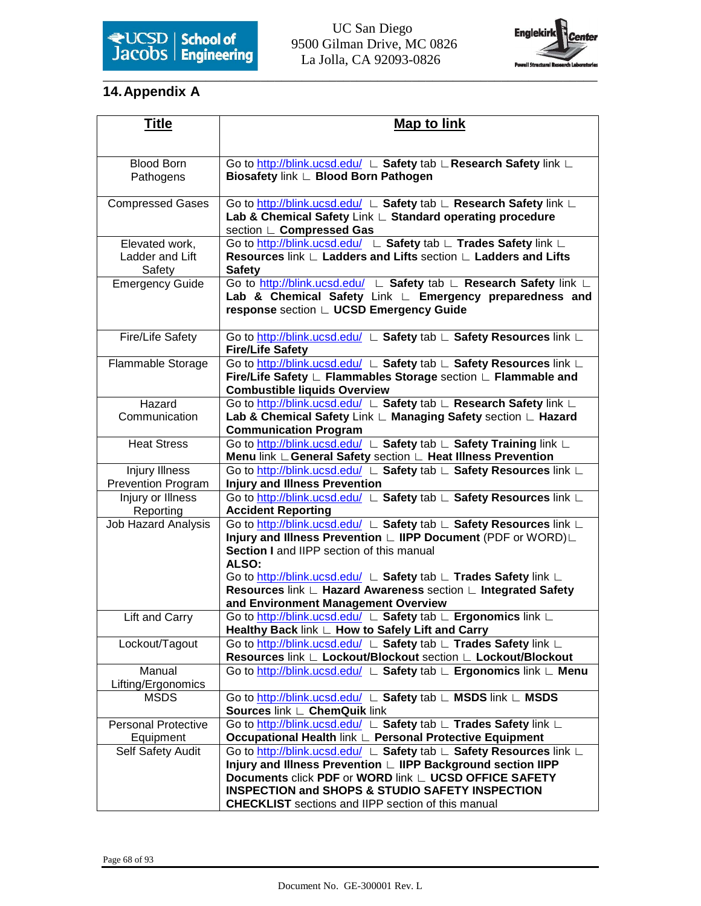## 14. Appendix A

| Title | Map to link |
|---|---|
| Blood Born Pathogens | Go to http://blink.ucsd.edu/ ∟ **Safety** tab ∟ **Research Safety** link ∟ **Biosafety** link ∟ **Blood Born Pathogen** |
| Compressed Gases | Go to http://blink.ucsd.edu/ ∟ **Safety** tab ∟ **Research Safety** link ∟ **Lab & Chemical Safety** Link ∟ **Standard operating procedure** section ∟ **Compressed Gas** |
| Elevated work, Ladder and Lift Safety | Go to http://blink.ucsd.edu/ ∟ **Safety** tab ∟ **Trades Safety** link ∟ **Resources** link ∟ **Ladders and Lifts** section ∟ **Ladders and Lifts Safety** |
| Emergency Guide | Go to http://blink.ucsd.edu/ ∟ **Safety** tab ∟ **Research Safety** link ∟ **Lab & Chemical Safety** Link ∟ **Emergency preparedness and response** section ∟ **UCSD Emergency Guide** |
| Fire/Life Safety | Go to http://blink.ucsd.edu/ ∟ **Safety** tab ∟ **Safety Resources** link ∟ **Fire/Life Safety** |
| Flammable Storage | Go to http://blink.ucsd.edu/ ∟ **Safety** tab ∟ **Safety Resources** link ∟ **Fire/Life Safety** ∟ **Flammables Storage** section ∟ **Flammable and Combustible liquids Overview** |
| Hazard Communication | Go to http://blink.ucsd.edu/ ∟ **Safety** tab ∟ **Research Safety** link ∟ **Lab & Chemical Safety** Link ∟ **Managing Safety** section ∟ **Hazard Communication Program** |
| Heat Stress | Go to http://blink.ucsd.edu/ ∟ **Safety** tab ∟ **Safety Training** link ∟ **Menu** link ∟ **General Safety** section ∟ **Heat Illness Prevention** |
| Injury Illness Prevention Program | Go to http://blink.ucsd.edu/ ∟ **Safety** tab ∟ **Safety Resources** link ∟ **Injury and Illness Prevention** |
| Injury or Illness Reporting | Go to http://blink.ucsd.edu/ ∟ **Safety** tab ∟ **Safety Resources** link ∟ **Accident Reporting** |
| Job Hazard Analysis | Go to http://blink.ucsd.edu/ ∟ **Safety** tab ∟ **Safety Resources** link ∟ **Injury and Illness Prevention** ∟ **IIPP Document** (PDF or WORD)∟ **Section I** and IIPP section of this manual **ALSO:** Go to http://blink.ucsd.edu/ ∟ **Safety** tab ∟ **Trades Safety** link ∟ **Resources** link ∟ **Hazard Awareness** section ∟ **Integrated Safety and Environment Management Overview** |
| Lift and Carry | Go to http://blink.ucsd.edu/ ∟ **Safety** tab ∟ **Ergonomics** link ∟ **Healthy Back** link ∟ **How to Safely Lift and Carry** |
| Lockout/Tagout | Go to http://blink.ucsd.edu/ ∟ **Safety** tab ∟ **Trades Safety** link ∟ **Resources** link ∟ **Lockout/Blockout** section ∟ **Lockout/Blockout** |
| Manual Lifting/Ergonomics | Go to http://blink.ucsd.edu/ ∟ **Safety** tab ∟ **Ergonomics** link ∟ **Menu** |
| MSDS | Go to http://blink.ucsd.edu/ ∟ **Safety** tab ∟ **MSDS** link ∟ **MSDS Sources** link ∟ **ChemQuik** link |
| Personal Protective Equipment | Go to http://blink.ucsd.edu/ ∟ **Safety** tab ∟ **Trades Safety** link ∟ **Occupational Health** link ∟ **Personal Protective Equipment** |
| Self Safety Audit | Go to http://blink.ucsd.edu/ ∟ **Safety** tab ∟ **Safety Resources** link ∟ **Injury and Illness Prevention** ∟ **IIPP Background section IIPP Documents** click **PDF** or **WORD** link ∟ **UCSD OFFICE SAFETY INSPECTION and SHOPS & STUDIO SAFETY INSPECTION CHECKLIST** sections and IIPP section of this manual |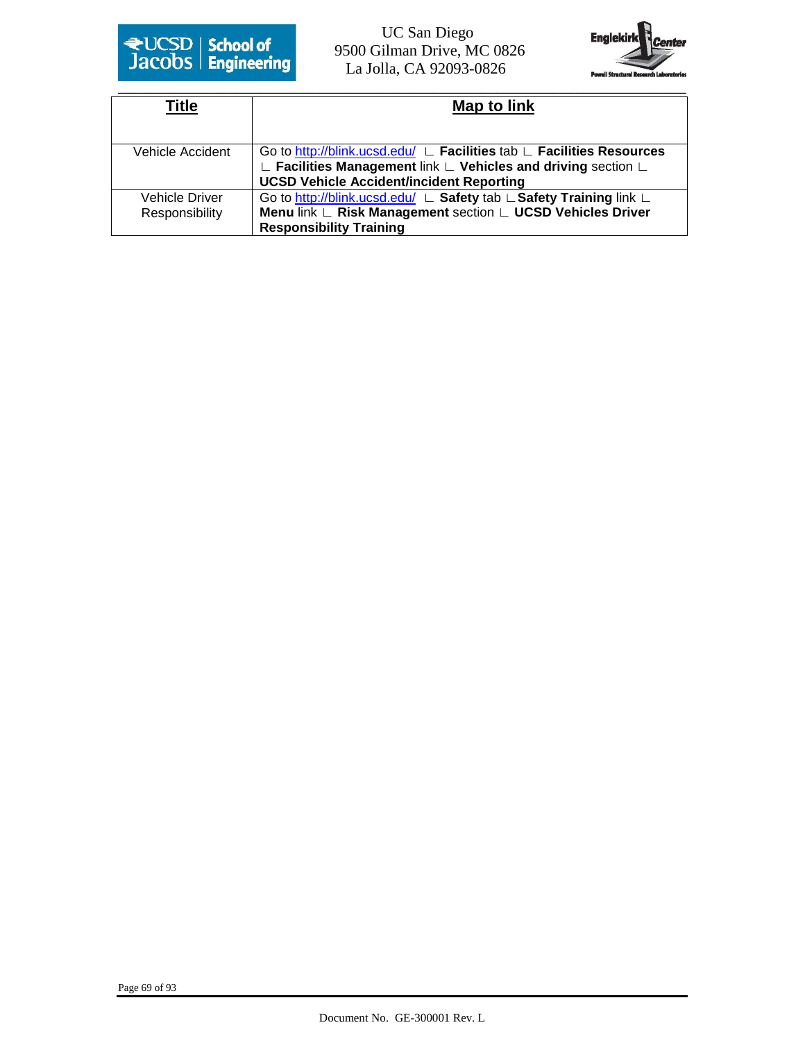| **Title** | **Map to link** |
|---|---|
| Vehicle Accident | Go to http://blink.ucsd.edu/ ∟ **Facilities** tab ∟ **Facilities Resources** ∟ **Facilities Management** link ∟ **Vehicles and driving** section ∟ **UCSD Vehicle Accident/incident Reporting** |
| Vehicle Driver Responsibility | Go to http://blink.ucsd.edu/ ∟ **Safety** tab ∟ **Safety Training** link ∟ **Menu** link ∟ **Risk Management** section ∟ **UCSD Vehicles Driver Responsibility Training** |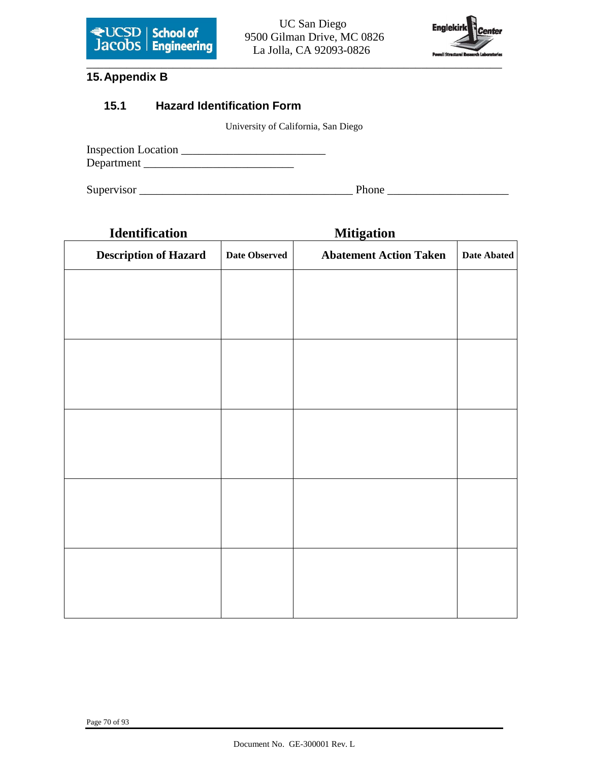## 15. Appendix B

### 15.1 Hazard Identification Form

University of California, San Diego

Inspection Location _________________________
Department __________________________

Supervisor _____________________________________ Phone _____________________

| Identification | | Mitigation | |
|---|---|---|---|
| **Description of Hazard** | **Date Observed** | **Abatement Action Taken** | **Date Abated** |
| | | | |
| | | | |
| | | | |
| | | | |
| | | | |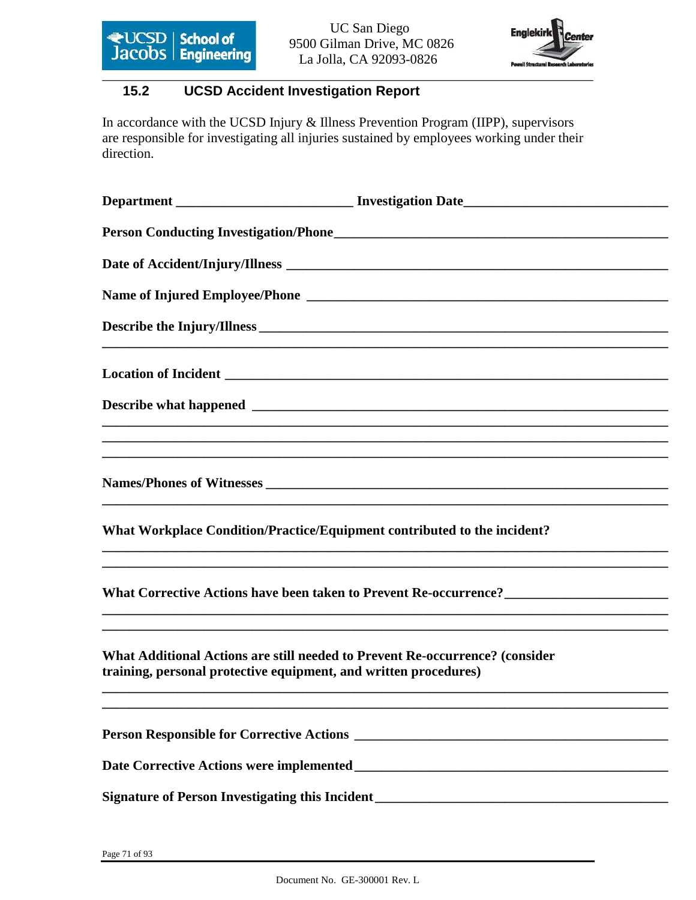## 15.2 UCSD Accident Investigation Report

In accordance with the UCSD Injury & Illness Prevention Program (IIPP), supervisors are responsible for investigating all injuries sustained by employees working under their direction.

**Department** _________________________ **Investigation Date**_____________________________

**Person Conducting Investigation/Phone**_________________________________________________

**Date of Accident/Injury/Illness** _______________________________________________________

**Name of Injured Employee/Phone** ____________________________________________________

**Describe the Injury/Illness** _________________________________________________________

_________________________________________________________________________________

**Location of Incident** ______________________________________________________________

**Describe what happened** __________________________________________________________

_________________________________________________________________________________

_________________________________________________________________________________

_________________________________________________________________________________

**Names/Phones of Witnesses** ________________________________________________________

_________________________________________________________________________________

**What Workplace Condition/Practice/Equipment contributed to the incident?**

_________________________________________________________________________________

_________________________________________________________________________________

**What Corrective Actions have been taken to Prevent Re-occurrence?**_______________________

_________________________________________________________________________________

_________________________________________________________________________________

**What Additional Actions are still needed to Prevent Re-occurrence? (consider training, personal protective equipment, and written procedures)**

_________________________________________________________________________________

_________________________________________________________________________________

**Person Responsible for Corrective Actions** _____________________________________________

**Date Corrective Actions were implemented**_____________________________________________

**Signature of Person Investigating this Incident**__________________________________________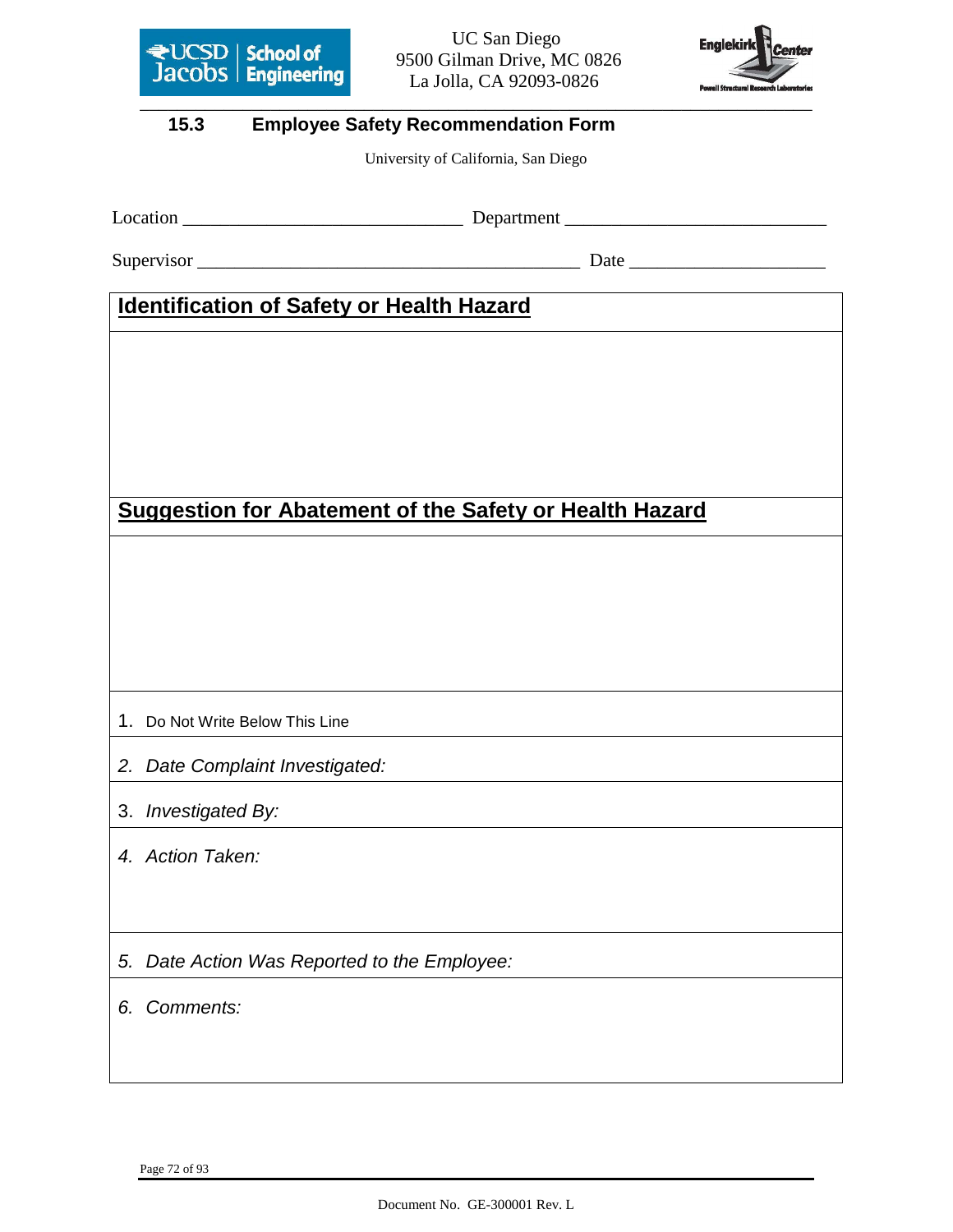## 15.3 Employee Safety Recommendation Form

University of California, San Diego

Location _____________________________ Department ___________________________

Supervisor _______________________________________ Date ____________________

| **Identification of Safety or Health Hazard** |
| --- |
| |
| **Suggestion for Abatement of the Safety or Health Hazard** |
| |
| 1. Do Not Write Below This Line |
| *2. Date Complaint Investigated:* |
| 3. *Investigated By:* |
| *4. Action Taken:* |
| *5. Date Action Was Reported to the Employee:* |
| *6. Comments:* |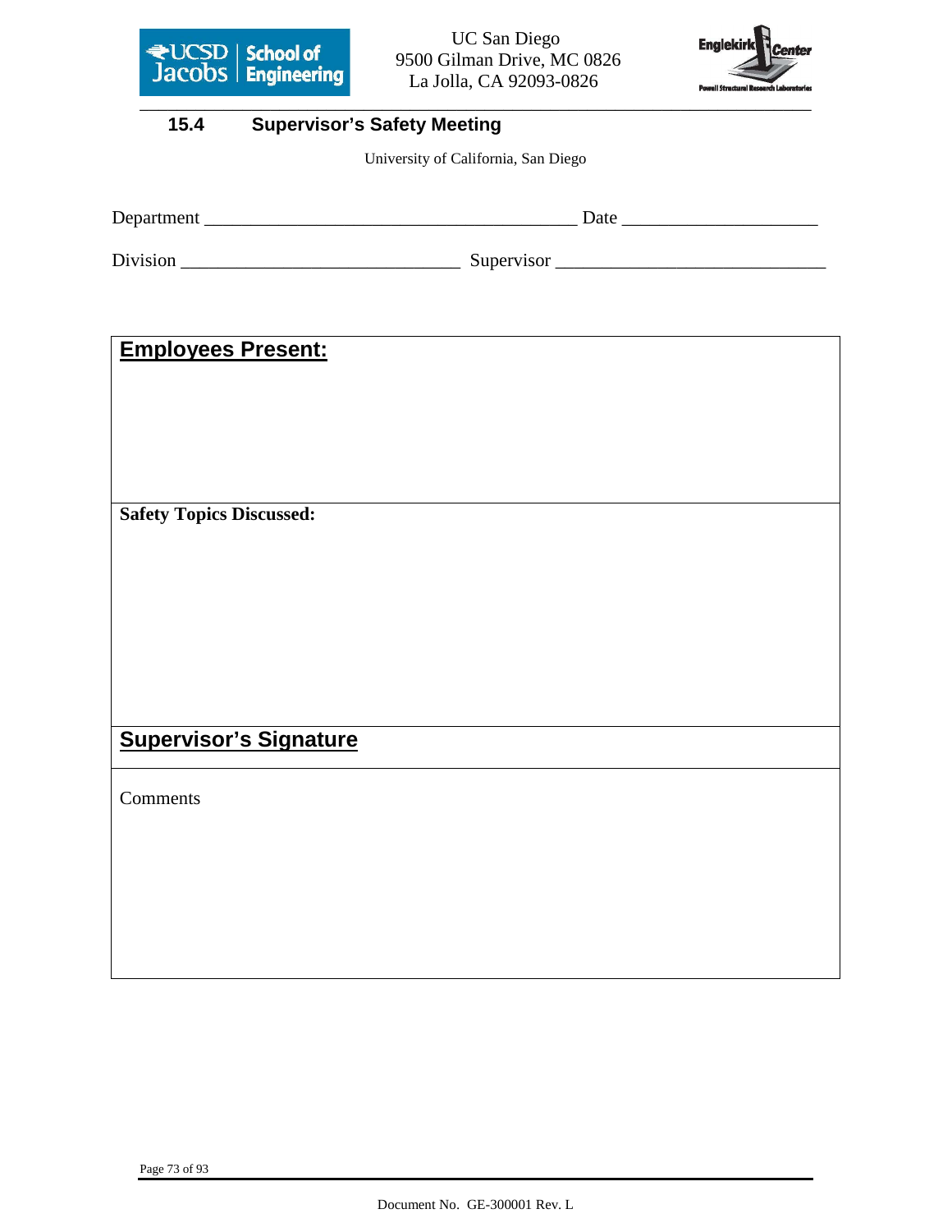## 15.4 Supervisor's Safety Meeting

University of California, San Diego

Department ________________________________________ Date ____________________

Division ______________________________ Supervisor ____________________________

| **Employees Present:** |
|---|
| **Safety Topics Discussed:** |
| **Supervisor's Signature** |
| Comments |

Document No. GE-300001 Rev. L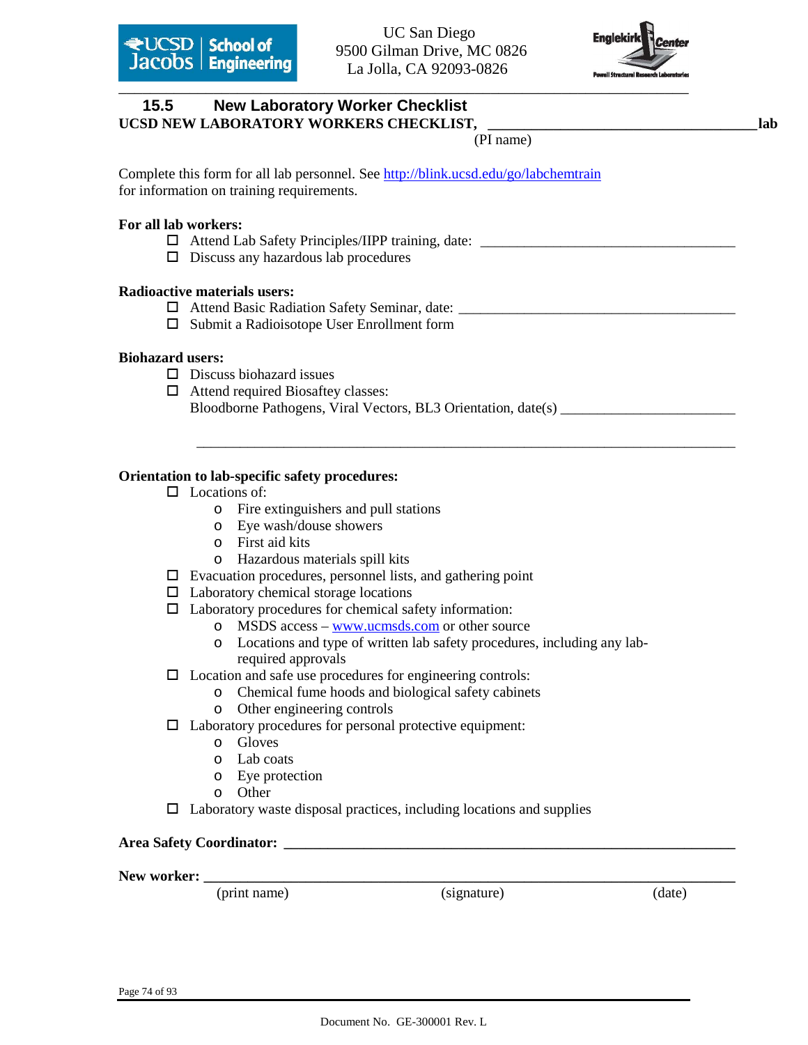## 15.5 New Laboratory Worker Checklist

**UCSD NEW LABORATORY WORKERS CHECKLIST, ___________________________________lab**

(PI name)

Complete this form for all lab personnel. See http://blink.ucsd.edu/go/labchemtrain for information on training requirements.

**For all lab workers:**

- ☐ Attend Lab Safety Principles/IIPP training, date: ___________________________________
- ☐ Discuss any hazardous lab procedures

**Radioactive materials users:**

- ☐ Attend Basic Radiation Safety Seminar, date: ______________________________________
- ☐ Submit a Radioisotope User Enrollment form

**Biohazard users:**

- ☐ Discuss biohazard issues
- ☐ Attend required Biosaftey classes:
  Bloodborne Pathogens, Viral Vectors, BL3 Orientation, date(s) ________________________

  ___________________________________________________________________________

**Orientation to lab-specific safety procedures:**

- ☐ Locations of:
  - Fire extinguishers and pull stations
  - Eye wash/douse showers
  - First aid kits
  - Hazardous materials spill kits
- ☐ Evacuation procedures, personnel lists, and gathering point
- ☐ Laboratory chemical storage locations
- ☐ Laboratory procedures for chemical safety information:
  - MSDS access – www.ucmsds.com or other source
  - Locations and type of written lab safety procedures, including any lab-required approvals
- ☐ Location and safe use procedures for engineering controls:
  - Chemical fume hoods and biological safety cabinets
  - Other engineering controls
- ☐ Laboratory procedures for personal protective equipment:
  - Gloves
  - Lab coats
  - Eye protection
  - Other
- ☐ Laboratory waste disposal practices, including locations and supplies

**Area Safety Coordinator:** ______________________________________________________

**New worker:** ______________________________________________________________

(print name) (signature) (date)

Document No. GE-300001 Rev. L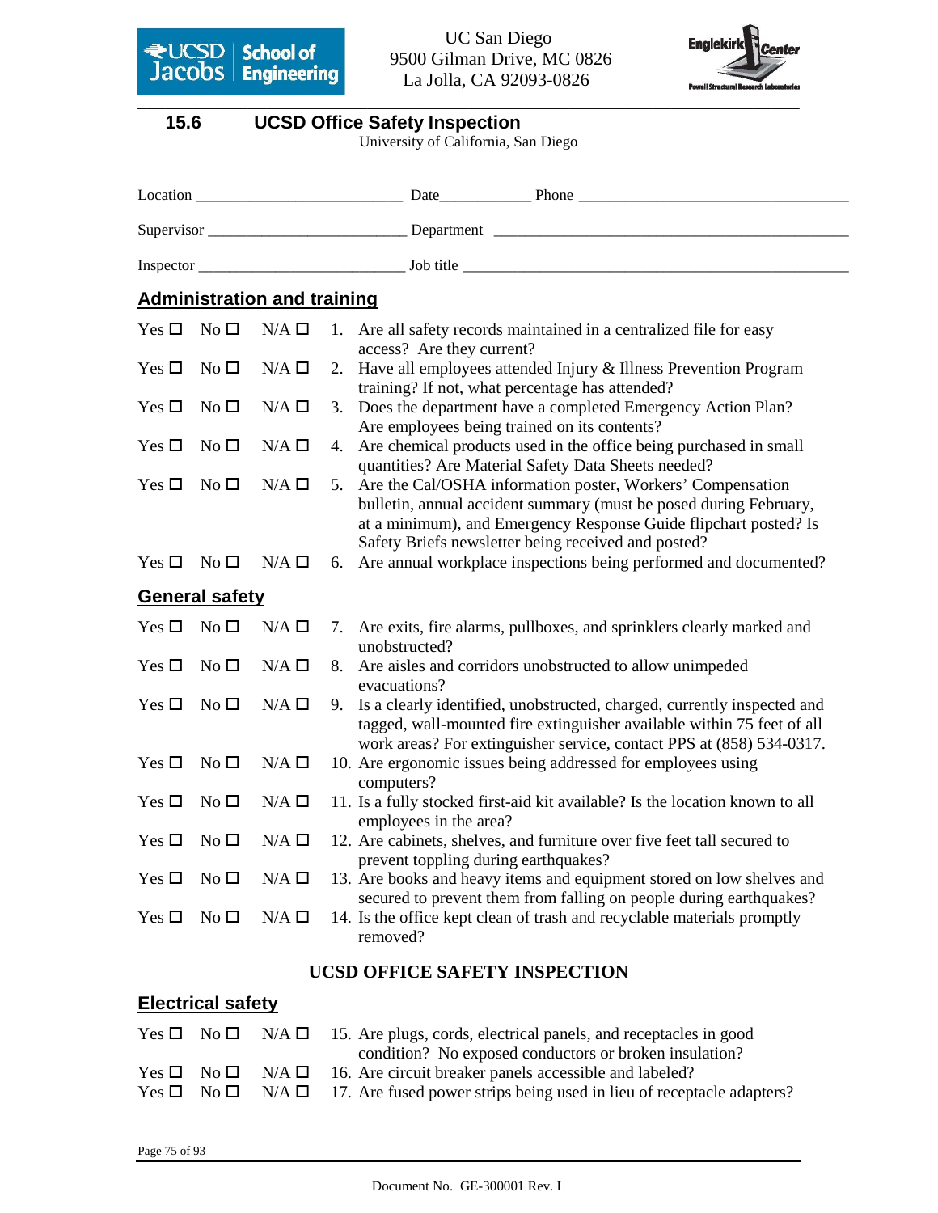## 15.6 UCSD Office Safety Inspection

University of California, San Diego

Location ___________________________ Date____________ Phone ___________________________________

Supervisor __________________________ Department ______________________________________________

Inspector ___________________________ Job title __________________________________________________

### Administration and training

Yes ☐ No ☐ N/A ☐ 1. Are all safety records maintained in a centralized file for easy access? Are they current?

Yes ☐ No ☐ N/A ☐ 2. Have all employees attended Injury & Illness Prevention Program training? If not, what percentage has attended?

Yes ☐ No ☐ N/A ☐ 3. Does the department have a completed Emergency Action Plan? Are employees being trained on its contents?

Yes ☐ No ☐ N/A ☐ 4. Are chemical products used in the office being purchased in small quantities? Are Material Safety Data Sheets needed?

Yes ☐ No ☐ N/A ☐ 5. Are the Cal/OSHA information poster, Workers' Compensation bulletin, annual accident summary (must be posed during February, at a minimum), and Emergency Response Guide flipchart posted? Is Safety Briefs newsletter being received and posted?

Yes ☐ No ☐ N/A ☐ 6. Are annual workplace inspections being performed and documented?

### General safety

Yes ☐ No ☐ N/A ☐ 7. Are exits, fire alarms, pullboxes, and sprinklers clearly marked and unobstructed?

Yes ☐ No ☐ N/A ☐ 8. Are aisles and corridors unobstructed to allow unimpeded evacuations?

Yes ☐ No ☐ N/A ☐ 9. Is a clearly identified, unobstructed, charged, currently inspected and tagged, wall-mounted fire extinguisher available within 75 feet of all work areas? For extinguisher service, contact PPS at (858) 534-0317.

Yes ☐ No ☐ N/A ☐ 10. Are ergonomic issues being addressed for employees using computers?

Yes ☐ No ☐ N/A ☐ 11. Is a fully stocked first-aid kit available? Is the location known to all employees in the area?

Yes ☐ No ☐ N/A ☐ 12. Are cabinets, shelves, and furniture over five feet tall secured to prevent toppling during earthquakes?

Yes ☐ No ☐ N/A ☐ 13. Are books and heavy items and equipment stored on low shelves and secured to prevent them from falling on people during earthquakes?

Yes ☐ No ☐ N/A ☐ 14. Is the office kept clean of trash and recyclable materials promptly removed?

**UCSD OFFICE SAFETY INSPECTION**

### Electrical safety

Yes ☐ No ☐ N/A ☐ 15. Are plugs, cords, electrical panels, and receptacles in good condition? No exposed conductors or broken insulation?

Yes ☐ No ☐ N/A ☐ 16. Are circuit breaker panels accessible and labeled?

Yes ☐ No ☐ N/A ☐ 17. Are fused power strips being used in lieu of receptacle adapters?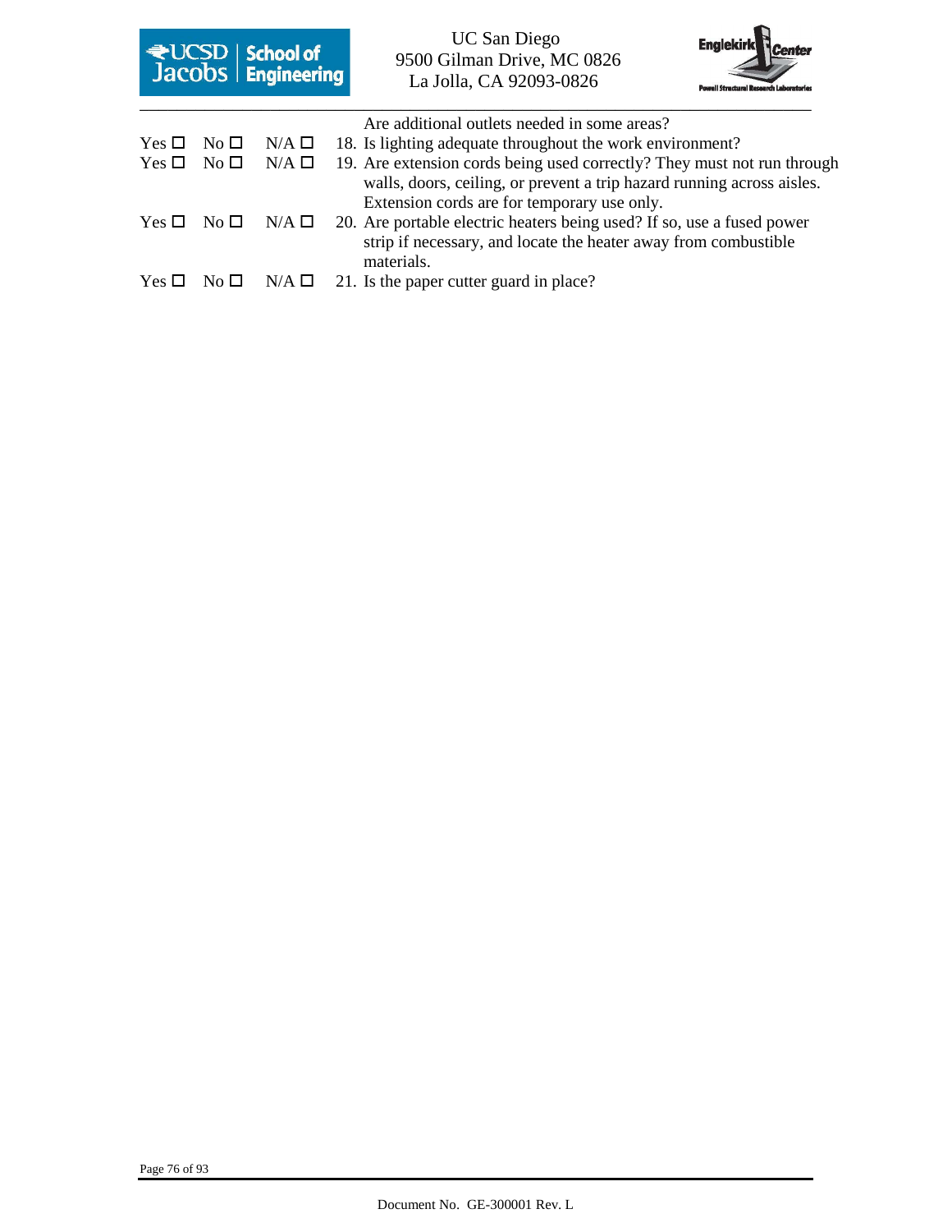Are additional outlets needed in some areas?

Yes ☐ No ☐ N/A ☐ 18. Is lighting adequate throughout the work environment?

Yes ☐ No ☐ N/A ☐ 19. Are extension cords being used correctly? They must not run through walls, doors, ceiling, or prevent a trip hazard running across aisles. Extension cords are for temporary use only.

Yes ☐ No ☐ N/A ☐ 20. Are portable electric heaters being used? If so, use a fused power strip if necessary, and locate the heater away from combustible materials.

Yes ☐ No ☐ N/A ☐ 21. Is the paper cutter guard in place?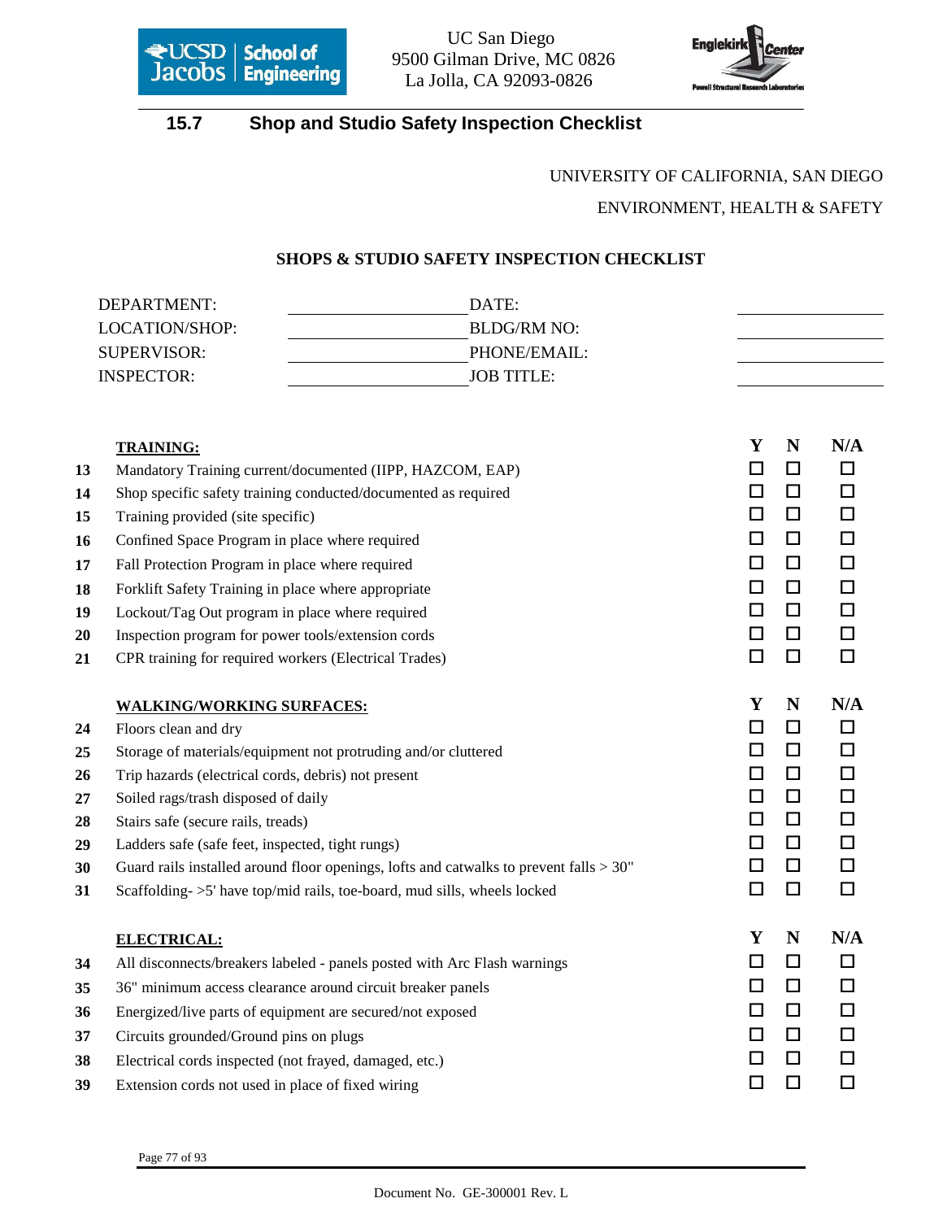## 15.7 Shop and Studio Safety Inspection Checklist

UNIVERSITY OF CALIFORNIA, SAN DIEGO

ENVIRONMENT, HEALTH & SAFETY

**SHOPS & STUDIO SAFETY INSPECTION CHECKLIST**

| | | | |
|---|---|---|---|
| DEPARTMENT: | | DATE: | |
| LOCATION/SHOP: | | BLDG/RM NO: | |
| SUPERVISOR: | | PHONE/EMAIL: | |
| INSPECTOR: | | JOB TITLE: | |

| | **TRAINING:** | **Y** | **N** | **N/A** |
|---|---|---|---|---|
| **13** | Mandatory Training current/documented (IIPP, HAZCOM, EAP) | ☐ | ☐ | ☐ |
| **14** | Shop specific safety training conducted/documented as required | ☐ | ☐ | ☐ |
| **15** | Training provided (site specific) | ☐ | ☐ | ☐ |
| **16** | Confined Space Program in place where required | ☐ | ☐ | ☐ |
| **17** | Fall Protection Program in place where required | ☐ | ☐ | ☐ |
| **18** | Forklift Safety Training in place where appropriate | ☐ | ☐ | ☐ |
| **19** | Lockout/Tag Out program in place where required | ☐ | ☐ | ☐ |
| **20** | Inspection program for power tools/extension cords | ☐ | ☐ | ☐ |
| **21** | CPR training for required workers (Electrical Trades) | ☐ | ☐ | ☐ |

| | **WALKING/WORKING SURFACES:** | **Y** | **N** | **N/A** |
|---|---|---|---|---|
| **24** | Floors clean and dry | ☐ | ☐ | ☐ |
| **25** | Storage of materials/equipment not protruding and/or cluttered | ☐ | ☐ | ☐ |
| **26** | Trip hazards (electrical cords, debris) not present | ☐ | ☐ | ☐ |
| **27** | Soiled rags/trash disposed of daily | ☐ | ☐ | ☐ |
| **28** | Stairs safe (secure rails, treads) | ☐ | ☐ | ☐ |
| **29** | Ladders safe (safe feet, inspected, tight rungs) | ☐ | ☐ | ☐ |
| **30** | Guard rails installed around floor openings, lofts and catwalks to prevent falls > 30" | ☐ | ☐ | ☐ |
| **31** | Scaffolding- >5' have top/mid rails, toe-board, mud sills, wheels locked | ☐ | ☐ | ☐ |

| | **ELECTRICAL:** | **Y** | **N** | **N/A** |
|---|---|---|---|---|
| **34** | All disconnects/breakers labeled - panels posted with Arc Flash warnings | ☐ | ☐ | ☐ |
| **35** | 36" minimum access clearance around circuit breaker panels | ☐ | ☐ | ☐ |
| **36** | Energized/live parts of equipment are secured/not exposed | ☐ | ☐ | ☐ |
| **37** | Circuits grounded/Ground pins on plugs | ☐ | ☐ | ☐ |
| **38** | Electrical cords inspected (not frayed, damaged, etc.) | ☐ | ☐ | ☐ |
| **39** | Extension cords not used in place of fixed wiring | ☐ | ☐ | ☐ |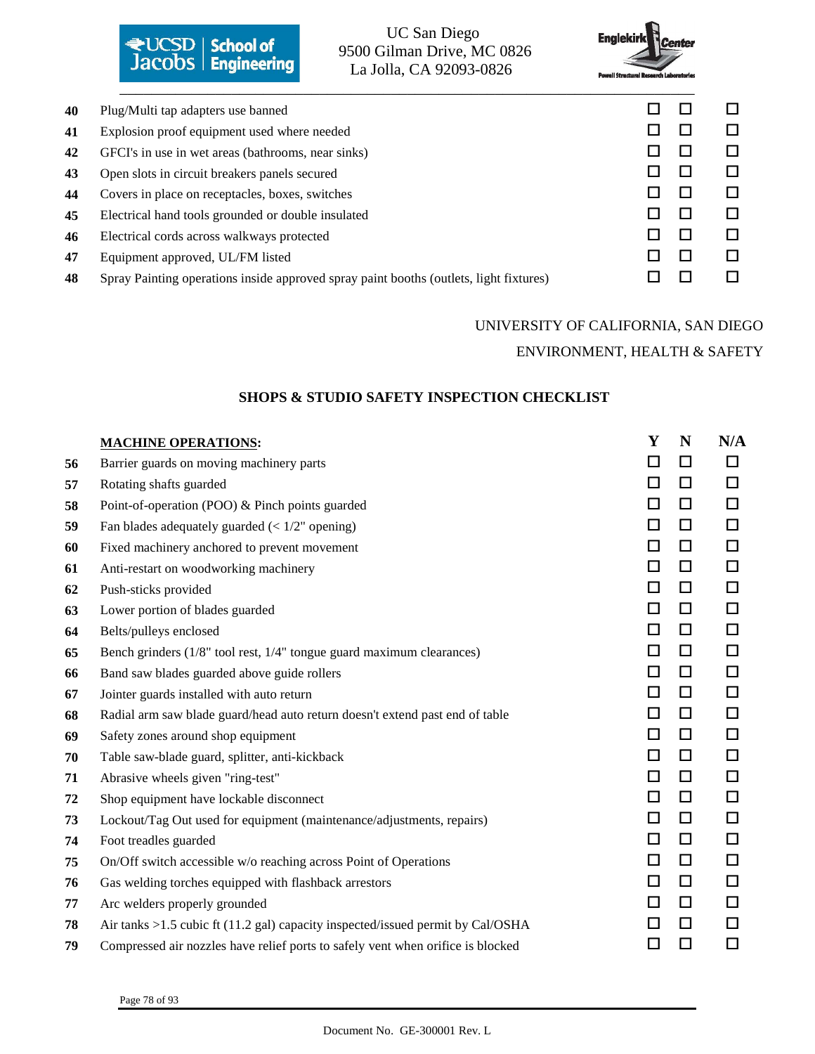| | | | | |
|---|---|---|---|---|
| **40** | Plug/Multi tap adapters use banned | ☐ | ☐ | ☐ |
| **41** | Explosion proof equipment used where needed | ☐ | ☐ | ☐ |
| **42** | GFCI's in use in wet areas (bathrooms, near sinks) | ☐ | ☐ | ☐ |
| **43** | Open slots in circuit breakers panels secured | ☐ | ☐ | ☐ |
| **44** | Covers in place on receptacles, boxes, switches | ☐ | ☐ | ☐ |
| **45** | Electrical hand tools grounded or double insulated | ☐ | ☐ | ☐ |
| **46** | Electrical cords across walkways protected | ☐ | ☐ | ☐ |
| **47** | Equipment approved, UL/FM listed | ☐ | ☐ | ☐ |
| **48** | Spray Painting operations inside approved spray paint booths (outlets, light fixtures) | ☐ | ☐ | ☐ |

UNIVERSITY OF CALIFORNIA, SAN DIEGO

ENVIRONMENT, HEALTH & SAFETY

## SHOPS & STUDIO SAFETY INSPECTION CHECKLIST

| | **MACHINE OPERATIONS:** | **Y** | **N** | **N/A** |
|---|---|---|---|---|
| **56** | Barrier guards on moving machinery parts | ☐ | ☐ | ☐ |
| **57** | Rotating shafts guarded | ☐ | ☐ | ☐ |
| **58** | Point-of-operation (POO) & Pinch points guarded | ☐ | ☐ | ☐ |
| **59** | Fan blades adequately guarded (< 1/2" opening) | ☐ | ☐ | ☐ |
| **60** | Fixed machinery anchored to prevent movement | ☐ | ☐ | ☐ |
| **61** | Anti-restart on woodworking machinery | ☐ | ☐ | ☐ |
| **62** | Push-sticks provided | ☐ | ☐ | ☐ |
| **63** | Lower portion of blades guarded | ☐ | ☐ | ☐ |
| **64** | Belts/pulleys enclosed | ☐ | ☐ | ☐ |
| **65** | Bench grinders (1/8" tool rest, 1/4" tongue guard maximum clearances) | ☐ | ☐ | ☐ |
| **66** | Band saw blades guarded above guide rollers | ☐ | ☐ | ☐ |
| **67** | Jointer guards installed with auto return | ☐ | ☐ | ☐ |
| **68** | Radial arm saw blade guard/head auto return doesn't extend past end of table | ☐ | ☐ | ☐ |
| **69** | Safety zones around shop equipment | ☐ | ☐ | ☐ |
| **70** | Table saw-blade guard, splitter, anti-kickback | ☐ | ☐ | ☐ |
| **71** | Abrasive wheels given "ring-test" | ☐ | ☐ | ☐ |
| **72** | Shop equipment have lockable disconnect | ☐ | ☐ | ☐ |
| **73** | Lockout/Tag Out used for equipment (maintenance/adjustments, repairs) | ☐ | ☐ | ☐ |
| **74** | Foot treadles guarded | ☐ | ☐ | ☐ |
| **75** | On/Off switch accessible w/o reaching across Point of Operations | ☐ | ☐ | ☐ |
| **76** | Gas welding torches equipped with flashback arrestors | ☐ | ☐ | ☐ |
| **77** | Arc welders properly grounded | ☐ | ☐ | ☐ |
| **78** | Air tanks >1.5 cubic ft (11.2 gal) capacity inspected/issued permit by Cal/OSHA | ☐ | ☐ | ☐ |
| **79** | Compressed air nozzles have relief ports to safely vent when orifice is blocked | ☐ | ☐ | ☐ |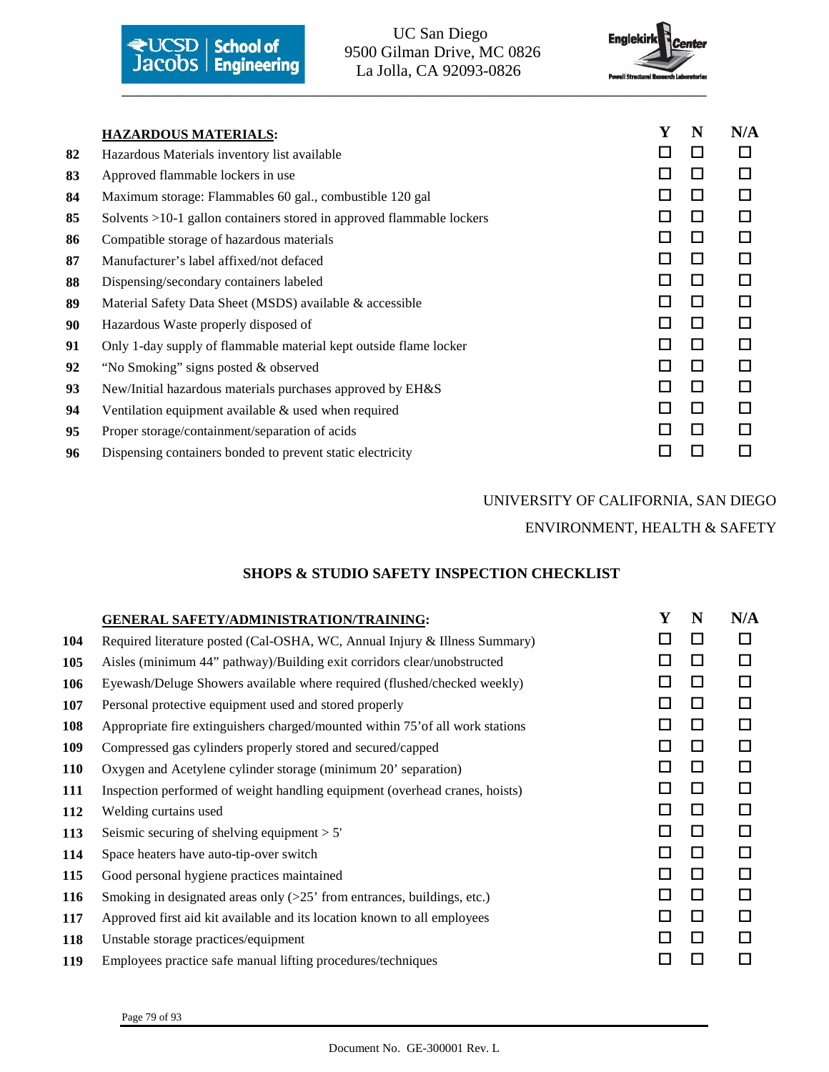| | **HAZARDOUS MATERIALS:** | Y | N | N/A |
|---|---|---|---|---|
| **82** | Hazardous Materials inventory list available | ☐ | ☐ | ☐ |
| **83** | Approved flammable lockers in use | ☐ | ☐ | ☐ |
| **84** | Maximum storage: Flammables 60 gal., combustible 120 gal | ☐ | ☐ | ☐ |
| **85** | Solvents >10-1 gallon containers stored in approved flammable lockers | ☐ | ☐ | ☐ |
| **86** | Compatible storage of hazardous materials | ☐ | ☐ | ☐ |
| **87** | Manufacturer's label affixed/not defaced | ☐ | ☐ | ☐ |
| **88** | Dispensing/secondary containers labeled | ☐ | ☐ | ☐ |
| **89** | Material Safety Data Sheet (MSDS) available & accessible | ☐ | ☐ | ☐ |
| **90** | Hazardous Waste properly disposed of | ☐ | ☐ | ☐ |
| **91** | Only 1-day supply of flammable material kept outside flame locker | ☐ | ☐ | ☐ |
| **92** | "No Smoking" signs posted & observed | ☐ | ☐ | ☐ |
| **93** | New/Initial hazardous materials purchases approved by EH&S | ☐ | ☐ | ☐ |
| **94** | Ventilation equipment available & used when required | ☐ | ☐ | ☐ |
| **95** | Proper storage/containment/separation of acids | ☐ | ☐ | ☐ |
| **96** | Dispensing containers bonded to prevent static electricity | ☐ | ☐ | ☐ |

UNIVERSITY OF CALIFORNIA, SAN DIEGO

ENVIRONMENT, HEALTH & SAFETY

## SHOPS & STUDIO SAFETY INSPECTION CHECKLIST

| | **GENERAL SAFETY/ADMINISTRATION/TRAINING:** | Y | N | N/A |
|---|---|---|---|---|
| **104** | Required literature posted (Cal-OSHA, WC, Annual Injury & Illness Summary) | ☐ | ☐ | ☐ |
| **105** | Aisles (minimum 44" pathway)/Building exit corridors clear/unobstructed | ☐ | ☐ | ☐ |
| **106** | Eyewash/Deluge Showers available where required (flushed/checked weekly) | ☐ | ☐ | ☐ |
| **107** | Personal protective equipment used and stored properly | ☐ | ☐ | ☐ |
| **108** | Appropriate fire extinguishers charged/mounted within 75'of all work stations | ☐ | ☐ | ☐ |
| **109** | Compressed gas cylinders properly stored and secured/capped | ☐ | ☐ | ☐ |
| **110** | Oxygen and Acetylene cylinder storage (minimum 20' separation) | ☐ | ☐ | ☐ |
| **111** | Inspection performed of weight handling equipment (overhead cranes, hoists) | ☐ | ☐ | ☐ |
| **112** | Welding curtains used | ☐ | ☐ | ☐ |
| **113** | Seismic securing of shelving equipment > 5' | ☐ | ☐ | ☐ |
| **114** | Space heaters have auto-tip-over switch | ☐ | ☐ | ☐ |
| **115** | Good personal hygiene practices maintained | ☐ | ☐ | ☐ |
| **116** | Smoking in designated areas only (>25' from entrances, buildings, etc.) | ☐ | ☐ | ☐ |
| **117** | Approved first aid kit available and its location known to all employees | ☐ | ☐ | ☐ |
| **118** | Unstable storage practices/equipment | ☐ | ☐ | ☐ |
| **119** | Employees practice safe manual lifting procedures/techniques | ☐ | ☐ | ☐ |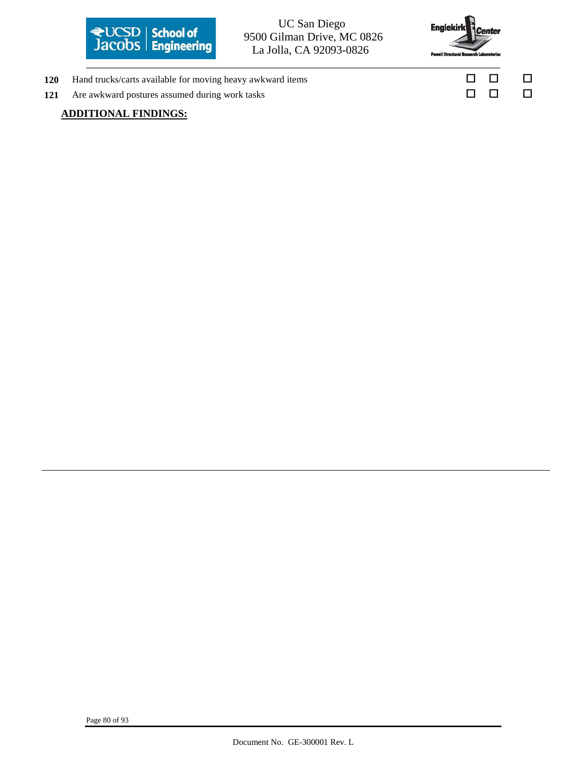| | | | | |
|---|---|---|---|---|
| **120** | Hand trucks/carts available for moving heavy awkward items | ☐ | ☐ | ☐ |
| **121** | Are awkward postures assumed during work tasks | ☐ | ☐ | ☐ |

**ADDITIONAL FINDINGS:**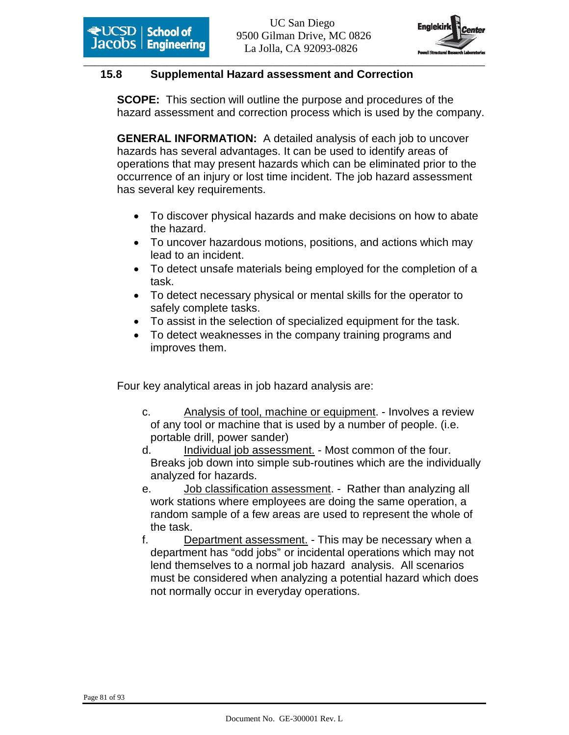## 15.8 Supplemental Hazard assessment and Correction

**SCOPE:** This section will outline the purpose and procedures of the hazard assessment and correction process which is used by the company.

**GENERAL INFORMATION:** A detailed analysis of each job to uncover hazards has several advantages. It can be used to identify areas of operations that may present hazards which can be eliminated prior to the occurrence of an injury or lost time incident. The job hazard assessment has several key requirements.

- To discover physical hazards and make decisions on how to abate the hazard.
- To uncover hazardous motions, positions, and actions which may lead to an incident.
- To detect unsafe materials being employed for the completion of a task.
- To detect necessary physical or mental skills for the operator to safely complete tasks.
- To assist in the selection of specialized equipment for the task.
- To detect weaknesses in the company training programs and improves them.

Four key analytical areas in job hazard analysis are:

c. Analysis of tool, machine or equipment. - Involves a review of any tool or machine that is used by a number of people. (i.e. portable drill, power sander)

d. Individual job assessment. - Most common of the four. Breaks job down into simple sub-routines which are the individually analyzed for hazards.

e. Job classification assessment. - Rather than analyzing all work stations where employees are doing the same operation, a random sample of a few areas are used to represent the whole of the task.

f. Department assessment. - This may be necessary when a department has "odd jobs" or incidental operations which may not lend themselves to a normal job hazard analysis. All scenarios must be considered when analyzing a potential hazard which does not normally occur in everyday operations.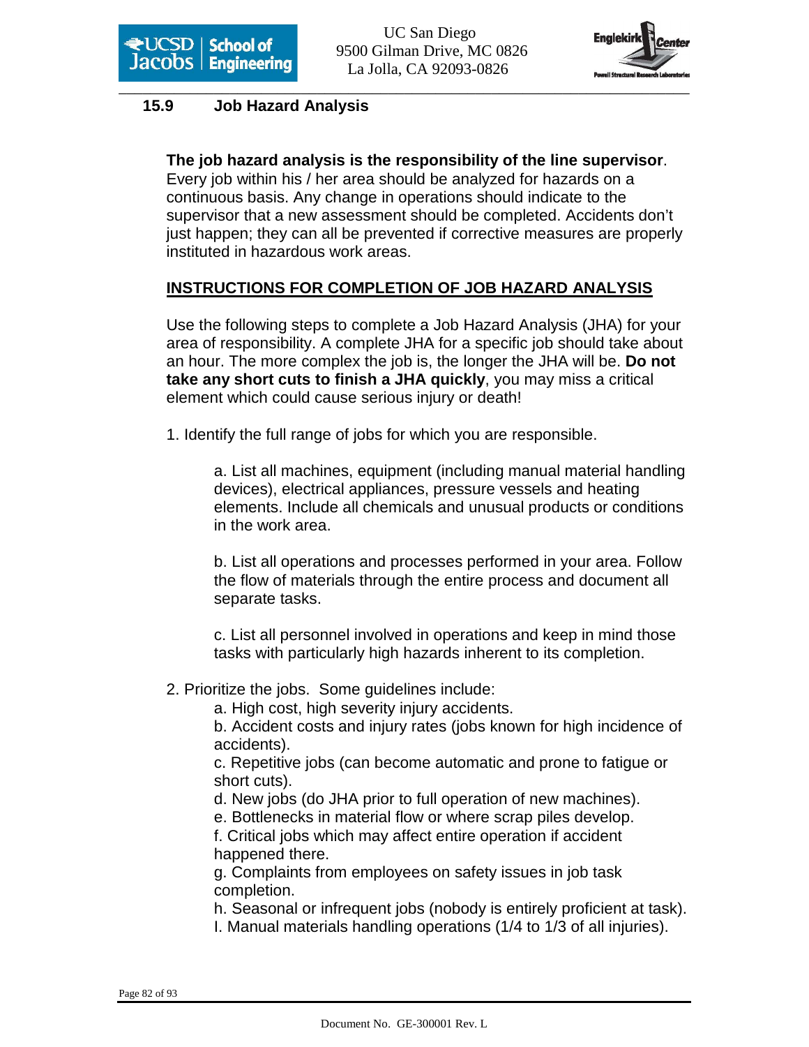## 15.9 Job Hazard Analysis

**The job hazard analysis is the responsibility of the line supervisor**. Every job within his / her area should be analyzed for hazards on a continuous basis. Any change in operations should indicate to the supervisor that a new assessment should be completed. Accidents don't just happen; they can all be prevented if corrective measures are properly instituted in hazardous work areas.

**<u>INSTRUCTIONS FOR COMPLETION OF JOB HAZARD ANALYSIS</u>**

Use the following steps to complete a Job Hazard Analysis (JHA) for your area of responsibility. A complete JHA for a specific job should take about an hour. The more complex the job is, the longer the JHA will be. **Do not take any short cuts to finish a JHA quickly**, you may miss a critical element which could cause serious injury or death!

1. Identify the full range of jobs for which you are responsible.

   a. List all machines, equipment (including manual material handling devices), electrical appliances, pressure vessels and heating elements. Include all chemicals and unusual products or conditions in the work area.

   b. List all operations and processes performed in your area. Follow the flow of materials through the entire process and document all separate tasks.

   c. List all personnel involved in operations and keep in mind those tasks with particularly high hazards inherent to its completion.

2. Prioritize the jobs. Some guidelines include:
   a. High cost, high severity injury accidents.
   b. Accident costs and injury rates (jobs known for high incidence of accidents).
   c. Repetitive jobs (can become automatic and prone to fatigue or short cuts).
   d. New jobs (do JHA prior to full operation of new machines).
   e. Bottlenecks in material flow or where scrap piles develop.
   f. Critical jobs which may affect entire operation if accident happened there.
   g. Complaints from employees on safety issues in job task completion.
   h. Seasonal or infrequent jobs (nobody is entirely proficient at task).
   I. Manual materials handling operations (1/4 to 1/3 of all injuries).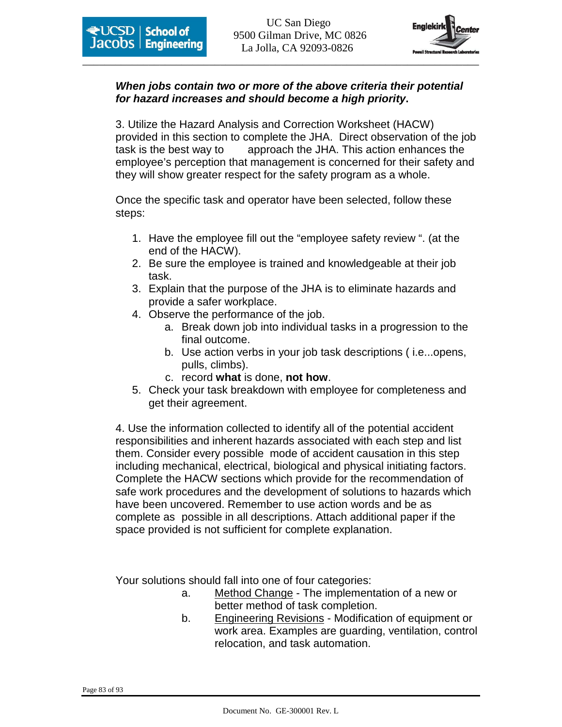***When jobs contain two or more of the above criteria their potential for hazard increases and should become a high priority*.**

3. Utilize the Hazard Analysis and Correction Worksheet (HACW) provided in this section to complete the JHA. Direct observation of the job task is the best way to approach the JHA. This action enhances the employee's perception that management is concerned for their safety and they will show greater respect for the safety program as a whole.

Once the specific task and operator have been selected, follow these steps:

1. Have the employee fill out the "employee safety review ". (at the end of the HACW).
2. Be sure the employee is trained and knowledgeable at their job task.
3. Explain that the purpose of the JHA is to eliminate hazards and provide a safer workplace.
4. Observe the performance of the job.
    a. Break down job into individual tasks in a progression to the final outcome.
    b. Use action verbs in your job task descriptions ( i.e...opens, pulls, climbs).
    c. record **what** is done, **not how**.
5. Check your task breakdown with employee for completeness and get their agreement.

4. Use the information collected to identify all of the potential accident responsibilities and inherent hazards associated with each step and list them. Consider every possible mode of accident causation in this step including mechanical, electrical, biological and physical initiating factors. Complete the HACW sections which provide for the recommendation of safe work procedures and the development of solutions to hazards which have been uncovered. Remember to use action words and be as complete as possible in all descriptions. Attach additional paper if the space provided is not sufficient for complete explanation.

Your solutions should fall into one of four categories:

a. Method Change - The implementation of a new or better method of task completion.

b. Engineering Revisions - Modification of equipment or work area. Examples are guarding, ventilation, control relocation, and task automation.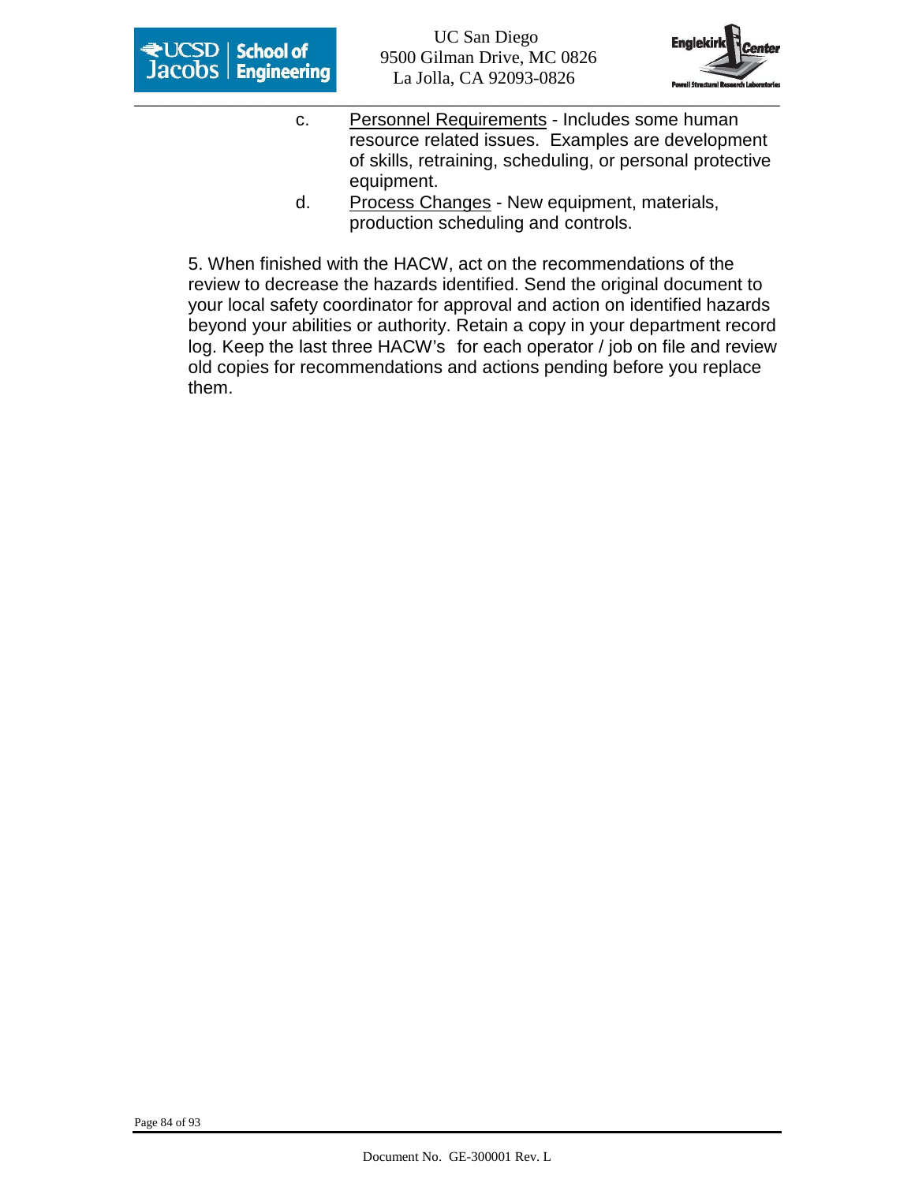c. Personnel Requirements - Includes some human resource related issues. Examples are development of skills, retraining, scheduling, or personal protective equipment.

d. Process Changes - New equipment, materials, production scheduling and controls.

5. When finished with the HACW, act on the recommendations of the review to decrease the hazards identified. Send the original document to your local safety coordinator for approval and action on identified hazards beyond your abilities or authority. Retain a copy in your department record log. Keep the last three HACW's for each operator / job on file and review old copies for recommendations and actions pending before you replace them.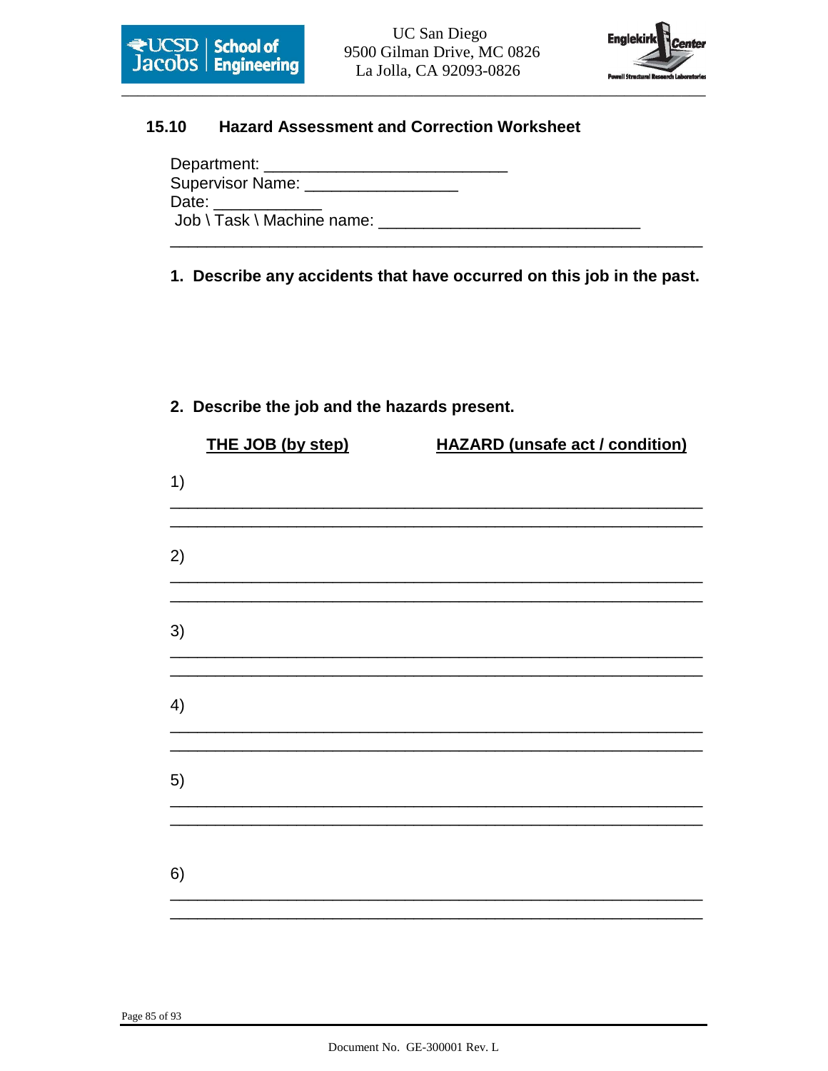## 15.10 Hazard Assessment and Correction Worksheet

Department: ___________________________

Supervisor Name: _________________

Date: ____________

Job \ Task \ Machine name: _____________________________

_____________________________________________________________

**1. Describe any accidents that have occurred on this job in the past.**

**2. Describe the job and the hazards present.**

| THE JOB (by step) | HAZARD (unsafe act / condition) |
|---|---|
| 1) | |
| 2) | |
| 3) | |
| 4) | |
| 5) | |
| 6) | |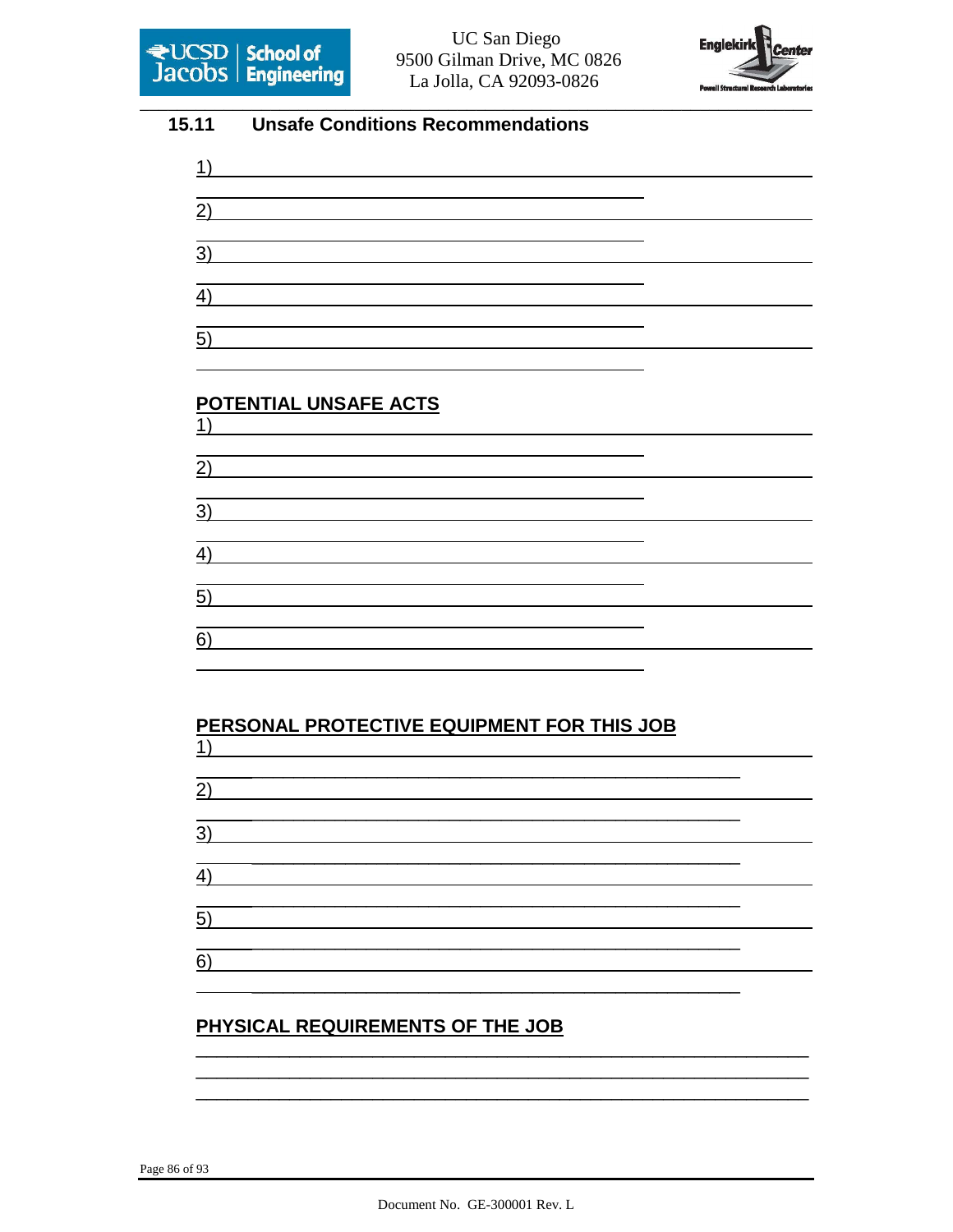## 15.11 Unsafe Conditions Recommendations

1) ______________________________________________

2) ______________________________________________

3) ______________________________________________

4) ______________________________________________

5) ______________________________________________

**POTENTIAL UNSAFE ACTS**

1) ______________________________________________

2) ______________________________________________

3) ______________________________________________

4) ______________________________________________

5) ______________________________________________

6) ______________________________________________

**PERSONAL PROTECTIVE EQUIPMENT FOR THIS JOB**

1) ______________________________________________

2) ______________________________________________

3) ______________________________________________

4) ______________________________________________

5) ______________________________________________

6) ______________________________________________

**PHYSICAL REQUIREMENTS OF THE JOB**

______________________________________________

______________________________________________

______________________________________________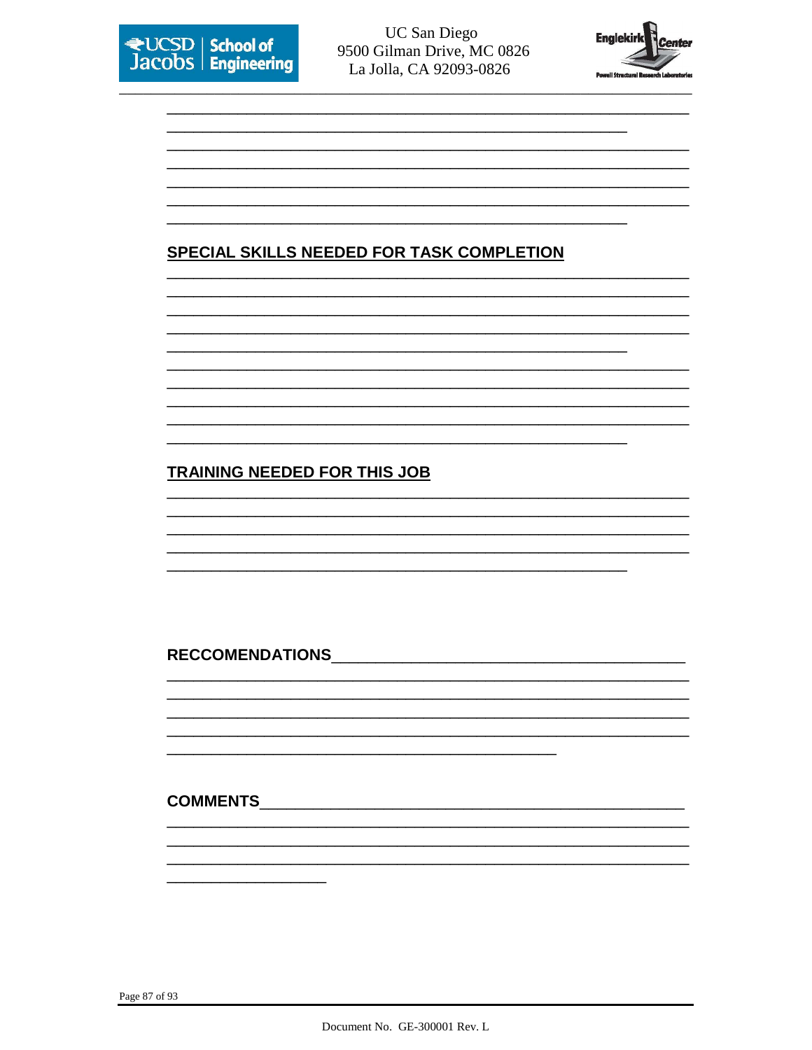## SPECIAL SKILLS NEEDED FOR TASK COMPLETION

## TRAINING NEEDED FOR THIS JOB

**RECCOMENDATIONS**

**COMMENTS**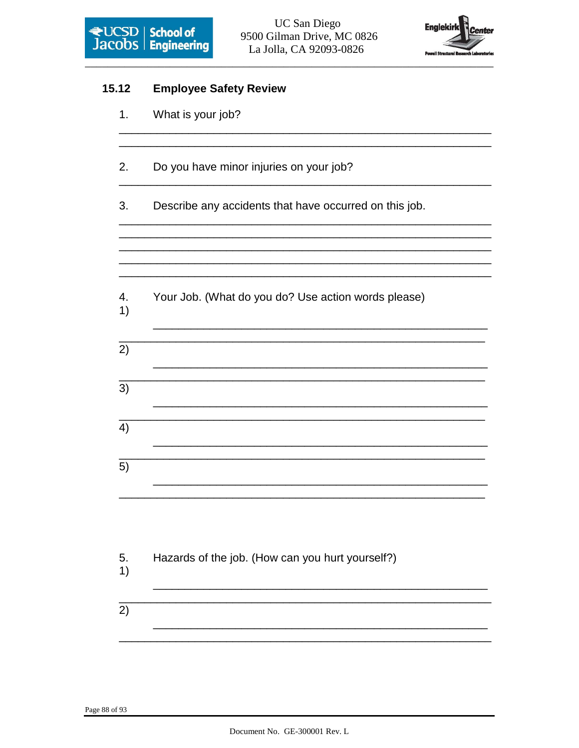## 15.12 Employee Safety Review

1. What is your job?

 ___________________________________________________________

 ___________________________________________________________

2. Do you have minor injuries on your job?

 ___________________________________________________________

3. Describe any accidents that have occurred on this job.

 ___________________________________________________________

 ___________________________________________________________

 ___________________________________________________________

 ___________________________________________________________

 ___________________________________________________________

4. Your Job. (What do you do? Use action words please)

 1) ___________________________________________________________

 ___________________________________________________________

 2) ___________________________________________________________

 ___________________________________________________________

 3) ___________________________________________________________

 ___________________________________________________________

 4) ___________________________________________________________

 ___________________________________________________________

 5) ___________________________________________________________

 ___________________________________________________________

5. Hazards of the job. (How can you hurt yourself?)

 1) ___________________________________________________________

 ___________________________________________________________

 2) ___________________________________________________________

 ___________________________________________________________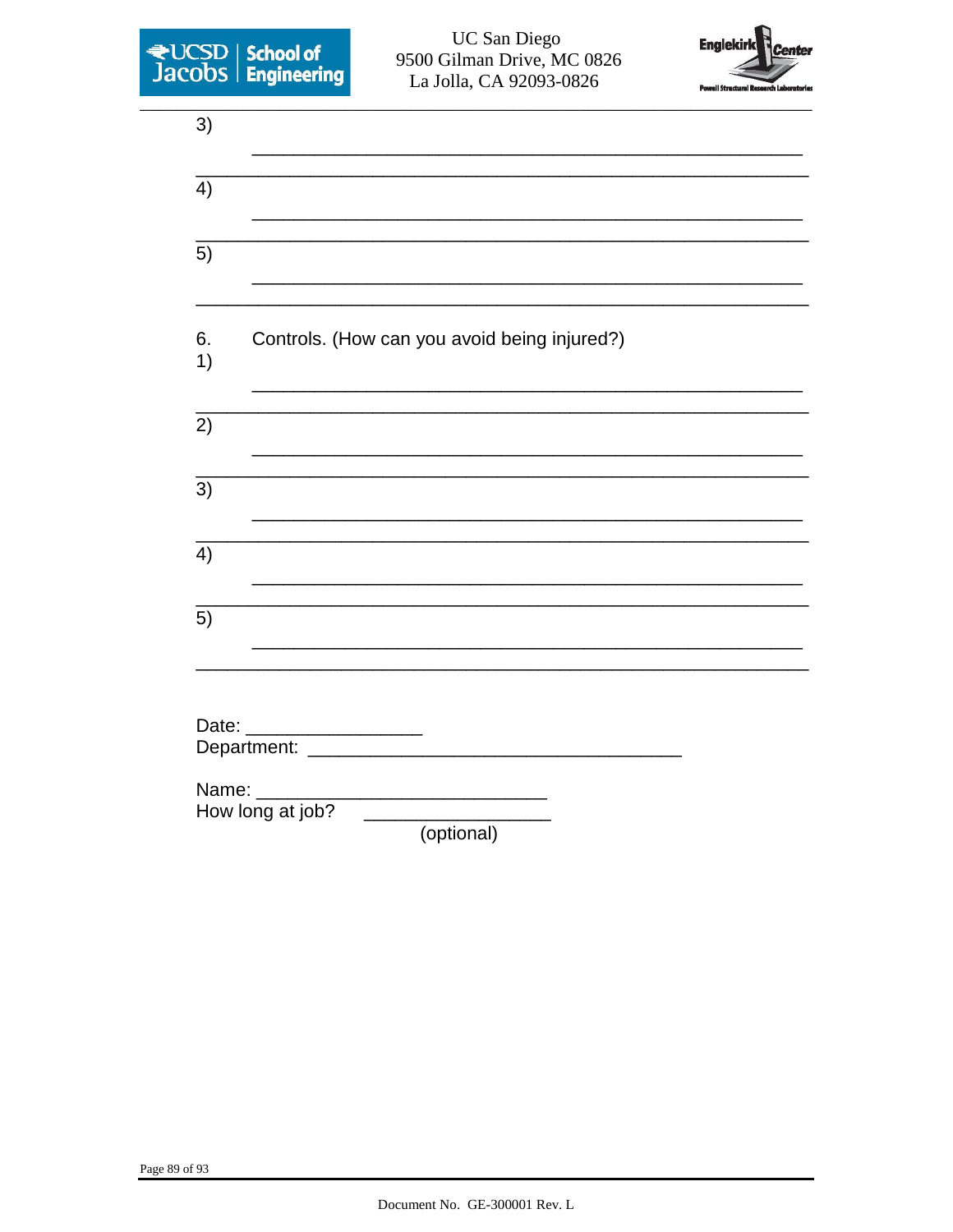3) ______________________________________________________

______________________________________________________________

4) ______________________________________________________

______________________________________________________________

5) ______________________________________________________

______________________________________________________________

6. Controls. (How can you avoid being injured?)

1) ______________________________________________________

______________________________________________________________

2) ______________________________________________________

______________________________________________________________

3) ______________________________________________________

______________________________________________________________

4) ______________________________________________________

______________________________________________________________

5) ______________________________________________________

______________________________________________________________

Date: _________________

Department: ____________________________________

Name: ____________________________

How long at job? __________________
(optional)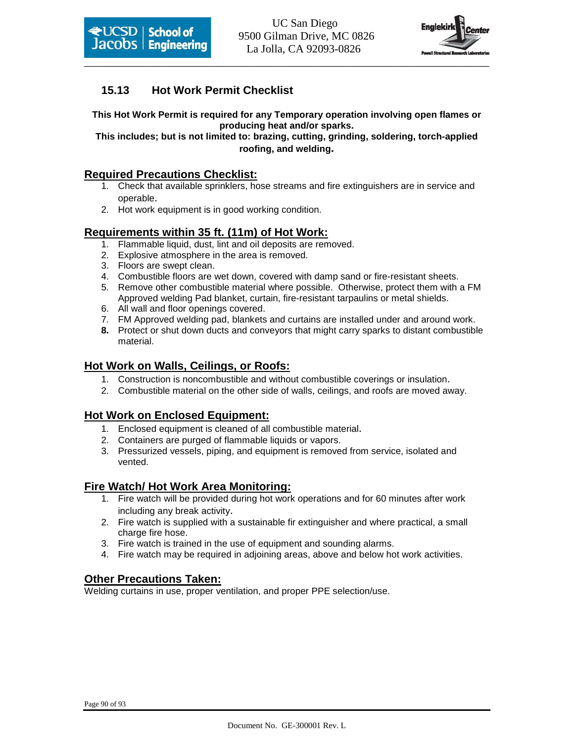## 15.13 Hot Work Permit Checklist

**This Hot Work Permit is required for any Temporary operation involving open flames or producing heat and/or sparks.**
**This includes; but is not limited to: brazing, cutting, grinding, soldering, torch-applied roofing, and welding.**

### Required Precautions Checklist:

1. Check that available sprinklers, hose streams and fire extinguishers are in service and operable.
2. Hot work equipment is in good working condition.

### Requirements within 35 ft. (11m) of Hot Work:

1. Flammable liquid, dust, lint and oil deposits are removed.
2. Explosive atmosphere in the area is removed.
3. Floors are swept clean.
4. Combustible floors are wet down, covered with damp sand or fire-resistant sheets.
5. Remove other combustible material where possible. Otherwise, protect them with a FM Approved welding Pad blanket, curtain, fire-resistant tarpaulins or metal shields.
6. All wall and floor openings covered.
7. FM Approved welding pad, blankets and curtains are installed under and around work.
8. Protect or shut down ducts and conveyors that might carry sparks to distant combustible material.

### Hot Work on Walls, Ceilings, or Roofs:

1. Construction is noncombustible and without combustible coverings or insulation.
2. Combustible material on the other side of walls, ceilings, and roofs are moved away.

### Hot Work on Enclosed Equipment:

1. Enclosed equipment is cleaned of all combustible material.
2. Containers are purged of flammable liquids or vapors.
3. Pressurized vessels, piping, and equipment is removed from service, isolated and vented.

### Fire Watch/ Hot Work Area Monitoring:

1. Fire watch will be provided during hot work operations and for 60 minutes after work including any break activity.
2. Fire watch is supplied with a sustainable fir extinguisher and where practical, a small charge fire hose.
3. Fire watch is trained in the use of equipment and sounding alarms.
4. Fire watch may be required in adjoining areas, above and below hot work activities.

### Other Precautions Taken:

Welding curtains in use, proper ventilation, and proper PPE selection/use.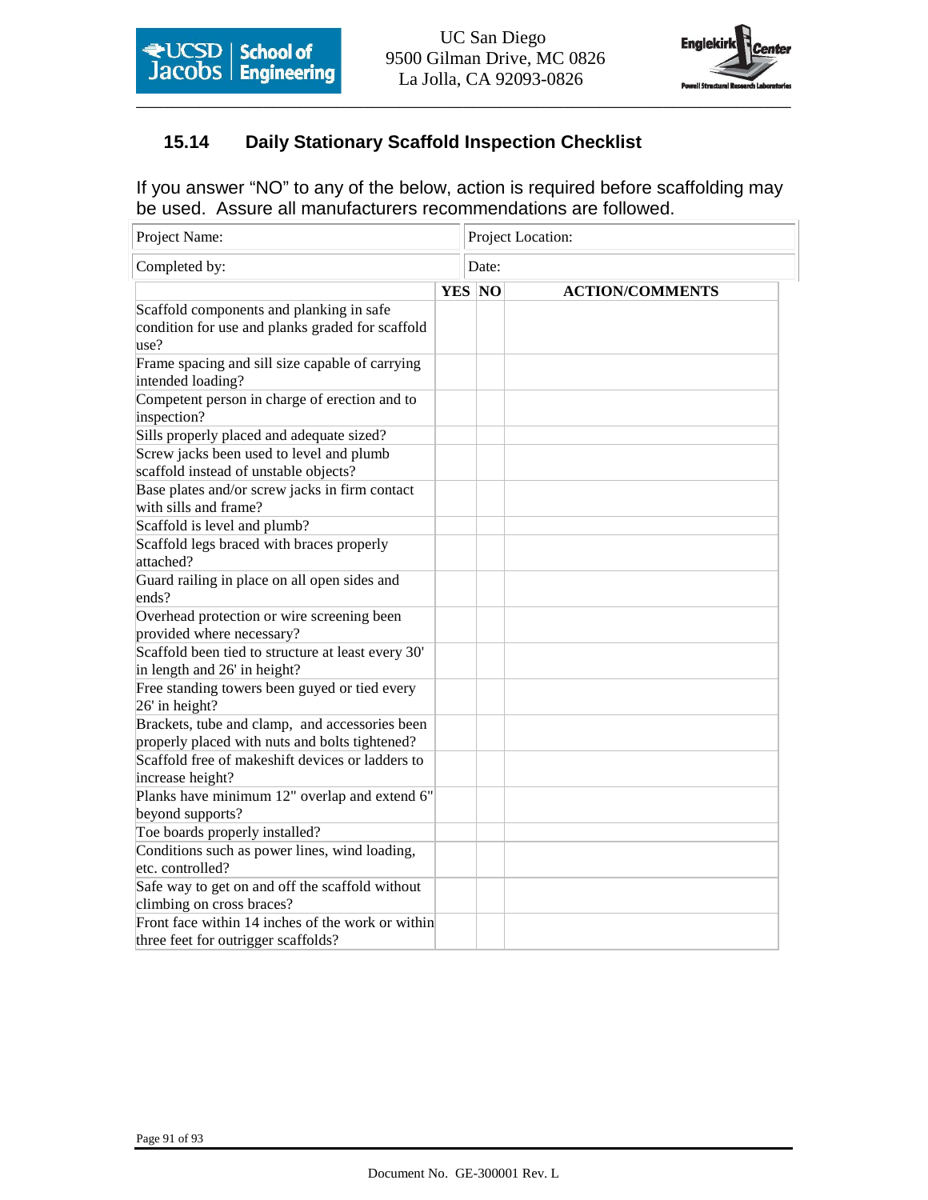## 15.14 Daily Stationary Scaffold Inspection Checklist

If you answer "NO" to any of the below, action is required before scaffolding may be used. Assure all manufacturers recommendations are followed.

| Project Name: | Project Location: |
|---|---|
| Completed by: | Date: |

| | YES | NO | ACTION/COMMENTS |
|---|---|---|---|
| Scaffold components and planking in safe condition for use and planks graded for scaffold use? | | | |
| Frame spacing and sill size capable of carrying intended loading? | | | |
| Competent person in charge of erection and to inspection? | | | |
| Sills properly placed and adequate sized? | | | |
| Screw jacks been used to level and plumb scaffold instead of unstable objects? | | | |
| Base plates and/or screw jacks in firm contact with sills and frame? | | | |
| Scaffold is level and plumb? | | | |
| Scaffold legs braced with braces properly attached? | | | |
| Guard railing in place on all open sides and ends? | | | |
| Overhead protection or wire screening been provided where necessary? | | | |
| Scaffold been tied to structure at least every 30' in length and 26' in height? | | | |
| Free standing towers been guyed or tied every 26' in height? | | | |
| Brackets, tube and clamp, and accessories been properly placed with nuts and bolts tightened? | | | |
| Scaffold free of makeshift devices or ladders to increase height? | | | |
| Planks have minimum 12" overlap and extend 6" beyond supports? | | | |
| Toe boards properly installed? | | | |
| Conditions such as power lines, wind loading, etc. controlled? | | | |
| Safe way to get on and off the scaffold without climbing on cross braces? | | | |
| Front face within 14 inches of the work or within three feet for outrigger scaffolds? | | | |

Document No. GE-300001 Rev. L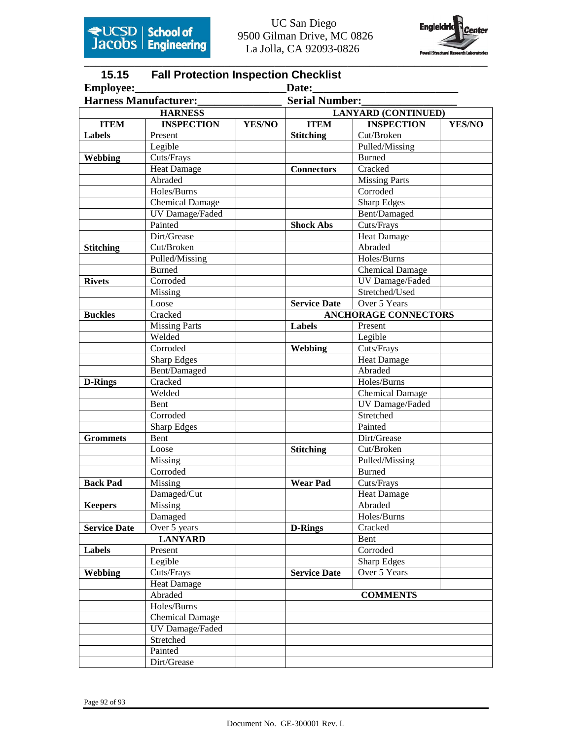## 15.15 Fall Protection Inspection Checklist

**Employee:**\_\_\_\_\_\_\_\_\_\_\_\_\_\_\_\_\_\_\_\_\_\_\_\_\_\_ **Date:**\_\_\_\_\_\_\_\_\_\_\_\_\_\_\_\_\_\_\_\_\_\_\_\_\_\_

**Harness Manufacturer:**\_\_\_\_\_\_\_\_\_\_\_\_\_\_\_\_ **Serial Number:**\_\_\_\_\_\_\_\_\_\_\_\_\_\_\_\_\_\_

| HARNESS | | | LANYARD (CONTINUED) | | |
|---|---|---|---|---|---|
| **ITEM** | **INSPECTION** | **YES/NO** | **ITEM** | **INSPECTION** | **YES/NO** |
| **Labels** | Present | | **Stitching** | Cut/Broken | |
| | Legible | | | Pulled/Missing | |
| **Webbing** | Cuts/Frays | | | Burned | |
| | Heat Damage | | **Connectors** | Cracked | |
| | Abraded | | | Missing Parts | |
| | Holes/Burns | | | Corroded | |
| | Chemical Damage | | | Sharp Edges | |
| | UV Damage/Faded | | | Bent/Damaged | |
| | Painted | | **Shock Abs** | Cuts/Frays | |
| | Dirt/Grease | | | Heat Damage | |
| **Stitching** | Cut/Broken | | | Abraded | |
| | Pulled/Missing | | | Holes/Burns | |
| | Burned | | | Chemical Damage | |
| **Rivets** | Corroded | | | UV Damage/Faded | |
| | Missing | | | Stretched/Used | |
| | Loose | | **Service Date** | Over 5 Years | |
| **Buckles** | Cracked | | **ANCHORAGE CONNECTORS** | | |
| | Missing Parts | | **Labels** | Present | |
| | Welded | | | Legible | |
| | Corroded | | **Webbing** | Cuts/Frays | |
| | Sharp Edges | | | Heat Damage | |
| | Bent/Damaged | | | Abraded | |
| **D-Rings** | Cracked | | | Holes/Burns | |
| | Welded | | | Chemical Damage | |
| | Bent | | | UV Damage/Faded | |
| | Corroded | | | Stretched | |
| | Sharp Edges | | | Painted | |
| **Grommets** | Bent | | | Dirt/Grease | |
| | Loose | | **Stitching** | Cut/Broken | |
| | Missing | | | Pulled/Missing | |
| | Corroded | | | Burned | |
| **Back Pad** | Missing | | **Wear Pad** | Cuts/Frays | |
| | Damaged/Cut | | | Heat Damage | |
| **Keepers** | Missing | | | Abraded | |
| | Damaged | | | Holes/Burns | |
| **Service Date** | Over 5 years | | **D-Rings** | Cracked | |
| **LANYARD** | | | | Bent | |
| **Labels** | Present | | | Corroded | |
| | Legible | | | Sharp Edges | |
| **Webbing** | Cuts/Frays | | **Service Date** | Over 5 Years | |
| | Heat Damage | | | | |
| | Abraded | | **COMMENTS** | | |
| | Holes/Burns | | | | |
| | Chemical Damage | | | | |
| | UV Damage/Faded | | | | |
| | Stretched | | | | |
| | Painted | | | | |
| | Dirt/Grease | | | | |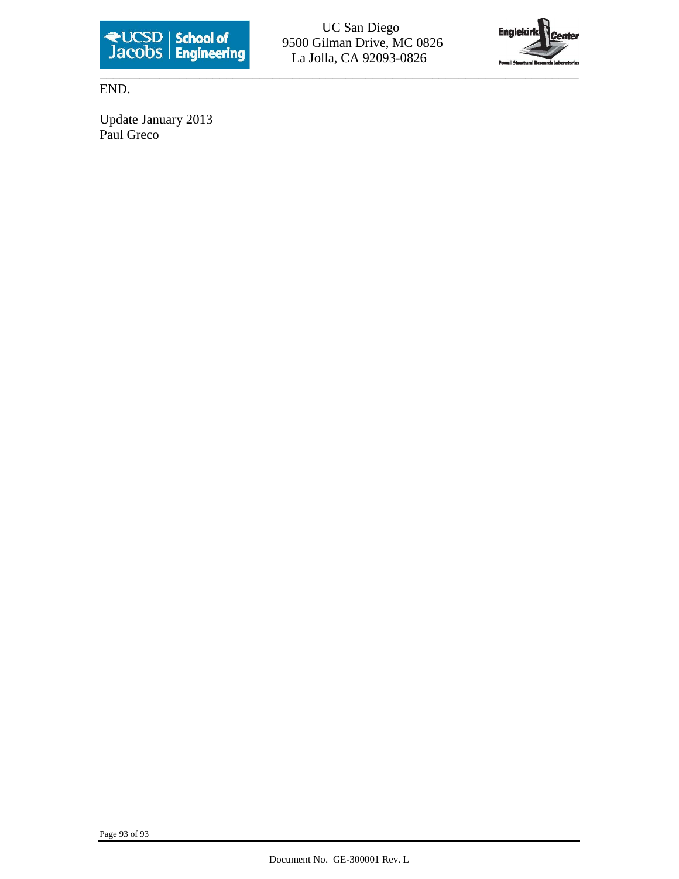END.

Update January 2013
Paul Greco